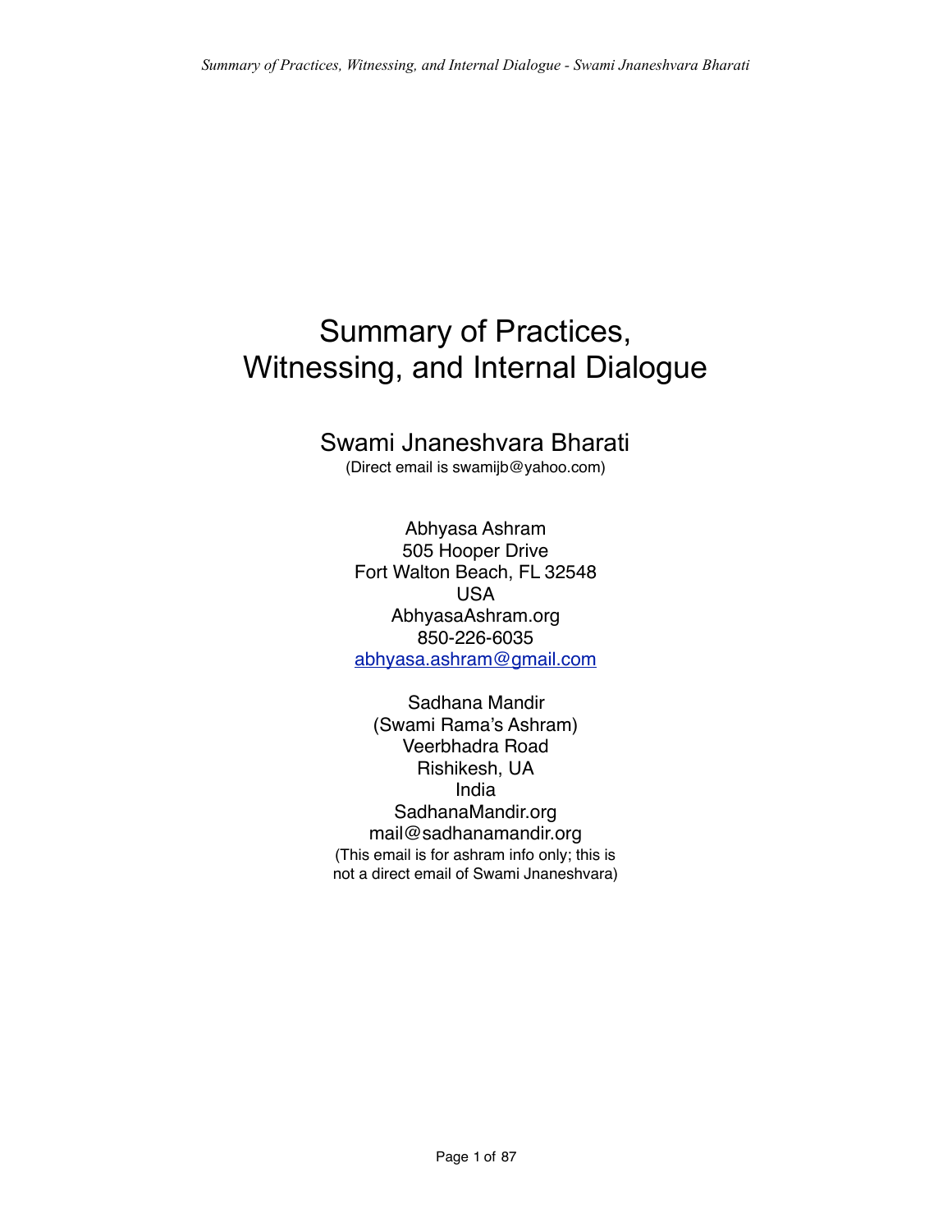# Summary of Practices, Witnessing, and Internal Dialogue

## Swami Jnaneshvara Bharati

(Direct email is swamijb@yahoo.com)

Abhyasa Ashram
505 Hooper Drive
Fort Walton Beach, FL 32548
USA
AbhyasaAshram.org
850-226-6035
abhyasa.ashram@gmail.com

Sadhana Mandir
(Swami Rama's Ashram)
Veerbhadra Road
Rishikesh, UA
India
SadhanaMandir.org
mail@sadhanamandir.org
(This email is for ashram info only; this is not a direct email of Swami Jnaneshvara)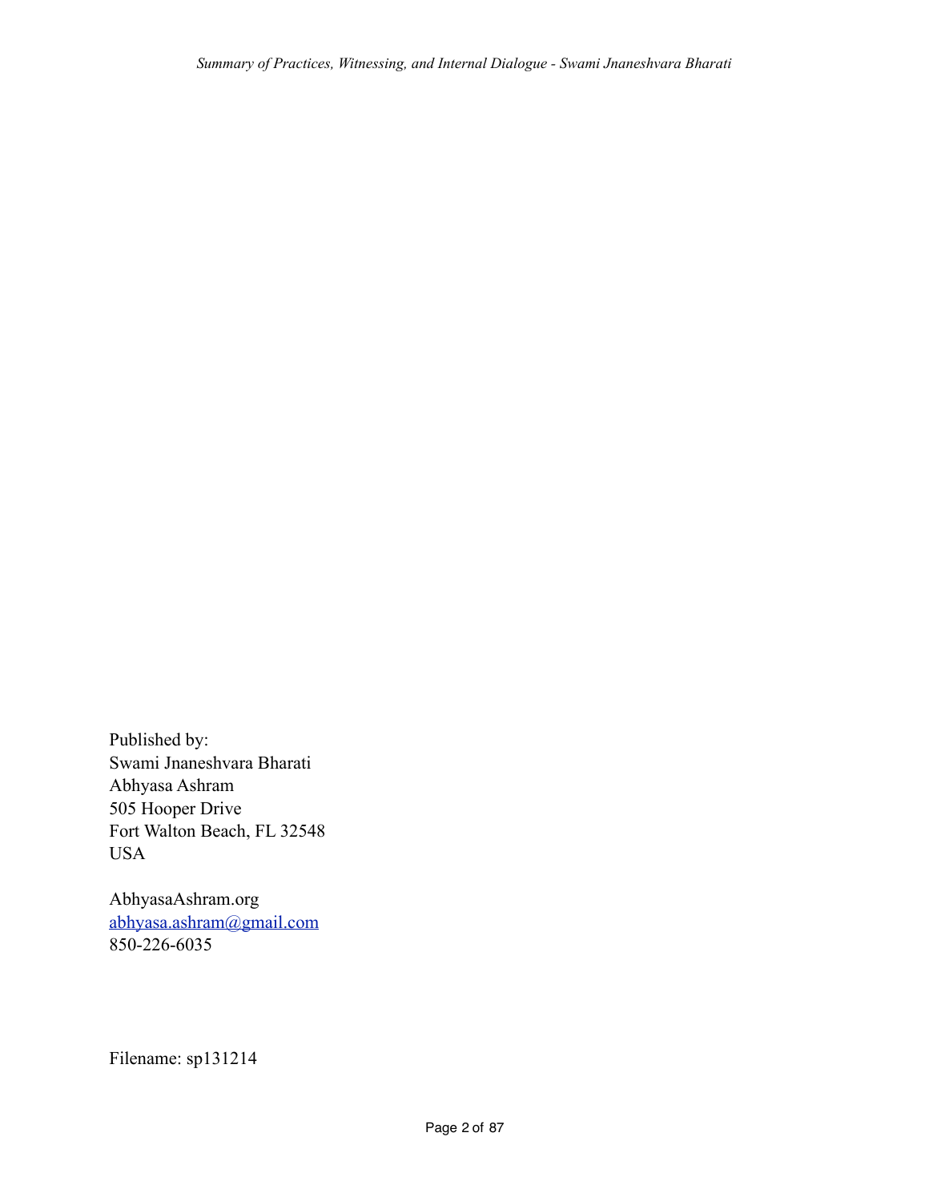Published by:
Swami Jnaneshvara Bharati
Abhyasa Ashram
505 Hooper Drive
Fort Walton Beach, FL 32548
USA

AbhyasaAshram.org
abhyasa.ashram@gmail.com
850-226-6035

Filename: sp131214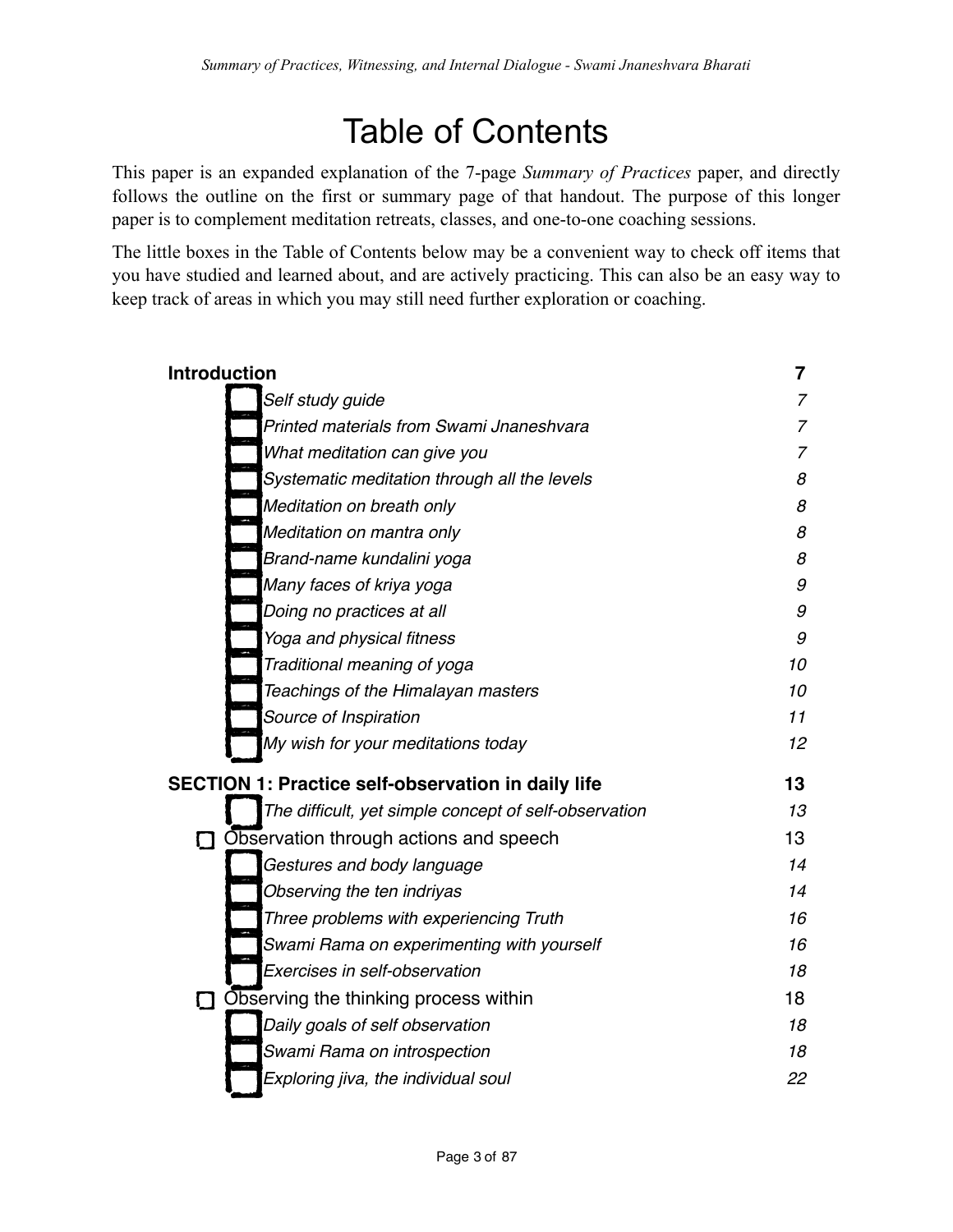# Table of Contents

This paper is an expanded explanation of the 7-page *Summary of Practices* paper, and directly follows the outline on the first or summary page of that handout. The purpose of this longer paper is to complement meditation retreats, classes, and one-to-one coaching sessions.

The little boxes in the Table of Contents below may be a convenient way to check off items that you have studied and learned about, and are actively practicing. This can also be an easy way to keep track of areas in which you may still need further exploration or coaching.

**Introduction** 7

- ☐ *Self study guide* 7
- ☐ *Printed materials from Swami Jnaneshvara* 7
- ☐ *What meditation can give you* 7
- ☐ *Systematic meditation through all the levels* 8
- ☐ *Meditation on breath only* 8
- ☐ *Meditation on mantra only* 8
- ☐ *Brand-name kundalini yoga* 8
- ☐ *Many faces of kriya yoga* 9
- ☐ *Doing no practices at all* 9
- ☐ *Yoga and physical fitness* 9
- ☐ *Traditional meaning of yoga* 10
- ☐ *Teachings of the Himalayan masters* 10
- ☐ *Source of Inspiration* 11
- ☐ *My wish for your meditations today* 12

**SECTION 1: Practice self-observation in daily life** 13

- ☐ *The difficult, yet simple concept of self-observation* 13
- ☐ Observation through actions and speech 13
  - ☐ *Gestures and body language* 14
  - ☐ *Observing the ten indriyas* 14
  - ☐ *Three problems with experiencing Truth* 16
  - ☐ *Swami Rama on experimenting with yourself* 16
  - ☐ *Exercises in self-observation* 18
- ☐ Observing the thinking process within 18
  - ☐ *Daily goals of self observation* 18
  - ☐ *Swami Rama on introspection* 18
  - ☐ *Exploring jiva, the individual soul* 22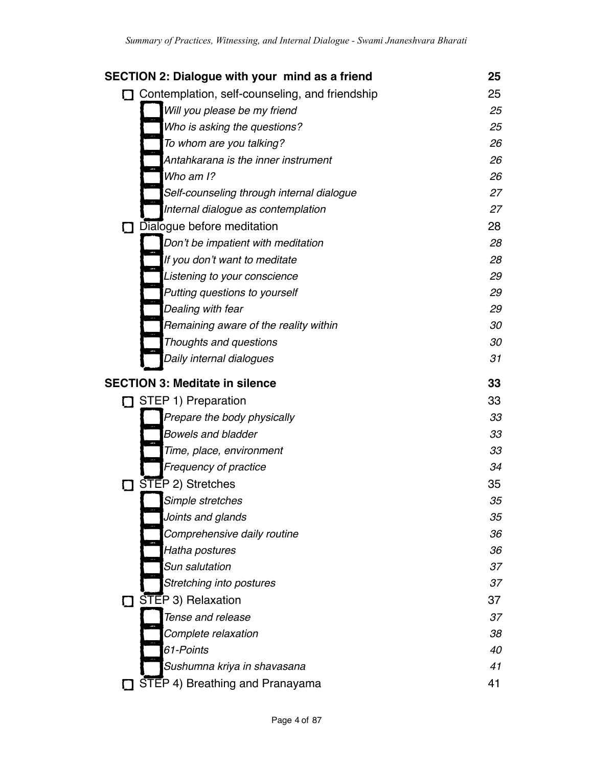**SECTION 2: Dialogue with your mind as a friend** **25**

- ☐ Contemplation, self-counseling, and friendship 25
  - ☐ *Will you please be my friend* *25*
  - ☐ *Who is asking the questions?* *25*
  - ☐ *To whom are you talking?* *26*
  - ☐ *Antahkarana is the inner instrument* *26*
  - ☐ *Who am I?* *26*
  - ☐ *Self-counseling through internal dialogue* *27*
  - ☐ *Internal dialogue as contemplation* *27*
- ☐ Dialogue before meditation 28
  - ☐ *Don't be impatient with meditation* *28*
  - ☐ *If you don't want to meditate* *28*
  - ☐ *Listening to your conscience* *29*
  - ☐ *Putting questions to yourself* *29*
  - ☐ *Dealing with fear* *29*
  - ☐ *Remaining aware of the reality within* *30*
  - ☐ *Thoughts and questions* *30*
  - ☐ *Daily internal dialogues* *31*

**SECTION 3: Meditate in silence** **33**

- ☐ STEP 1) Preparation 33
  - ☐ *Prepare the body physically* *33*
  - ☐ *Bowels and bladder* *33*
  - ☐ *Time, place, environment* *33*
  - ☐ *Frequency of practice* *34*
- ☐ STEP 2) Stretches 35
  - ☐ *Simple stretches* *35*
  - ☐ *Joints and glands* *35*
  - ☐ *Comprehensive daily routine* *36*
  - ☐ *Hatha postures* *36*
  - ☐ *Sun salutation* *37*
  - ☐ *Stretching into postures* *37*
- ☐ STEP 3) Relaxation 37
  - ☐ *Tense and release* *37*
  - ☐ *Complete relaxation* *38*
  - ☐ *61-Points* *40*
  - ☐ *Sushumna kriya in shavasana* *41*
- ☐ STEP 4) Breathing and Pranayama 41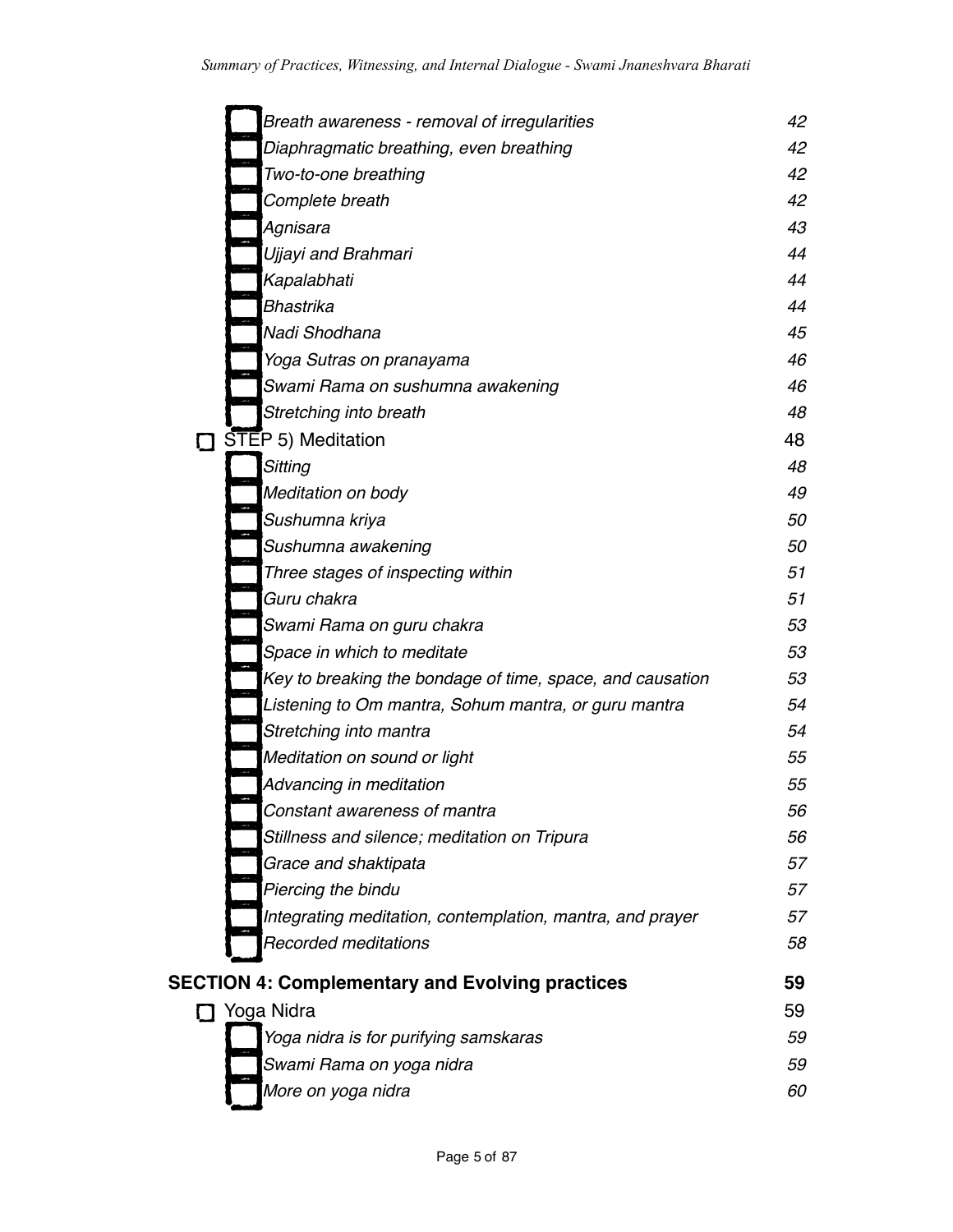- *Breath awareness - removal of irregularities* 42
- *Diaphragmatic breathing, even breathing* 42
- *Two-to-one breathing* 42
- *Complete breath* 42
- *Agnisara* 43
- *Ujjayi and Brahmari* 44
- *Kapalabhati* 44
- *Bhastrika* 44
- *Nadi Shodhana* 45
- *Yoga Sutras on pranayama* 46
- *Swami Rama on sushumna awakening* 46
- *Stretching into breath* 48

☐ STEP 5) Meditation 48

- *Sitting* 48
- *Meditation on body* 49
- *Sushumna kriya* 50
- *Sushumna awakening* 50
- *Three stages of inspecting within* 51
- *Guru chakra* 51
- *Swami Rama on guru chakra* 53
- *Space in which to meditate* 53
- *Key to breaking the bondage of time, space, and causation* 53
- *Listening to Om mantra, Sohum mantra, or guru mantra* 54
- *Stretching into mantra* 54
- *Meditation on sound or light* 55
- *Advancing in meditation* 55
- *Constant awareness of mantra* 56
- *Stillness and silence; meditation on Tripura* 56
- *Grace and shaktipata* 57
- *Piercing the bindu* 57
- *Integrating meditation, contemplation, mantra, and prayer* 57
- *Recorded meditations* 58

**SECTION 4: Complementary and Evolving practices** **59**

☐ Yoga Nidra 59

- *Yoga nidra is for purifying samskaras* 59
- *Swami Rama on yoga nidra* 59
- *More on yoga nidra* 60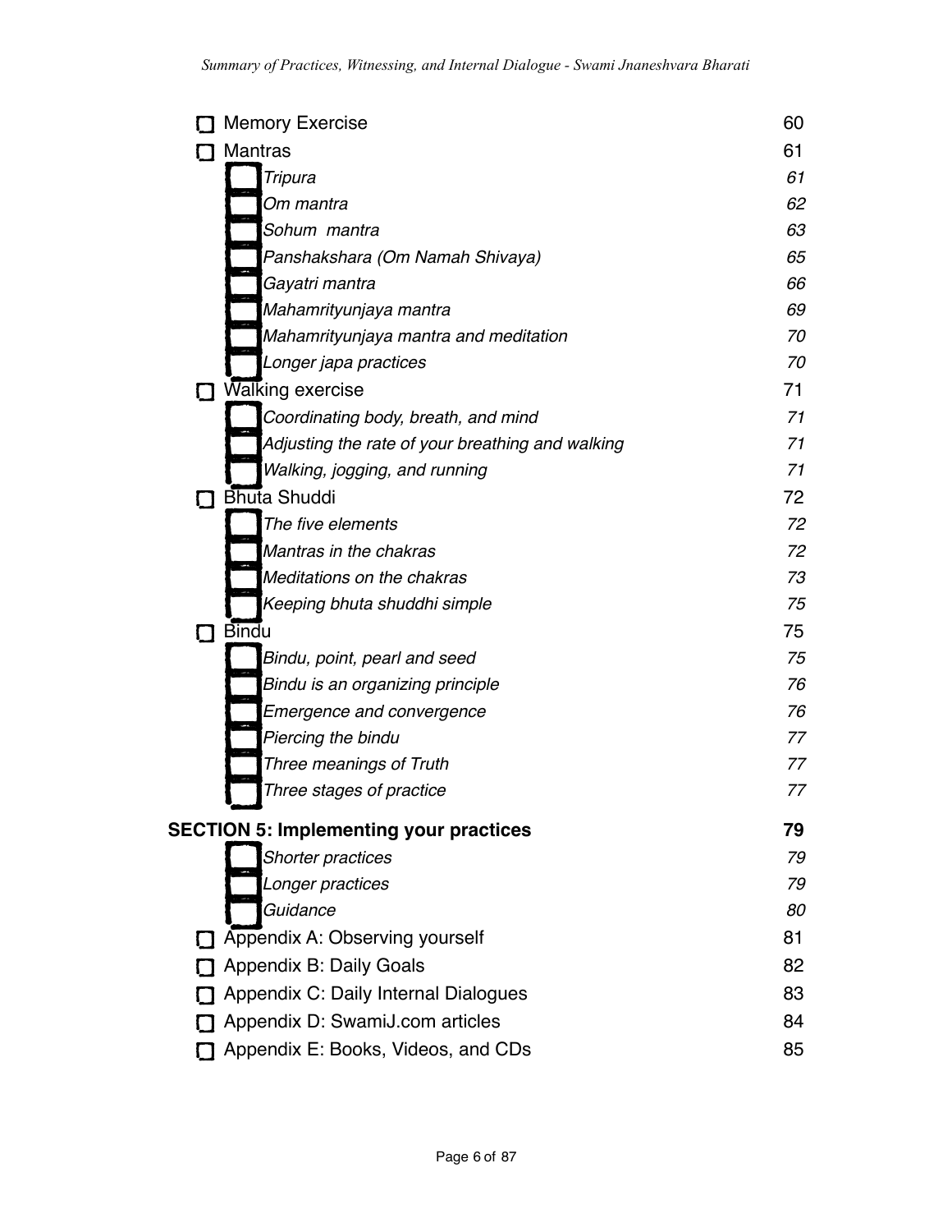- ☐ Memory Exercise 60
- ☐ Mantras 61
  - ☐ *Tripura* *61*
  - ☐ *Om mantra* *62*
  - ☐ *Sohum mantra* *63*
  - ☐ *Panshakshara (Om Namah Shivaya)* *65*
  - ☐ *Gayatri mantra* *66*
  - ☐ *Mahamrityunjaya mantra* *69*
  - ☐ *Mahamrityunjaya mantra and meditation* *70*
  - ☐ *Longer japa practices* *70*
- ☐ Walking exercise 71
  - ☐ *Coordinating body, breath, and mind* *71*
  - ☐ *Adjusting the rate of your breathing and walking* *71*
  - ☐ *Walking, jogging, and running* *71*
- ☐ Bhuta Shuddi 72
  - ☐ *The five elements* *72*
  - ☐ *Mantras in the chakras* *72*
  - ☐ *Meditations on the chakras* *73*
  - ☐ *Keeping bhuta shuddhi simple* *75*
- ☐ Bindu 75
  - ☐ *Bindu, point, pearl and seed* *75*
  - ☐ *Bindu is an organizing principle* *76*
  - ☐ *Emergence and convergence* *76*
  - ☐ *Piercing the bindu* *77*
  - ☐ *Three meanings of Truth* *77*
  - ☐ *Three stages of practice* *77*

**SECTION 5: Implementing your practices** **79**

  - ☐ *Shorter practices* *79*
  - ☐ *Longer practices* *79*
  - ☐ *Guidance* *80*
- ☐ Appendix A: Observing yourself 81
- ☐ Appendix B: Daily Goals 82
- ☐ Appendix C: Daily Internal Dialogues 83
- ☐ Appendix D: SwamiJ.com articles 84
- ☐ Appendix E: Books, Videos, and CDs 85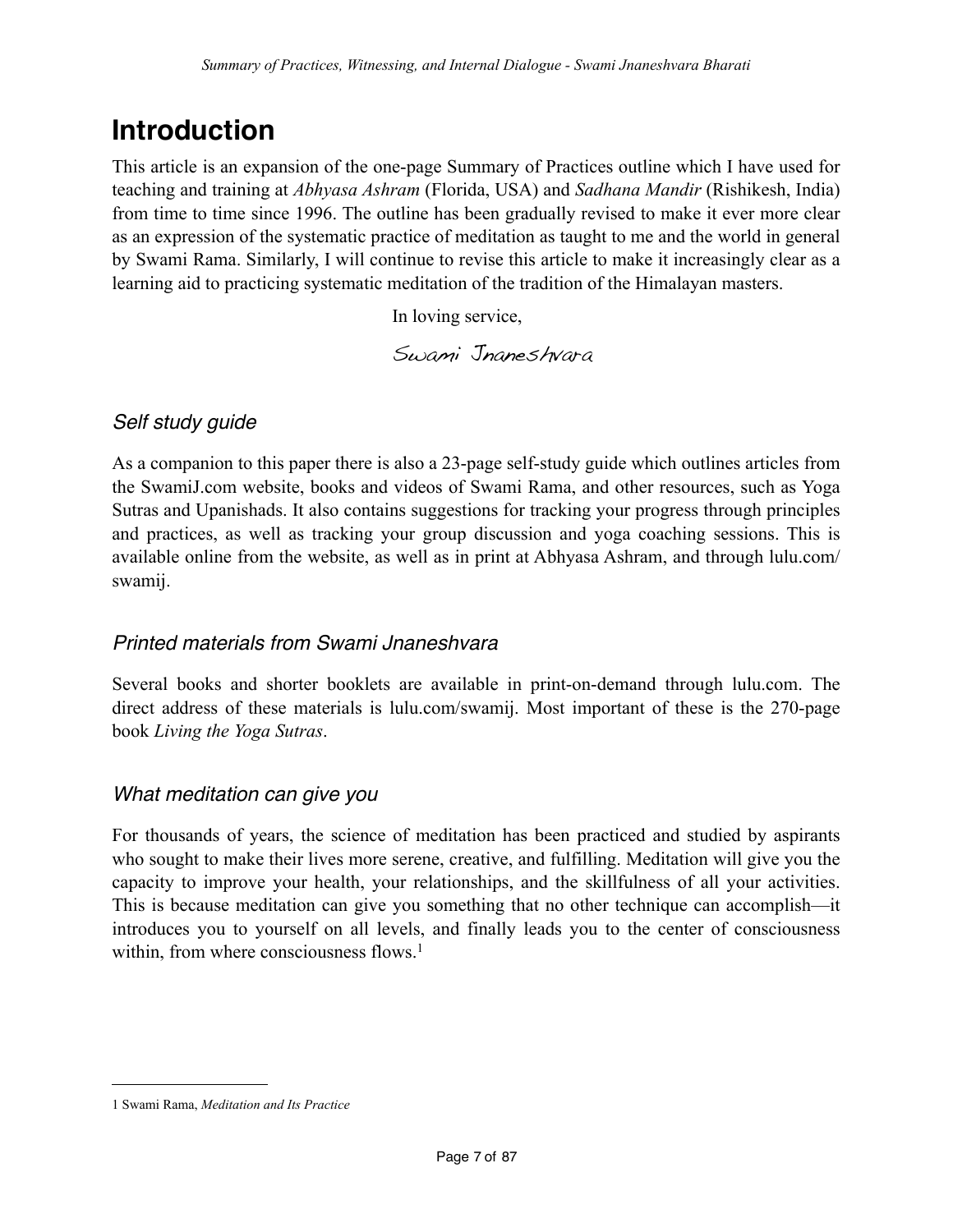# Introduction

This article is an expansion of the one-page Summary of Practices outline which I have used for teaching and training at *Abhyasa Ashram* (Florida, USA) and *Sadhana Mandir* (Rishikesh, India) from time to time since 1996. The outline has been gradually revised to make it ever more clear as an expression of the systematic practice of meditation as taught to me and the world in general by Swami Rama. Similarly, I will continue to revise this article to make it increasingly clear as a learning aid to practicing systematic meditation of the tradition of the Himalayan masters.

In loving service,

*Swami Jnaneshvara*

### *Self study guide*

As a companion to this paper there is also a 23-page self-study guide which outlines articles from the SwamiJ.com website, books and videos of Swami Rama, and other resources, such as Yoga Sutras and Upanishads. It also contains suggestions for tracking your progress through principles and practices, as well as tracking your group discussion and yoga coaching sessions. This is available online from the website, as well as in print at Abhyasa Ashram, and through lulu.com/swamij.

### *Printed materials from Swami Jnaneshvara*

Several books and shorter booklets are available in print-on-demand through lulu.com. The direct address of these materials is lulu.com/swamij. Most important of these is the 270-page book *Living the Yoga Sutras*.

### *What meditation can give you*

For thousands of years, the science of meditation has been practiced and studied by aspirants who sought to make their lives more serene, creative, and fulfilling. Meditation will give you the capacity to improve your health, your relationships, and the skillfulness of all your activities. This is because meditation can give you something that no other technique can accomplish—it introduces you to yourself on all levels, and finally leads you to the center of consciousness within, from where consciousness flows.[1]

---

1 Swami Rama, *Meditation and Its Practice*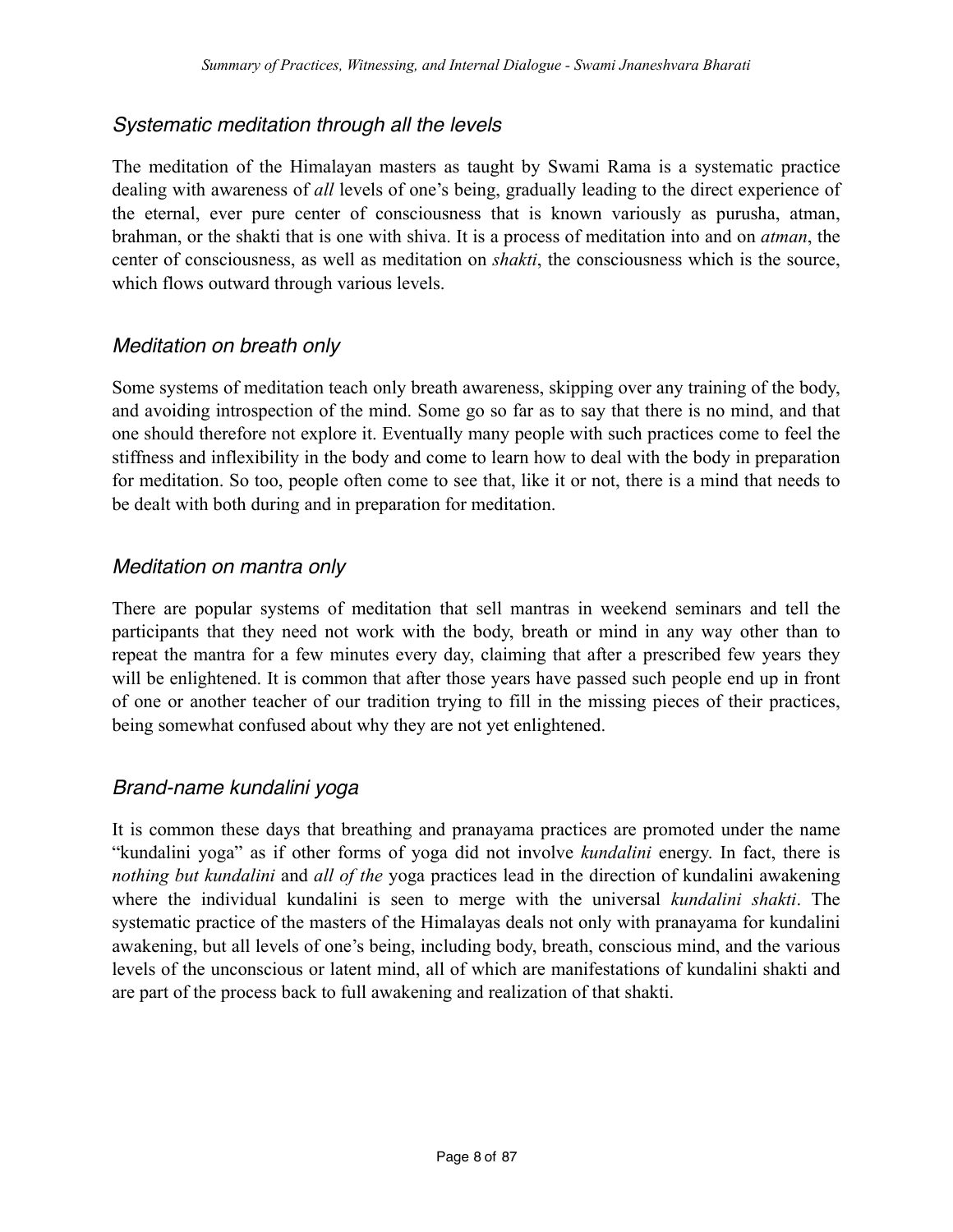### *Systematic meditation through all the levels*

The meditation of the Himalayan masters as taught by Swami Rama is a systematic practice dealing with awareness of *all* levels of one's being, gradually leading to the direct experience of the eternal, ever pure center of consciousness that is known variously as purusha, atman, brahman, or the shakti that is one with shiva. It is a process of meditation into and on *atman*, the center of consciousness, as well as meditation on *shakti*, the consciousness which is the source, which flows outward through various levels.

### *Meditation on breath only*

Some systems of meditation teach only breath awareness, skipping over any training of the body, and avoiding introspection of the mind. Some go so far as to say that there is no mind, and that one should therefore not explore it. Eventually many people with such practices come to feel the stiffness and inflexibility in the body and come to learn how to deal with the body in preparation for meditation. So too, people often come to see that, like it or not, there is a mind that needs to be dealt with both during and in preparation for meditation.

### *Meditation on mantra only*

There are popular systems of meditation that sell mantras in weekend seminars and tell the participants that they need not work with the body, breath or mind in any way other than to repeat the mantra for a few minutes every day, claiming that after a prescribed few years they will be enlightened. It is common that after those years have passed such people end up in front of one or another teacher of our tradition trying to fill in the missing pieces of their practices, being somewhat confused about why they are not yet enlightened.

### *Brand-name kundalini yoga*

It is common these days that breathing and pranayama practices are promoted under the name "kundalini yoga" as if other forms of yoga did not involve *kundalini* energy. In fact, there is *nothing but kundalini* and *all of the* yoga practices lead in the direction of kundalini awakening where the individual kundalini is seen to merge with the universal *kundalini shakti*. The systematic practice of the masters of the Himalayas deals not only with pranayama for kundalini awakening, but all levels of one's being, including body, breath, conscious mind, and the various levels of the unconscious or latent mind, all of which are manifestations of kundalini shakti and are part of the process back to full awakening and realization of that shakti.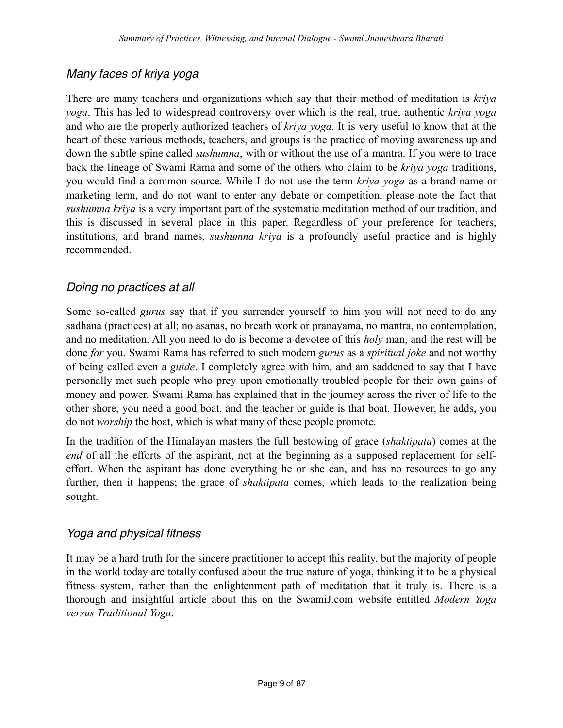### *Many faces of kriya yoga*

There are many teachers and organizations which say that their method of meditation is *kriya yoga*. This has led to widespread controversy over which is the real, true, authentic *kriya yoga* and who are the properly authorized teachers of *kriya yoga*. It is very useful to know that at the heart of these various methods, teachers, and groups is the practice of moving awareness up and down the subtle spine called *sushumna*, with or without the use of a mantra. If you were to trace back the lineage of Swami Rama and some of the others who claim to be *kriya yoga* traditions, you would find a common source. While I do not use the term *kriya yoga* as a brand name or marketing term, and do not want to enter any debate or competition, please note the fact that *sushumna kriya* is a very important part of the systematic meditation method of our tradition, and this is discussed in several place in this paper. Regardless of your preference for teachers, institutions, and brand names, *sushumna kriya* is a profoundly useful practice and is highly recommended.

### *Doing no practices at all*

Some so-called *gurus* say that if you surrender yourself to him you will not need to do any sadhana (practices) at all; no asanas, no breath work or pranayama, no mantra, no contemplation, and no meditation. All you need to do is become a devotee of this *holy* man, and the rest will be done *for* you. Swami Rama has referred to such modern *gurus* as a *spiritual joke* and not worthy of being called even a *guide*. I completely agree with him, and am saddened to say that I have personally met such people who prey upon emotionally troubled people for their own gains of money and power. Swami Rama has explained that in the journey across the river of life to the other shore, you need a good boat, and the teacher or guide is that boat. However, he adds, you do not *worship* the boat, which is what many of these people promote.

In the tradition of the Himalayan masters the full bestowing of grace (*shaktipata*) comes at the *end* of all the efforts of the aspirant, not at the beginning as a supposed replacement for self-effort. When the aspirant has done everything he or she can, and has no resources to go any further, then it happens; the grace of *shaktipata* comes, which leads to the realization being sought.

### *Yoga and physical fitness*

It may be a hard truth for the sincere practitioner to accept this reality, but the majority of people in the world today are totally confused about the true nature of yoga, thinking it to be a physical fitness system, rather than the enlightenment path of meditation that it truly is. There is a thorough and insightful article about this on the SwamiJ.com website entitled *Modern Yoga versus Traditional Yoga*.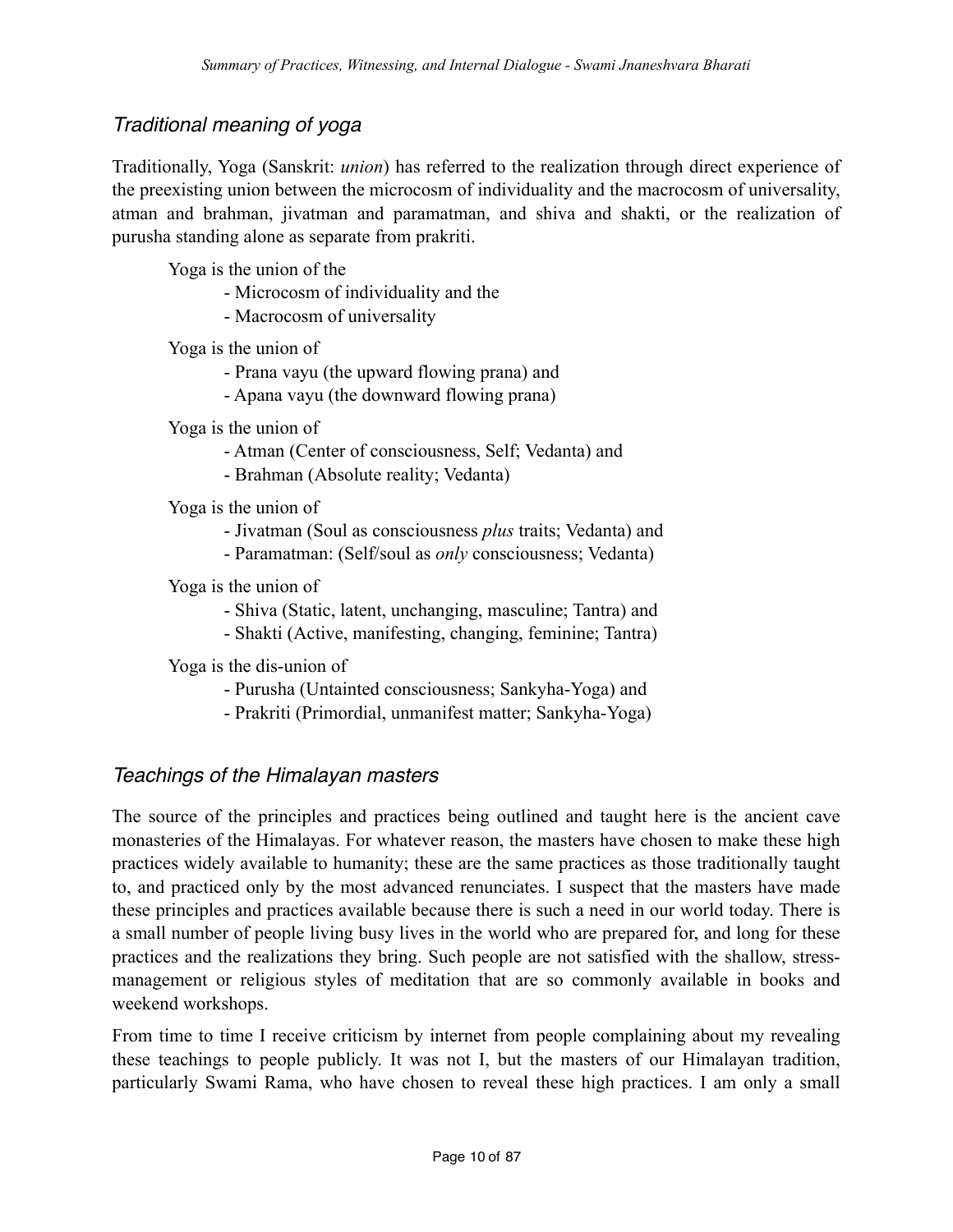## *Traditional meaning of yoga*

Traditionally, Yoga (Sanskrit: *union*) has referred to the realization through direct experience of the preexisting union between the microcosm of individuality and the macrocosm of universality, atman and brahman, jivatman and paramatman, and shiva and shakti, or the realization of purusha standing alone as separate from prakriti.

Yoga is the union of the

- Microcosm of individuality and the
- Macrocosm of universality

Yoga is the union of

- Prana vayu (the upward flowing prana) and
- Apana vayu (the downward flowing prana)

Yoga is the union of

- Atman (Center of consciousness, Self; Vedanta) and
- Brahman (Absolute reality; Vedanta)

Yoga is the union of

- Jivatman (Soul as consciousness *plus* traits; Vedanta) and
- Paramatman: (Self/soul as *only* consciousness; Vedanta)

Yoga is the union of

- Shiva (Static, latent, unchanging, masculine; Tantra) and
- Shakti (Active, manifesting, changing, feminine; Tantra)

Yoga is the dis-union of

- Purusha (Untainted consciousness; Sankyha-Yoga) and
- Prakriti (Primordial, unmanifest matter; Sankyha-Yoga)

## *Teachings of the Himalayan masters*

The source of the principles and practices being outlined and taught here is the ancient cave monasteries of the Himalayas. For whatever reason, the masters have chosen to make these high practices widely available to humanity; these are the same practices as those traditionally taught to, and practiced only by the most advanced renunciates. I suspect that the masters have made these principles and practices available because there is such a need in our world today. There is a small number of people living busy lives in the world who are prepared for, and long for these practices and the realizations they bring. Such people are not satisfied with the shallow, stress-management or religious styles of meditation that are so commonly available in books and weekend workshops.

From time to time I receive criticism by internet from people complaining about my revealing these teachings to people publicly. It was not I, but the masters of our Himalayan tradition, particularly Swami Rama, who have chosen to reveal these high practices. I am only a small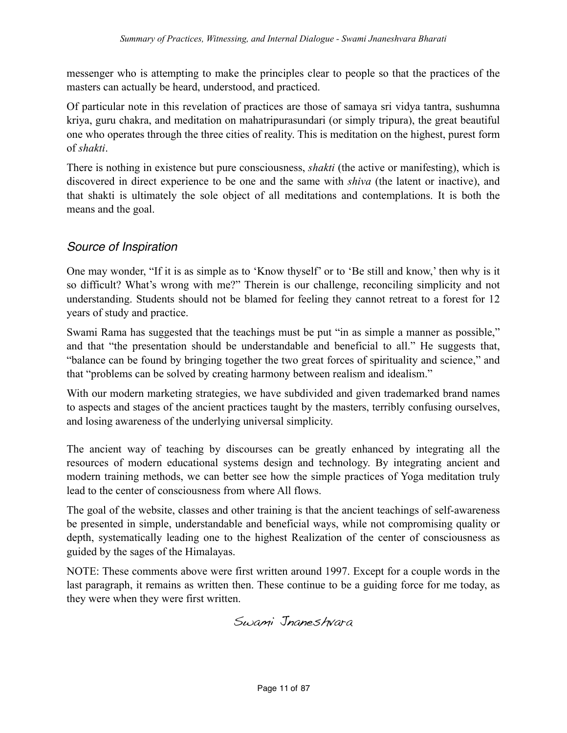messenger who is attempting to make the principles clear to people so that the practices of the masters can actually be heard, understood, and practiced.

Of particular note in this revelation of practices are those of samaya sri vidya tantra, sushumna kriya, guru chakra, and meditation on mahatripurasundari (or simply tripura), the great beautiful one who operates through the three cities of reality. This is meditation on the highest, purest form of *shakti*.

There is nothing in existence but pure consciousness, *shakti* (the active or manifesting), which is discovered in direct experience to be one and the same with *shiva* (the latent or inactive), and that shakti is ultimately the sole object of all meditations and contemplations. It is both the means and the goal.

## *Source of Inspiration*

One may wonder, "If it is as simple as to 'Know thyself' or to 'Be still and know,' then why is it so difficult? What's wrong with me?" Therein is our challenge, reconciling simplicity and not understanding. Students should not be blamed for feeling they cannot retreat to a forest for 12 years of study and practice.

Swami Rama has suggested that the teachings must be put "in as simple a manner as possible," and that "the presentation should be understandable and beneficial to all." He suggests that, "balance can be found by bringing together the two great forces of spirituality and science," and that "problems can be solved by creating harmony between realism and idealism."

With our modern marketing strategies, we have subdivided and given trademarked brand names to aspects and stages of the ancient practices taught by the masters, terribly confusing ourselves, and losing awareness of the underlying universal simplicity.

The ancient way of teaching by discourses can be greatly enhanced by integrating all the resources of modern educational systems design and technology. By integrating ancient and modern training methods, we can better see how the simple practices of Yoga meditation truly lead to the center of consciousness from where All flows.

The goal of the website, classes and other training is that the ancient teachings of self-awareness be presented in simple, understandable and beneficial ways, while not compromising quality or depth, systematically leading one to the highest Realization of the center of consciousness as guided by the sages of the Himalayas.

NOTE: These comments above were first written around 1997. Except for a couple words in the last paragraph, it remains as written then. These continue to be a guiding force for me today, as they were when they were first written.

Swami Jnaneshvara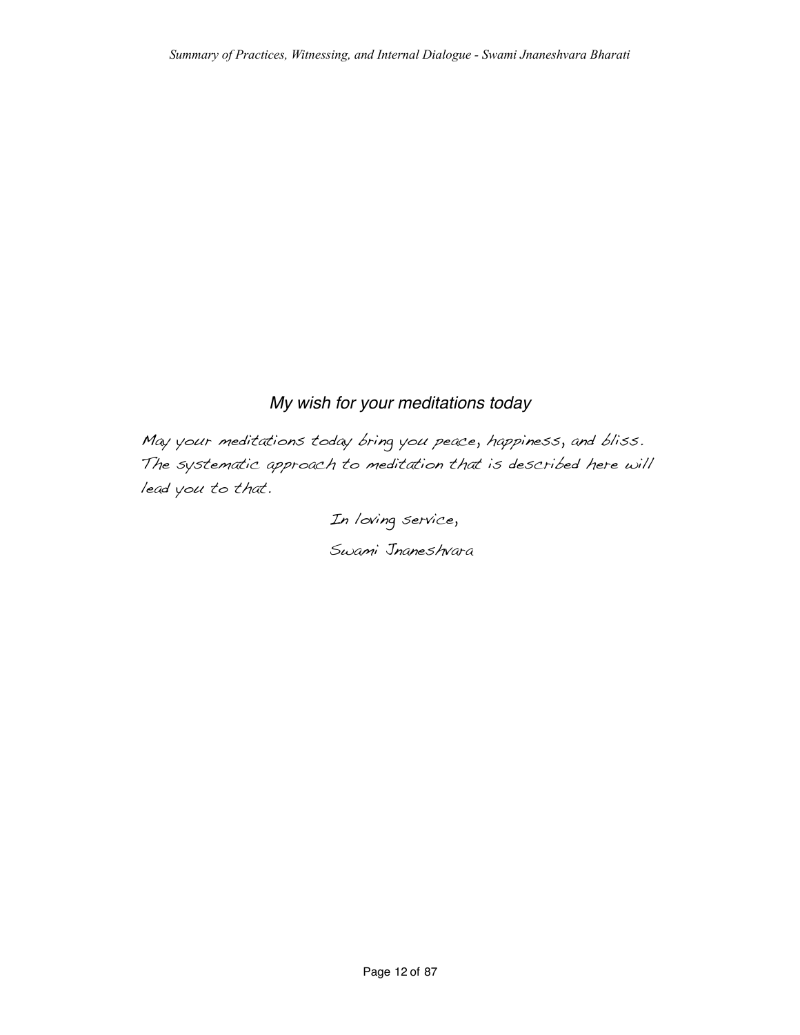*My wish for your meditations today*

May your meditations today bring you peace, happiness, and bliss. The systematic approach to meditation that is described here will lead you to that.

In loving service,

Swami Jnaneshvara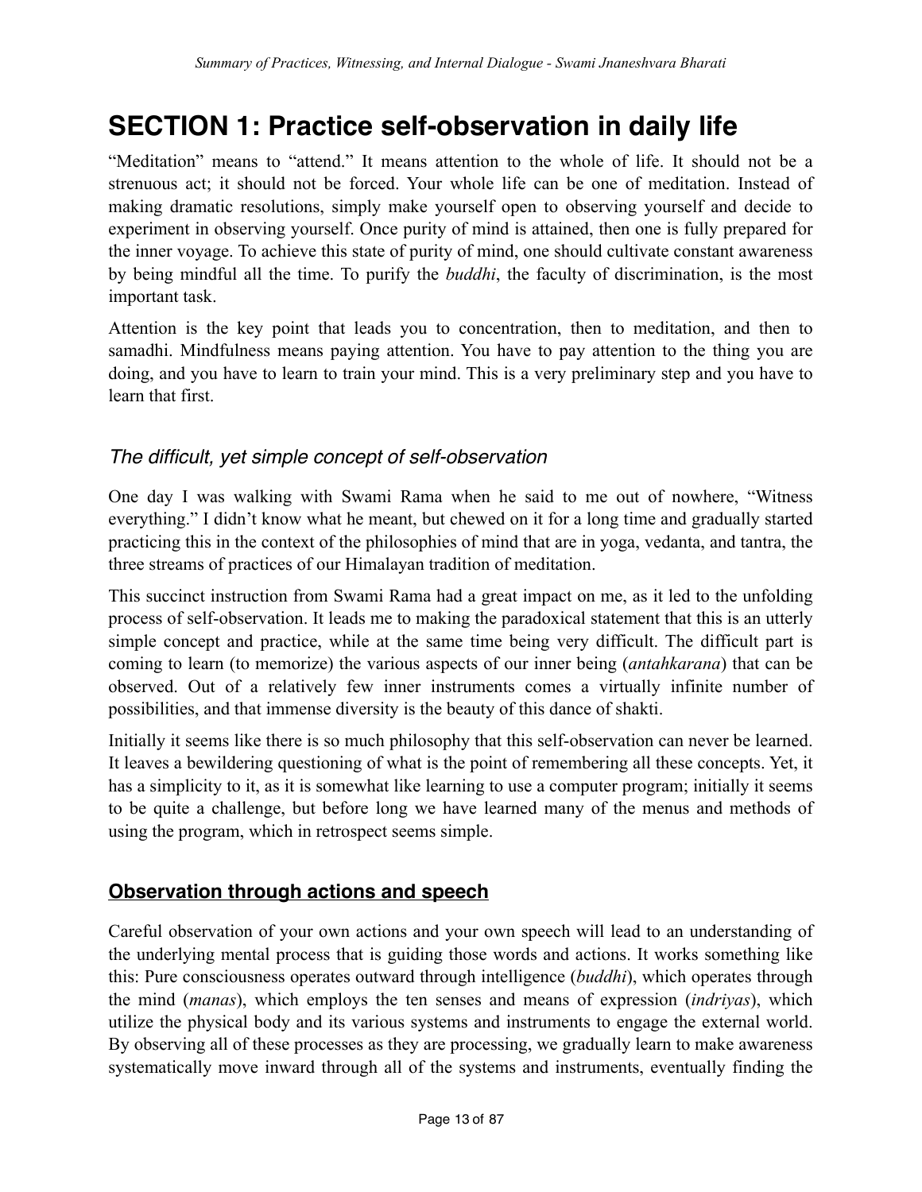# SECTION 1: Practice self-observation in daily life

"Meditation" means to "attend." It means attention to the whole of life. It should not be a strenuous act; it should not be forced. Your whole life can be one of meditation. Instead of making dramatic resolutions, simply make yourself open to observing yourself and decide to experiment in observing yourself. Once purity of mind is attained, then one is fully prepared for the inner voyage. To achieve this state of purity of mind, one should cultivate constant awareness by being mindful all the time. To purify the *buddhi*, the faculty of discrimination, is the most important task.

Attention is the key point that leads you to concentration, then to meditation, and then to samadhi. Mindfulness means paying attention. You have to pay attention to the thing you are doing, and you have to learn to train your mind. This is a very preliminary step and you have to learn that first.

### *The difficult, yet simple concept of self-observation*

One day I was walking with Swami Rama when he said to me out of nowhere, "Witness everything." I didn't know what he meant, but chewed on it for a long time and gradually started practicing this in the context of the philosophies of mind that are in yoga, vedanta, and tantra, the three streams of practices of our Himalayan tradition of meditation.

This succinct instruction from Swami Rama had a great impact on me, as it led to the unfolding process of self-observation. It leads me to making the paradoxical statement that this is an utterly simple concept and practice, while at the same time being very difficult. The difficult part is coming to learn (to memorize) the various aspects of our inner being (*antahkarana*) that can be observed. Out of a relatively few inner instruments comes a virtually infinite number of possibilities, and that immense diversity is the beauty of this dance of shakti.

Initially it seems like there is so much philosophy that this self-observation can never be learned. It leaves a bewildering questioning of what is the point of remembering all these concepts. Yet, it has a simplicity to it, as it is somewhat like learning to use a computer program; initially it seems to be quite a challenge, but before long we have learned many of the menus and methods of using the program, which in retrospect seems simple.

## Observation through actions and speech

Careful observation of your own actions and your own speech will lead to an understanding of the underlying mental process that is guiding those words and actions. It works something like this: Pure consciousness operates outward through intelligence (*buddhi*), which operates through the mind (*manas*), which employs the ten senses and means of expression (*indriyas*), which utilize the physical body and its various systems and instruments to engage the external world. By observing all of these processes as they are processing, we gradually learn to make awareness systematically move inward through all of the systems and instruments, eventually finding the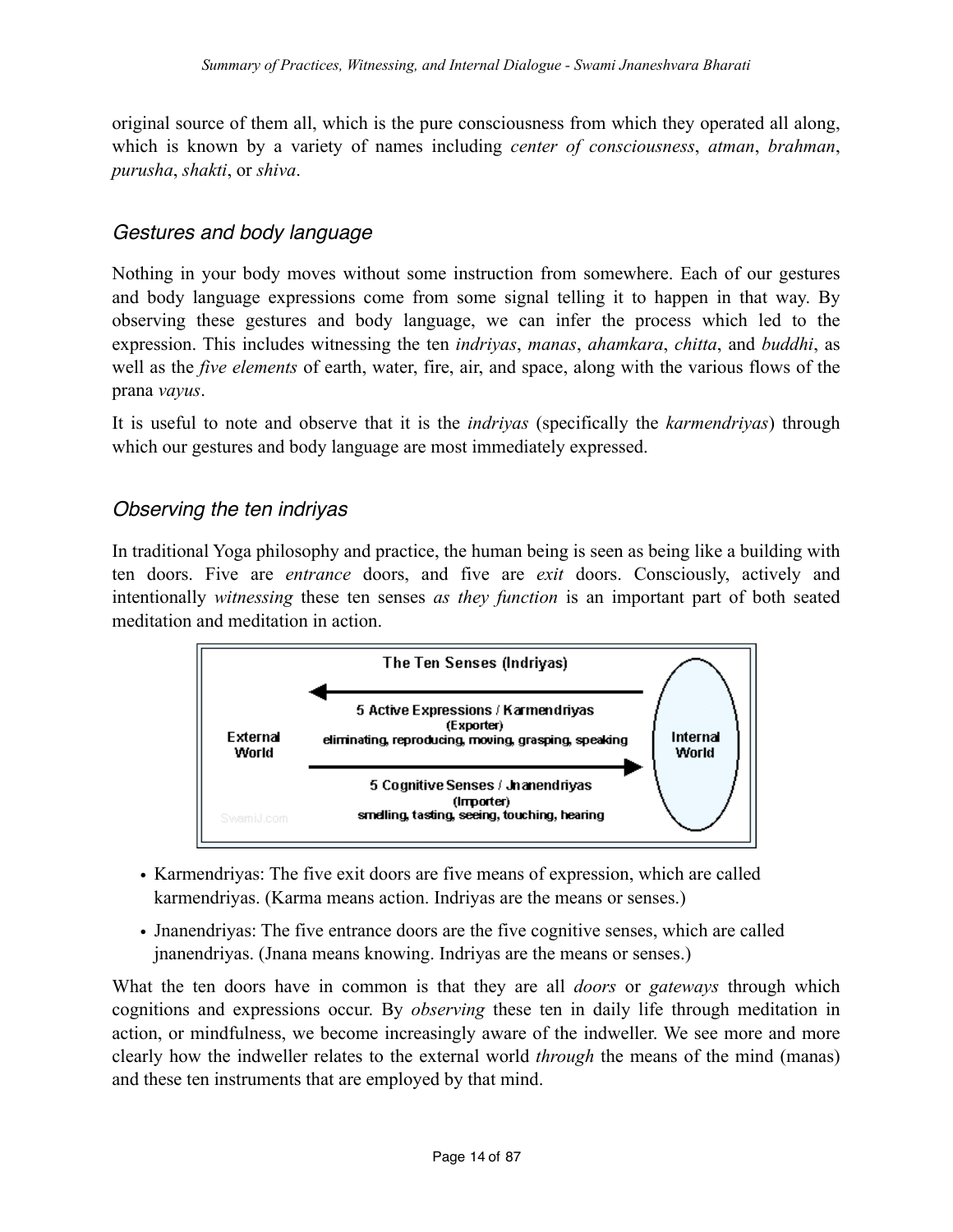original source of them all, which is the pure consciousness from which they operated all along, which is known by a variety of names including *center of consciousness*, *atman*, *brahman*, *purusha*, *shakti*, or *shiva*.

### *Gestures and body language*

Nothing in your body moves without some instruction from somewhere. Each of our gestures and body language expressions come from some signal telling it to happen in that way. By observing these gestures and body language, we can infer the process which led to the expression. This includes witnessing the ten *indriyas*, *manas*, *ahamkara*, *chitta*, and *buddhi*, as well as the *five elements* of earth, water, fire, air, and space, along with the various flows of the prana *vayus*.

It is useful to note and observe that it is the *indriyas* (specifically the *karmendriyas*) through which our gestures and body language are most immediately expressed.

### *Observing the ten indriyas*

In traditional Yoga philosophy and practice, the human being is seen as being like a building with ten doors. Five are *entrance* doors, and five are *exit* doors. Consciously, actively and intentionally *witnessing* these ten senses *as they function* is an important part of both seated meditation and meditation in action.

**The Ten Senses (Indriyas)**

External World ← 5 Active Expressions / Karmendriyas (Exporter): eliminating, reproducing, moving, grasping, speaking ← Internal World

External World → 5 Cognitive Senses / Jnanendriyas (Importer): smelling, tasting, seeing, touching, hearing → Internal World

- Karmendriyas: The five exit doors are five means of expression, which are called karmendriyas. (Karma means action. Indriyas are the means or senses.)
- Jnanendriyas: The five entrance doors are the five cognitive senses, which are called jnanendriyas. (Jnana means knowing. Indriyas are the means or senses.)

What the ten doors have in common is that they are all *doors* or *gateways* through which cognitions and expressions occur. By *observing* these ten in daily life through meditation in action, or mindfulness, we become increasingly aware of the indweller. We see more and more clearly how the indweller relates to the external world *through* the means of the mind (manas) and these ten instruments that are employed by that mind.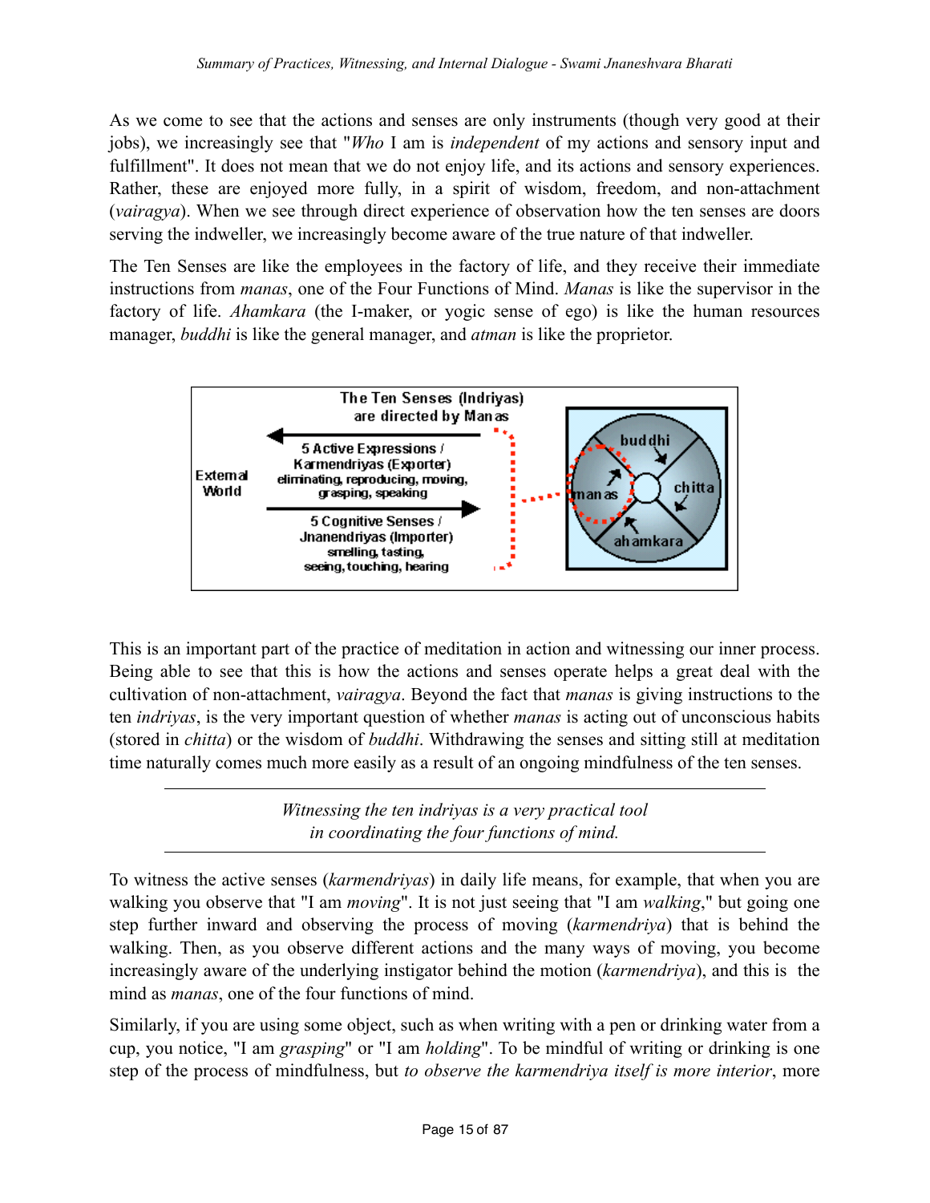As we come to see that the actions and senses are only instruments (though very good at their jobs), we increasingly see that "*Who* I am is *independent* of my actions and sensory input and fulfillment". It does not mean that we do not enjoy life, and its actions and sensory experiences. Rather, these are enjoyed more fully, in a spirit of wisdom, freedom, and non-attachment (*vairagya*). When we see through direct experience of observation how the ten senses are doors serving the indweller, we increasingly become aware of the true nature of that indweller.

The Ten Senses are like the employees in the factory of life, and they receive their immediate instructions from *manas*, one of the Four Functions of Mind. *Manas* is like the supervisor in the factory of life. *Ahamkara* (the I-maker, or yogic sense of ego) is like the human resources manager, *buddhi* is like the general manager, and *atman* is like the proprietor.

The Ten Senses (Indriyas) are directed by Manas

External World

5 Active Expressions / Karmendriyas (Exporter): eliminating, reproducing, moving, grasping, speaking

5 Cognitive Senses / Jnanendriyas (Importer): smelling, tasting, seeing, touching, hearing

buddhi, chitta, ahamkara, manas

This is an important part of the practice of meditation in action and witnessing our inner process. Being able to see that this is how the actions and senses operate helps a great deal with the cultivation of non-attachment, *vairagya*. Beyond the fact that *manas* is giving instructions to the ten *indriyas*, is the very important question of whether *manas* is acting out of unconscious habits (stored in *chitta*) or the wisdom of *buddhi*. Withdrawing the senses and sitting still at meditation time naturally comes much more easily as a result of an ongoing mindfulness of the ten senses.

---

*Witnessing the ten indriyas is a very practical tool in coordinating the four functions of mind.*

---

To witness the active senses (*karmendriyas*) in daily life means, for example, that when you are walking you observe that "I am *moving*". It is not just seeing that "I am *walking*," but going one step further inward and observing the process of moving (*karmendriya*) that is behind the walking. Then, as you observe different actions and the many ways of moving, you become increasingly aware of the underlying instigator behind the motion (*karmendriya*), and this is the mind as *manas*, one of the four functions of mind.

Similarly, if you are using some object, such as when writing with a pen or drinking water from a cup, you notice, "I am *grasping*" or "I am *holding*". To be mindful of writing or drinking is one step of the process of mindfulness, but *to observe the karmendriya itself is more interior*, more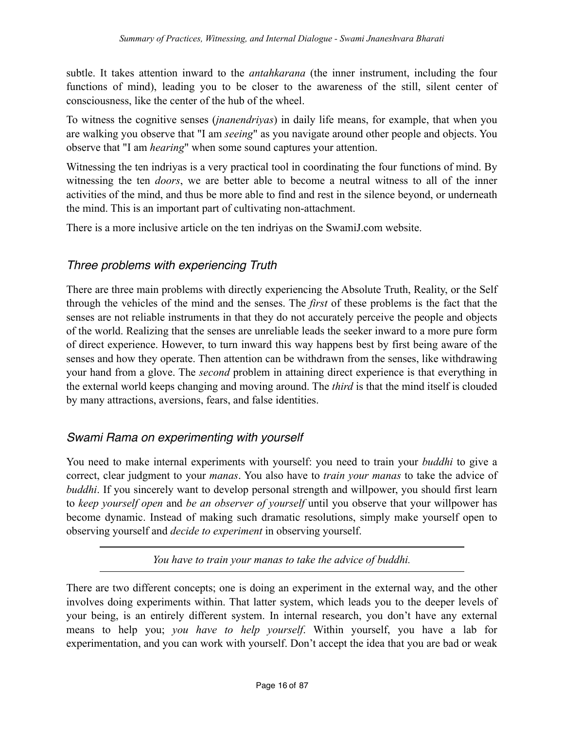subtle. It takes attention inward to the *antahkarana* (the inner instrument, including the four functions of mind), leading you to be closer to the awareness of the still, silent center of consciousness, like the center of the hub of the wheel.

To witness the cognitive senses (*jnanendriyas*) in daily life means, for example, that when you are walking you observe that "I am *seeing*" as you navigate around other people and objects. You observe that "I am *hearing*" when some sound captures your attention.

Witnessing the ten indriyas is a very practical tool in coordinating the four functions of mind. By witnessing the ten *doors*, we are better able to become a neutral witness to all of the inner activities of the mind, and thus be more able to find and rest in the silence beyond, or underneath the mind. This is an important part of cultivating non-attachment.

There is a more inclusive article on the ten indriyas on the SwamiJ.com website.

## *Three problems with experiencing Truth*

There are three main problems with directly experiencing the Absolute Truth, Reality, or the Self through the vehicles of the mind and the senses. The *first* of these problems is the fact that the senses are not reliable instruments in that they do not accurately perceive the people and objects of the world. Realizing that the senses are unreliable leads the seeker inward to a more pure form of direct experience. However, to turn inward this way happens best by first being aware of the senses and how they operate. Then attention can be withdrawn from the senses, like withdrawing your hand from a glove. The *second* problem in attaining direct experience is that everything in the external world keeps changing and moving around. The *third* is that the mind itself is clouded by many attractions, aversions, fears, and false identities.

## *Swami Rama on experimenting with yourself*

You need to make internal experiments with yourself: you need to train your *buddhi* to give a correct, clear judgment to your *manas*. You also have to *train your manas* to take the advice of *buddhi*. If you sincerely want to develop personal strength and willpower, you should first learn to *keep yourself open* and *be an observer of yourself* until you observe that your willpower has become dynamic. Instead of making such dramatic resolutions, simply make yourself open to observing yourself and *decide to experiment* in observing yourself.

---

*You have to train your manas to take the advice of buddhi.*

---

There are two different concepts; one is doing an experiment in the external way, and the other involves doing experiments within. That latter system, which leads you to the deeper levels of your being, is an entirely different system. In internal research, you don't have any external means to help you; *you have to help yourself*. Within yourself, you have a lab for experimentation, and you can work with yourself. Don't accept the idea that you are bad or weak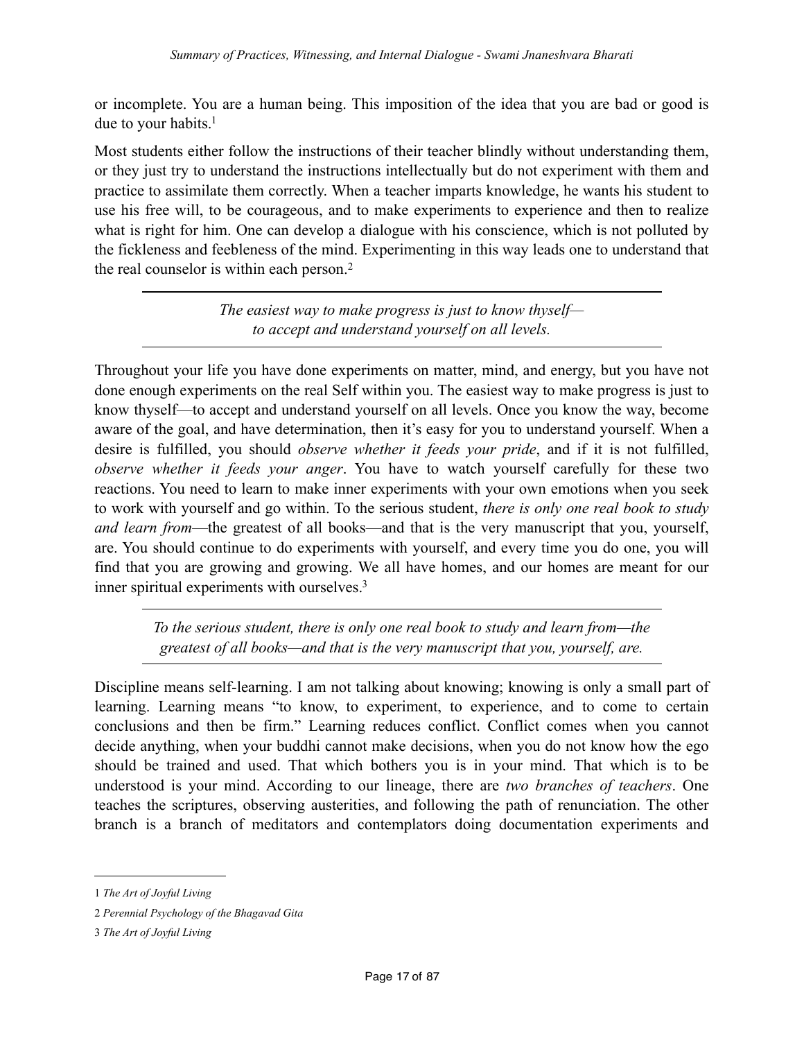or incomplete. You are a human being. This imposition of the idea that you are bad or good is due to your habits.[1]

Most students either follow the instructions of their teacher blindly without understanding them, or they just try to understand the instructions intellectually but do not experiment with them and practice to assimilate them correctly. When a teacher imparts knowledge, he wants his student to use his free will, to be courageous, and to make experiments to experience and then to realize what is right for him. One can develop a dialogue with his conscience, which is not polluted by the fickleness and feebleness of the mind. Experimenting in this way leads one to understand that the real counselor is within each person.[2]

---

*The easiest way to make progress is just to know thyself—to accept and understand yourself on all levels.*

---

Throughout your life you have done experiments on matter, mind, and energy, but you have not done enough experiments on the real Self within you. The easiest way to make progress is just to know thyself—to accept and understand yourself on all levels. Once you know the way, become aware of the goal, and have determination, then it's easy for you to understand yourself. When a desire is fulfilled, you should *observe whether it feeds your pride*, and if it is not fulfilled, *observe whether it feeds your anger*. You have to watch yourself carefully for these two reactions. You need to learn to make inner experiments with your own emotions when you seek to work with yourself and go within. To the serious student, *there is only one real book to study and learn from*—the greatest of all books—and that is the very manuscript that you, yourself, are. You should continue to do experiments with yourself, and every time you do one, you will find that you are growing and growing. We all have homes, and our homes are meant for our inner spiritual experiments with ourselves.[3]

---

*To the serious student, there is only one real book to study and learn from—the greatest of all books—and that is the very manuscript that you, yourself, are.*

---

Discipline means self-learning. I am not talking about knowing; knowing is only a small part of learning. Learning means "to know, to experiment, to experience, and to come to certain conclusions and then be firm." Learning reduces conflict. Conflict comes when you cannot decide anything, when your buddhi cannot make decisions, when you do not know how the ego should be trained and used. That which bothers you is in your mind. That which is to be understood is your mind. According to our lineage, there are *two branches of teachers*. One teaches the scriptures, observing austerities, and following the path of renunciation. The other branch is a branch of meditators and contemplators doing documentation experiments and

---

1 *The Art of Joyful Living*

2 *Perennial Psychology of the Bhagavad Gita*

3 *The Art of Joyful Living*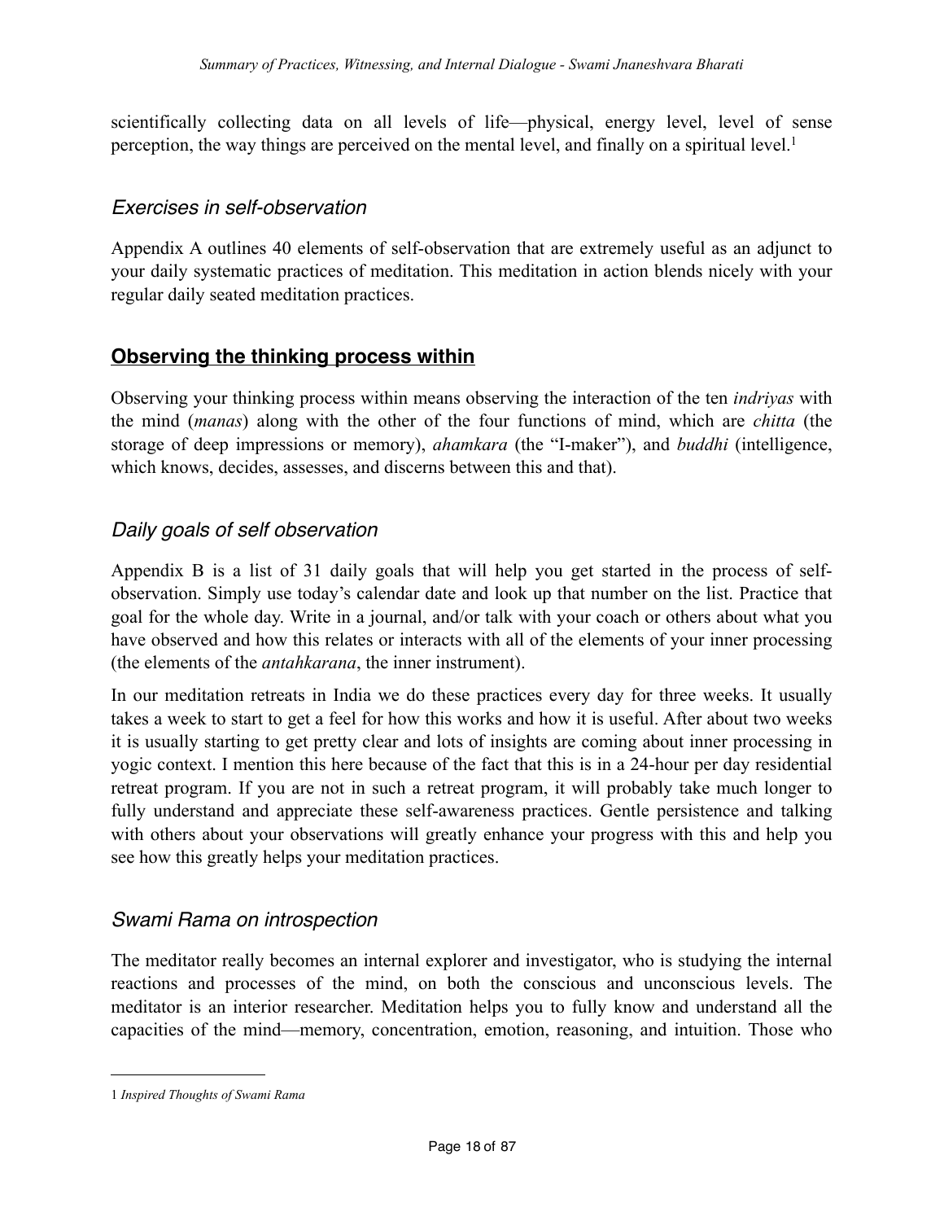scientifically collecting data on all levels of life—physical, energy level, level of sense perception, the way things are perceived on the mental level, and finally on a spiritual level.[1]

### *Exercises in self-observation*

Appendix A outlines 40 elements of self-observation that are extremely useful as an adjunct to your daily systematic practices of meditation. This meditation in action blends nicely with your regular daily seated meditation practices.

## **Observing the thinking process within**

Observing your thinking process within means observing the interaction of the ten *indriyas* with the mind (*manas*) along with the other of the four functions of mind, which are *chitta* (the storage of deep impressions or memory), *ahamkara* (the "I-maker"), and *buddhi* (intelligence, which knows, decides, assesses, and discerns between this and that).

### *Daily goals of self observation*

Appendix B is a list of 31 daily goals that will help you get started in the process of self-observation. Simply use today's calendar date and look up that number on the list. Practice that goal for the whole day. Write in a journal, and/or talk with your coach or others about what you have observed and how this relates or interacts with all of the elements of your inner processing (the elements of the *antahkarana*, the inner instrument).

In our meditation retreats in India we do these practices every day for three weeks. It usually takes a week to start to get a feel for how this works and how it is useful. After about two weeks it is usually starting to get pretty clear and lots of insights are coming about inner processing in yogic context. I mention this here because of the fact that this is in a 24-hour per day residential retreat program. If you are not in such a retreat program, it will probably take much longer to fully understand and appreciate these self-awareness practices. Gentle persistence and talking with others about your observations will greatly enhance your progress with this and help you see how this greatly helps your meditation practices.

### *Swami Rama on introspection*

The meditator really becomes an internal explorer and investigator, who is studying the internal reactions and processes of the mind, on both the conscious and unconscious levels. The meditator is an interior researcher. Meditation helps you to fully know and understand all the capacities of the mind—memory, concentration, emotion, reasoning, and intuition. Those who

---

1 *Inspired Thoughts of Swami Rama*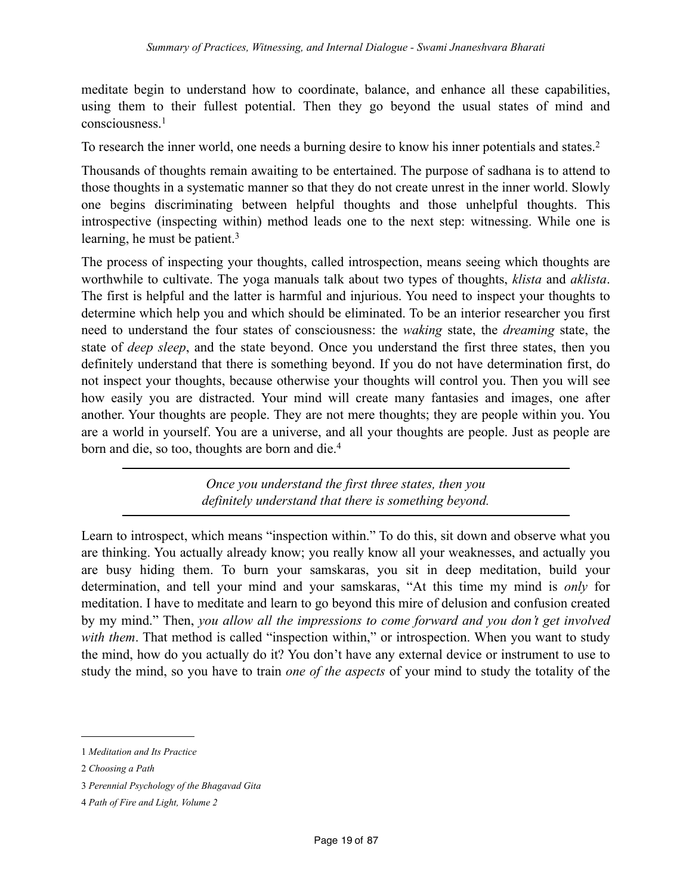meditate begin to understand how to coordinate, balance, and enhance all these capabilities, using them to their fullest potential. Then they go beyond the usual states of mind and consciousness.[1]

To research the inner world, one needs a burning desire to know his inner potentials and states.[2]

Thousands of thoughts remain awaiting to be entertained. The purpose of sadhana is to attend to those thoughts in a systematic manner so that they do not create unrest in the inner world. Slowly one begins discriminating between helpful thoughts and those unhelpful thoughts. This introspective (inspecting within) method leads one to the next step: witnessing. While one is learning, he must be patient.[3]

The process of inspecting your thoughts, called introspection, means seeing which thoughts are worthwhile to cultivate. The yoga manuals talk about two types of thoughts, *klista* and *aklista*. The first is helpful and the latter is harmful and injurious. You need to inspect your thoughts to determine which help you and which should be eliminated. To be an interior researcher you first need to understand the four states of consciousness: the *waking* state, the *dreaming* state, the state of *deep sleep*, and the state beyond. Once you understand the first three states, then you definitely understand that there is something beyond. If you do not have determination first, do not inspect your thoughts, because otherwise your thoughts will control you. Then you will see how easily you are distracted. Your mind will create many fantasies and images, one after another. Your thoughts are people. They are not mere thoughts; they are people within you. You are a world in yourself. You are a universe, and all your thoughts are people. Just as people are born and die, so too, thoughts are born and die.[4]

---

*Once you understand the first three states, then you definitely understand that there is something beyond.*

---

Learn to introspect, which means "inspection within." To do this, sit down and observe what you are thinking. You actually already know; you really know all your weaknesses, and actually you are busy hiding them. To burn your samskaras, you sit in deep meditation, build your determination, and tell your mind and your samskaras, "At this time my mind is *only* for meditation. I have to meditate and learn to go beyond this mire of delusion and confusion created by my mind." Then, *you allow all the impressions to come forward and you don't get involved with them*. That method is called "inspection within," or introspection. When you want to study the mind, how do you actually do it? You don't have any external device or instrument to use to study the mind, so you have to train *one of the aspects* of your mind to study the totality of the

---

1 *Meditation and Its Practice*

2 *Choosing a Path*

3 *Perennial Psychology of the Bhagavad Gita*

4 *Path of Fire and Light, Volume 2*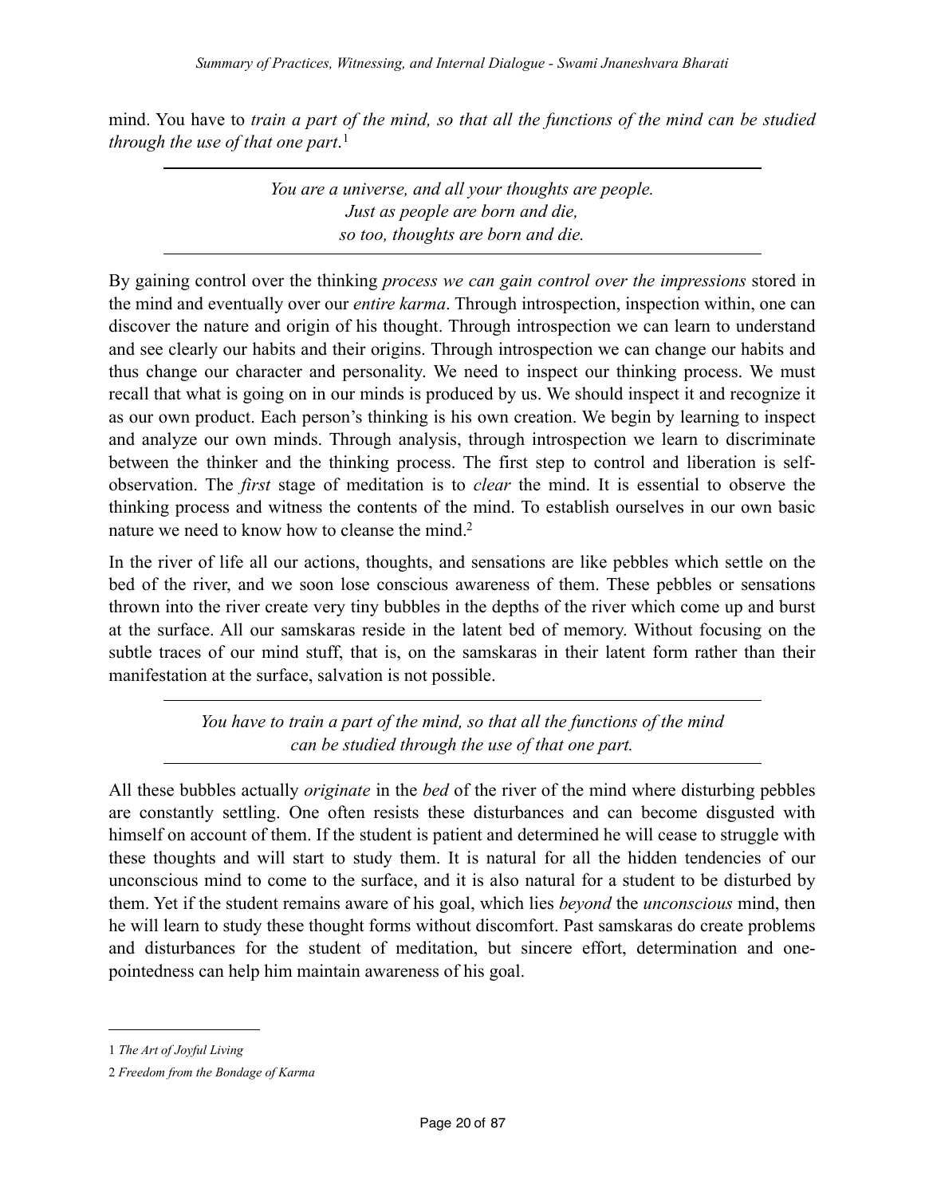mind. You have to *train a part of the mind, so that all the functions of the mind can be studied through the use of that one part*.[1]

---

*You are a universe, and all your thoughts are people.*
*Just as people are born and die,*
*so too, thoughts are born and die.*

---

By gaining control over the thinking *process we can gain control over the impressions* stored in the mind and eventually over our *entire karma*. Through introspection, inspection within, one can discover the nature and origin of his thought. Through introspection we can learn to understand and see clearly our habits and their origins. Through introspection we can change our habits and thus change our character and personality. We need to inspect our thinking process. We must recall that what is going on in our minds is produced by us. We should inspect it and recognize it as our own product. Each person's thinking is his own creation. We begin by learning to inspect and analyze our own minds. Through analysis, through introspection we learn to discriminate between the thinker and the thinking process. The first step to control and liberation is self-observation. The *first* stage of meditation is to *clear* the mind. It is essential to observe the thinking process and witness the contents of the mind. To establish ourselves in our own basic nature we need to know how to cleanse the mind.[2]

In the river of life all our actions, thoughts, and sensations are like pebbles which settle on the bed of the river, and we soon lose conscious awareness of them. These pebbles or sensations thrown into the river create very tiny bubbles in the depths of the river which come up and burst at the surface. All our samskaras reside in the latent bed of memory. Without focusing on the subtle traces of our mind stuff, that is, on the samskaras in their latent form rather than their manifestation at the surface, salvation is not possible.

---

*You have to train a part of the mind, so that all the functions of the mind*
*can be studied through the use of that one part.*

---

All these bubbles actually *originate* in the *bed* of the river of the mind where disturbing pebbles are constantly settling. One often resists these disturbances and can become disgusted with himself on account of them. If the student is patient and determined he will cease to struggle with these thoughts and will start to study them. It is natural for all the hidden tendencies of our unconscious mind to come to the surface, and it is also natural for a student to be disturbed by them. Yet if the student remains aware of his goal, which lies *beyond* the *unconscious* mind, then he will learn to study these thought forms without discomfort. Past samskaras do create problems and disturbances for the student of meditation, but sincere effort, determination and one-pointedness can help him maintain awareness of his goal.

---

1 *The Art of Joyful Living*

2 *Freedom from the Bondage of Karma*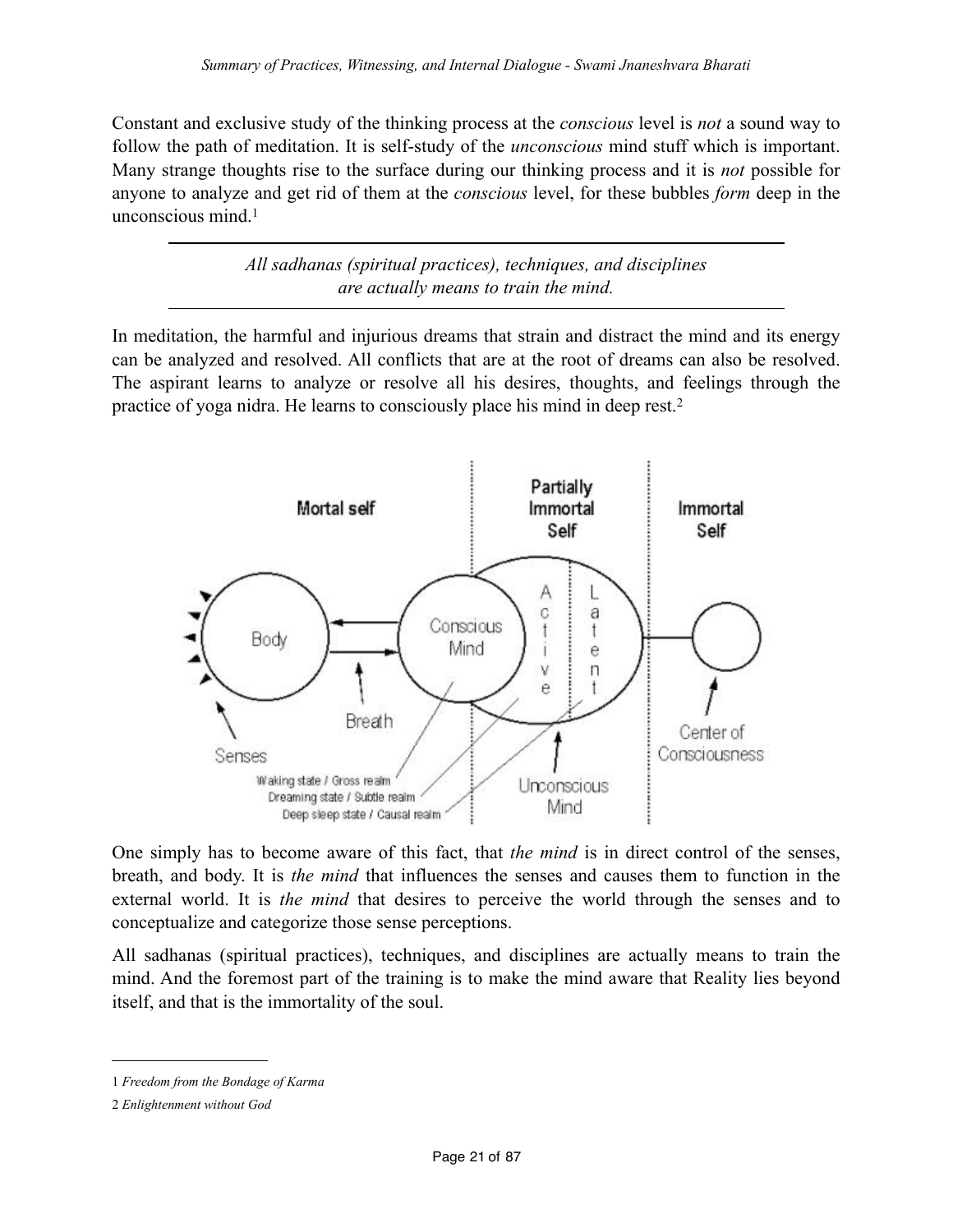Constant and exclusive study of the thinking process at the *conscious* level is *not* a sound way to follow the path of meditation. It is self-study of the *unconscious* mind stuff which is important. Many strange thoughts rise to the surface during our thinking process and it is *not* possible for anyone to analyze and get rid of them at the *conscious* level, for these bubbles *form* deep in the unconscious mind.[1]

---

*All sadhanas (spiritual practices), techniques, and disciplines are actually means to train the mind.*

---

In meditation, the harmful and injurious dreams that strain and distract the mind and its energy can be analyzed and resolved. All conflicts that are at the root of dreams can also be resolved. The aspirant learns to analyze or resolve all his desires, thoughts, and feelings through the practice of yoga nidra. He learns to consciously place his mind in deep rest.[2]

One simply has to become aware of this fact, that *the mind* is in direct control of the senses, breath, and body. It is *the mind* that influences the senses and causes them to function in the external world. It is *the mind* that desires to perceive the world through the senses and to conceptualize and categorize those sense perceptions.

All sadhanas (spiritual practices), techniques, and disciplines are actually means to train the mind. And the foremost part of the training is to make the mind aware that Reality lies beyond itself, and that is the immortality of the soul.

---

1 *Freedom from the Bondage of Karma*

2 *Enlightenment without God*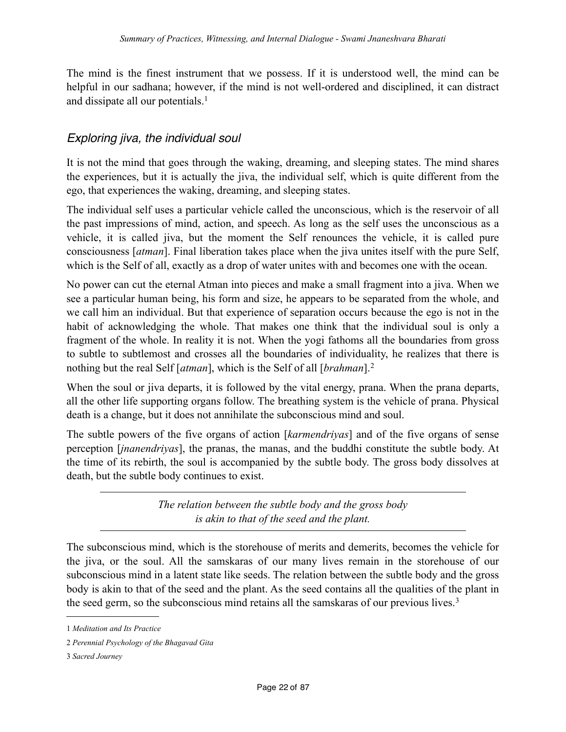The mind is the finest instrument that we possess. If it is understood well, the mind can be helpful in our sadhana; however, if the mind is not well-ordered and disciplined, it can distract and dissipate all our potentials.[1]

## *Exploring jiva, the individual soul*

It is not the mind that goes through the waking, dreaming, and sleeping states. The mind shares the experiences, but it is actually the jiva, the individual self, which is quite different from the ego, that experiences the waking, dreaming, and sleeping states.

The individual self uses a particular vehicle called the unconscious, which is the reservoir of all the past impressions of mind, action, and speech. As long as the self uses the unconscious as a vehicle, it is called jiva, but the moment the Self renounces the vehicle, it is called pure consciousness [*atman*]. Final liberation takes place when the jiva unites itself with the pure Self, which is the Self of all, exactly as a drop of water unites with and becomes one with the ocean.

No power can cut the eternal Atman into pieces and make a small fragment into a jiva. When we see a particular human being, his form and size, he appears to be separated from the whole, and we call him an individual. But that experience of separation occurs because the ego is not in the habit of acknowledging the whole. That makes one think that the individual soul is only a fragment of the whole. In reality it is not. When the yogi fathoms all the boundaries from gross to subtle to subtlemost and crosses all the boundaries of individuality, he realizes that there is nothing but the real Self [*atman*], which is the Self of all [*brahman*].[2]

When the soul or jiva departs, it is followed by the vital energy, prana. When the prana departs, all the other life supporting organs follow. The breathing system is the vehicle of prana. Physical death is a change, but it does not annihilate the subconscious mind and soul.

The subtle powers of the five organs of action [*karmendriyas*] and of the five organs of sense perception [*jnanendriyas*], the pranas, the manas, and the buddhi constitute the subtle body. At the time of its rebirth, the soul is accompanied by the subtle body. The gross body dissolves at death, but the subtle body continues to exist.

---

*The relation between the subtle body and the gross body is akin to that of the seed and the plant.*

---

The subconscious mind, which is the storehouse of merits and demerits, becomes the vehicle for the jiva, or the soul. All the samskaras of our many lives remain in the storehouse of our subconscious mind in a latent state like seeds. The relation between the subtle body and the gross body is akin to that of the seed and the plant. As the seed contains all the qualities of the plant in the seed germ, so the subconscious mind retains all the samskaras of our previous lives.[3]

---

1 *Meditation and Its Practice*

2 *Perennial Psychology of the Bhagavad Gita*

3 *Sacred Journey*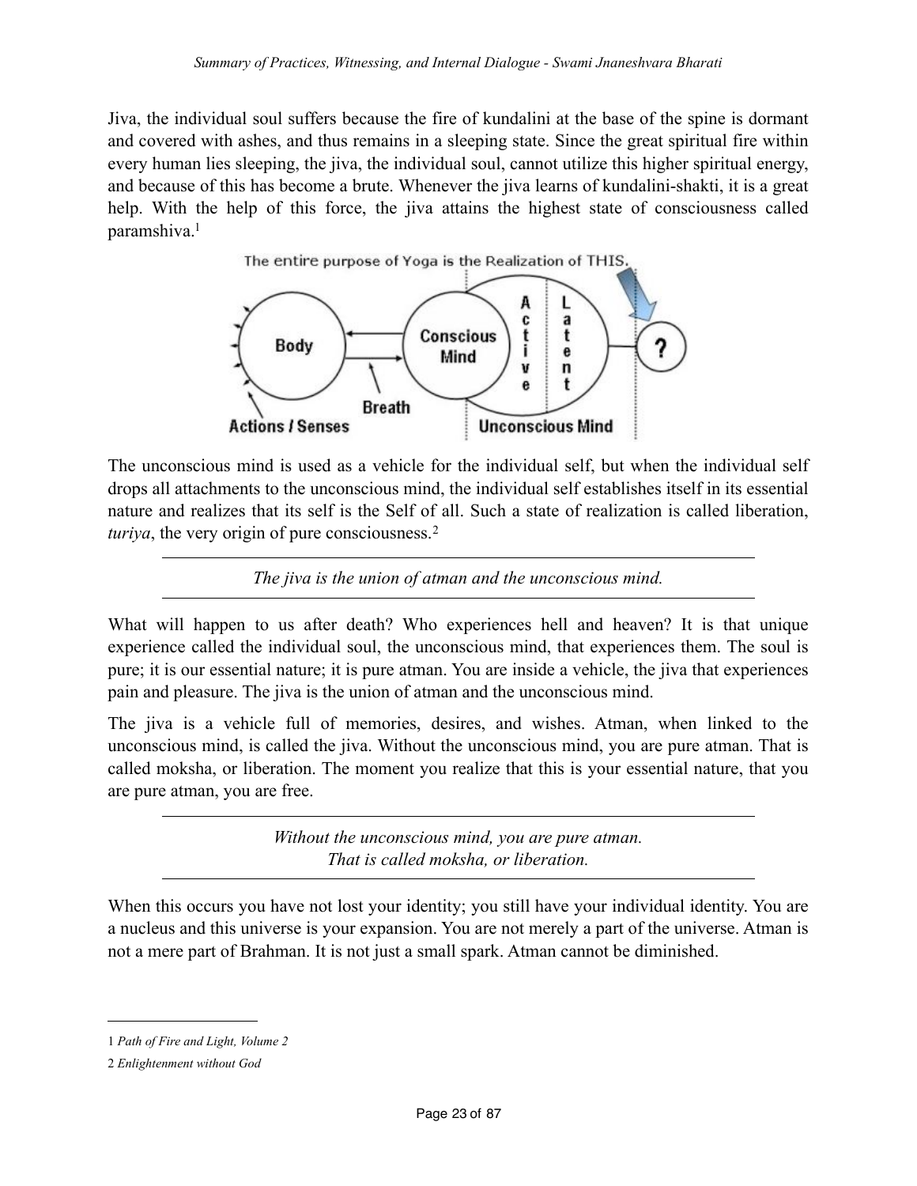Jiva, the individual soul suffers because the fire of kundalini at the base of the spine is dormant and covered with ashes, and thus remains in a sleeping state. Since the great spiritual fire within every human lies sleeping, the jiva, the individual soul, cannot utilize this higher spiritual energy, and because of this has become a brute. Whenever the jiva learns of kundalini-shakti, it is a great help. With the help of this force, the jiva attains the highest state of consciousness called paramshiva.[1]

The unconscious mind is used as a vehicle for the individual self, but when the individual self drops all attachments to the unconscious mind, the individual self establishes itself in its essential nature and realizes that its self is the Self of all. Such a state of realization is called liberation, *turiya*, the very origin of pure consciousness.[2]

---

*The jiva is the union of atman and the unconscious mind.*

---

What will happen to us after death? Who experiences hell and heaven? It is that unique experience called the individual soul, the unconscious mind, that experiences them. The soul is pure; it is our essential nature; it is pure atman. You are inside a vehicle, the jiva that experiences pain and pleasure. The jiva is the union of atman and the unconscious mind.

The jiva is a vehicle full of memories, desires, and wishes. Atman, when linked to the unconscious mind, is called the jiva. Without the unconscious mind, you are pure atman. That is called moksha, or liberation. The moment you realize that this is your essential nature, that you are pure atman, you are free.

---

*Without the unconscious mind, you are pure atman.*
*That is called moksha, or liberation.*

---

When this occurs you have not lost your identity; you still have your individual identity. You are a nucleus and this universe is your expansion. You are not merely a part of the universe. Atman is not a mere part of Brahman. It is not just a small spark. Atman cannot be diminished.

---

1 *Path of Fire and Light, Volume 2*

2 *Enlightenment without God*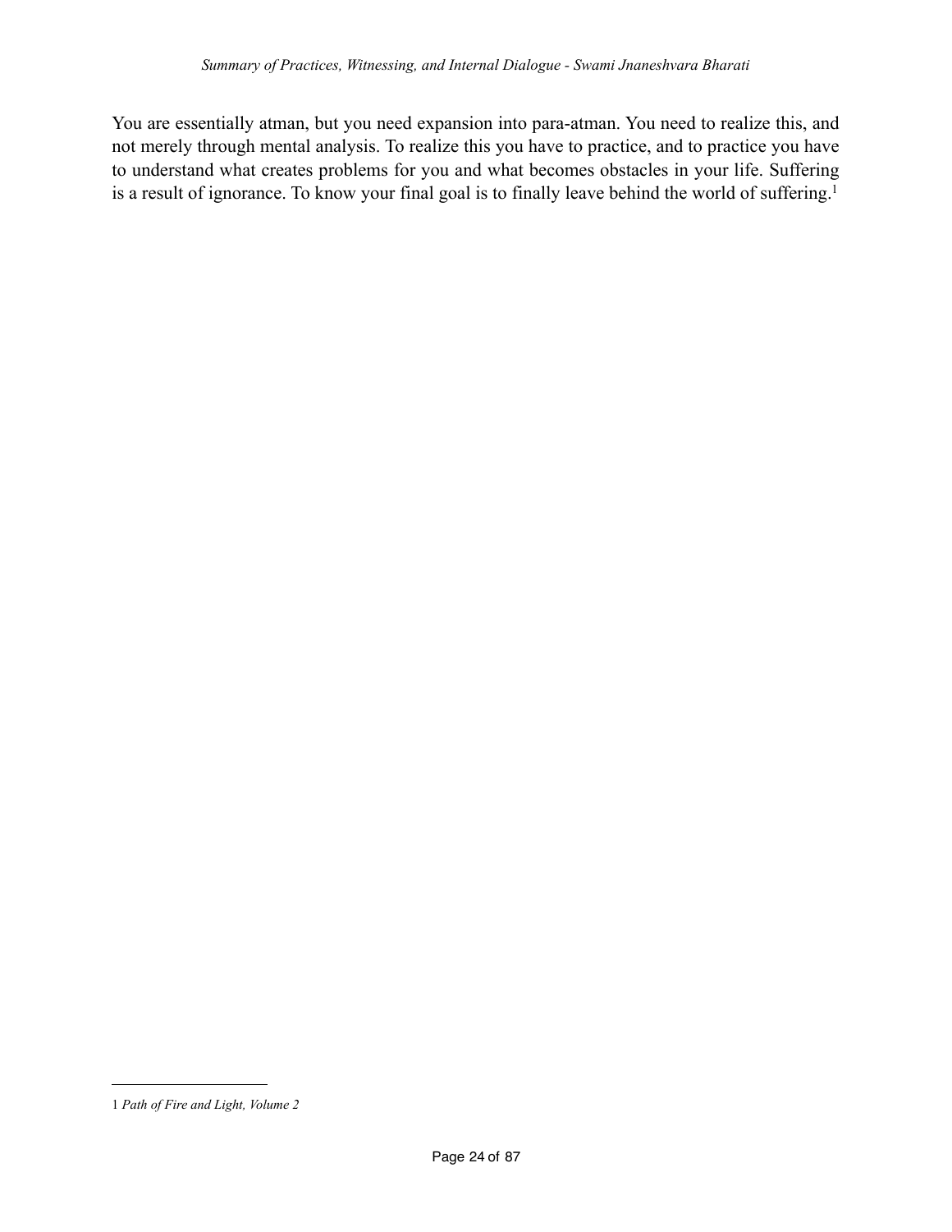You are essentially atman, but you need expansion into para-atman. You need to realize this, and not merely through mental analysis. To realize this you have to practice, and to practice you have to understand what creates problems for you and what becomes obstacles in your life. Suffering is a result of ignorance. To know your final goal is to finally leave behind the world of suffering.[1]

---

1 *Path of Fire and Light, Volume 2*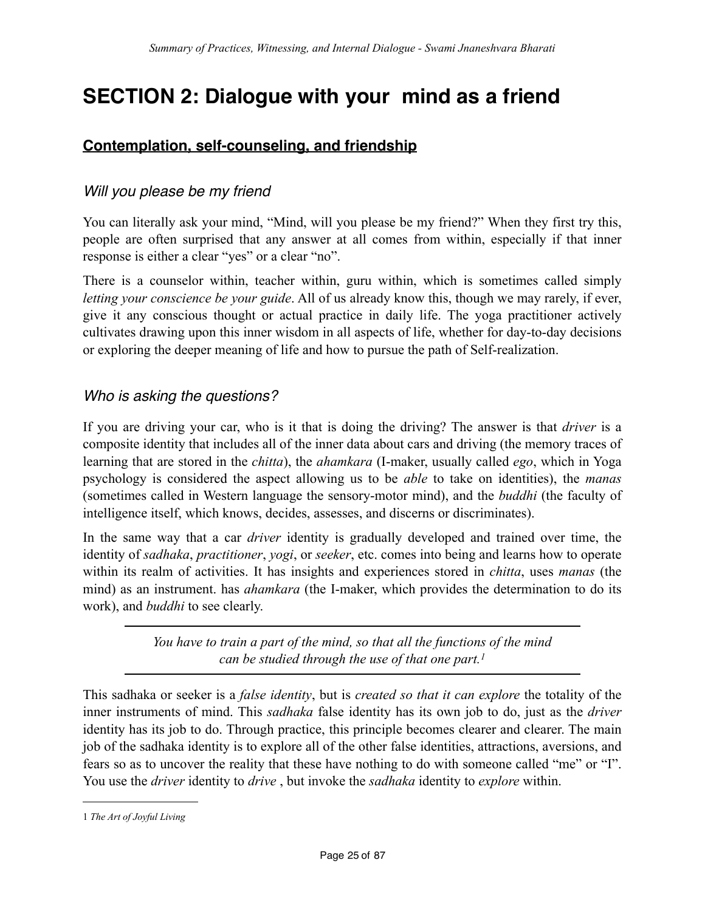# SECTION 2: Dialogue with your  mind as a friend

## Contemplation, self-counseling, and friendship

### *Will you please be my friend*

You can literally ask your mind, "Mind, will you please be my friend?" When they first try this, people are often surprised that any answer at all comes from within, especially if that inner response is either a clear "yes" or a clear "no".

There is a counselor within, teacher within, guru within, which is sometimes called simply *letting your conscience be your guide*. All of us already know this, though we may rarely, if ever, give it any conscious thought or actual practice in daily life. The yoga practitioner actively cultivates drawing upon this inner wisdom in all aspects of life, whether for day-to-day decisions or exploring the deeper meaning of life and how to pursue the path of Self-realization.

### *Who is asking the questions?*

If you are driving your car, who is it that is doing the driving? The answer is that *driver* is a composite identity that includes all of the inner data about cars and driving (the memory traces of learning that are stored in the *chitta*), the *ahamkara* (I-maker, usually called *ego*, which in Yoga psychology is considered the aspect allowing us to be *able* to take on identities), the *manas* (sometimes called in Western language the sensory-motor mind), and the *buddhi* (the faculty of intelligence itself, which knows, decides, assesses, and discerns or discriminates).

In the same way that a car *driver* identity is gradually developed and trained over time, the identity of *sadhaka*, *practitioner*, *yogi*, or *seeker*, etc. comes into being and learns how to operate within its realm of activities. It has insights and experiences stored in *chitta*, uses *manas* (the mind) as an instrument. has *ahamkara* (the I-maker, which provides the determination to do its work), and *buddhi* to see clearly.

---

*You have to train a part of the mind, so that all the functions of the mind can be studied through the use of that one part.*[1]

---

This sadhaka or seeker is a *false identity*, but is *created so that it can explore* the totality of the inner instruments of mind. This *sadhaka* false identity has its own job to do, just as the *driver* identity has its job to do. Through practice, this principle becomes clearer and clearer. The main job of the sadhaka identity is to explore all of the other false identities, attractions, aversions, and fears so as to uncover the reality that these have nothing to do with someone called "me" or "I". You use the *driver* identity to *drive* , but invoke the *sadhaka* identity to *explore* within.

---

1 *The Art of Joyful Living*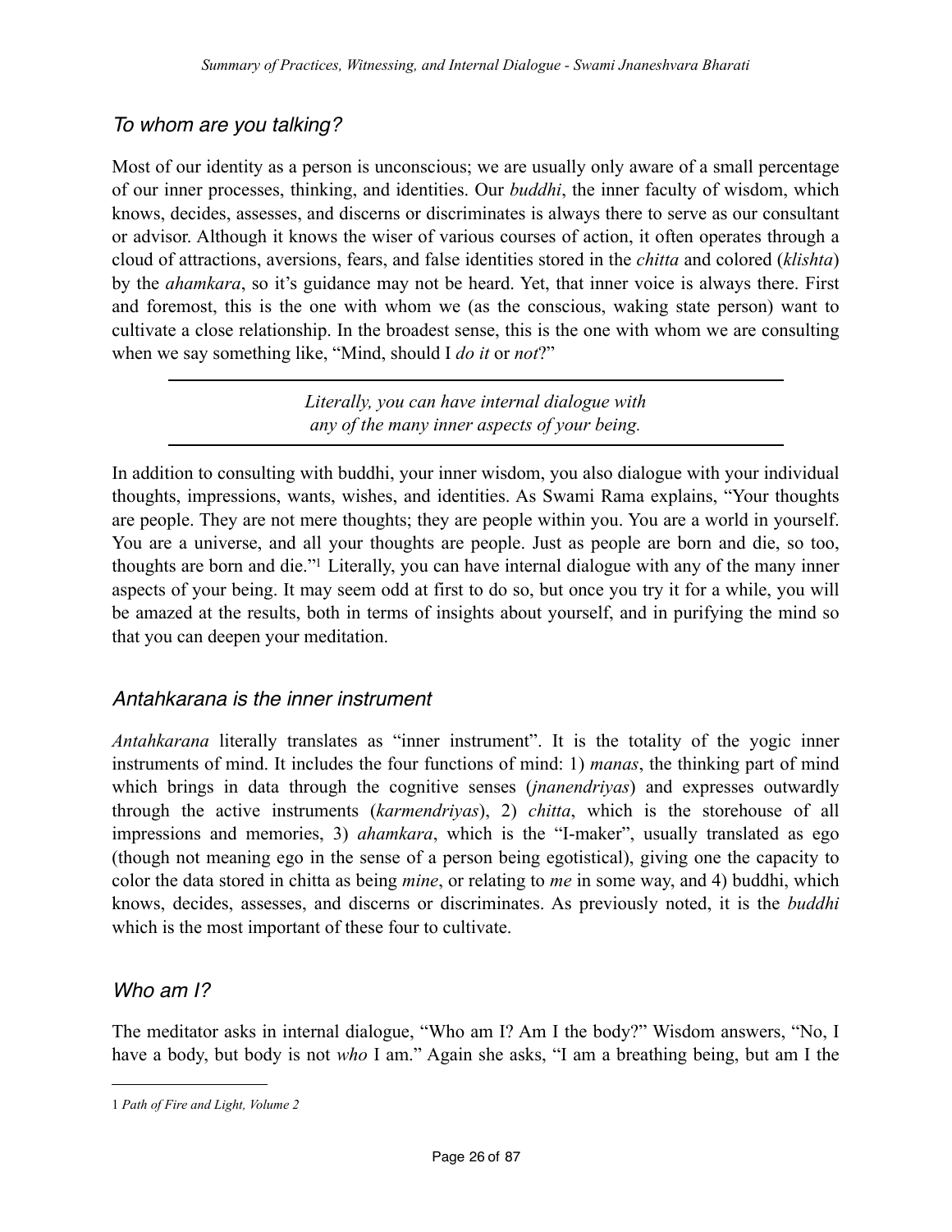### *To whom are you talking?*

Most of our identity as a person is unconscious; we are usually only aware of a small percentage of our inner processes, thinking, and identities. Our *buddhi*, the inner faculty of wisdom, which knows, decides, assesses, and discerns or discriminates is always there to serve as our consultant or advisor. Although it knows the wiser of various courses of action, it often operates through a cloud of attractions, aversions, fears, and false identities stored in the *chitta* and colored (*klishta*) by the *ahamkara*, so it's guidance may not be heard. Yet, that inner voice is always there. First and foremost, this is the one with whom we (as the conscious, waking state person) want to cultivate a close relationship. In the broadest sense, this is the one with whom we are consulting when we say something like, "Mind, should I *do it* or *not*?"

---

*Literally, you can have internal dialogue with any of the many inner aspects of your being.*

---

In addition to consulting with buddhi, your inner wisdom, you also dialogue with your individual thoughts, impressions, wants, wishes, and identities. As Swami Rama explains, "Your thoughts are people. They are not mere thoughts; they are people within you. You are a world in yourself. You are a universe, and all your thoughts are people. Just as people are born and die, so too, thoughts are born and die."[1] Literally, you can have internal dialogue with any of the many inner aspects of your being. It may seem odd at first to do so, but once you try it for a while, you will be amazed at the results, both in terms of insights about yourself, and in purifying the mind so that you can deepen your meditation.

### *Antahkarana is the inner instrument*

*Antahkarana* literally translates as "inner instrument". It is the totality of the yogic inner instruments of mind. It includes the four functions of mind: 1) *manas*, the thinking part of mind which brings in data through the cognitive senses (*jnanendriyas*) and expresses outwardly through the active instruments (*karmendriyas*), 2) *chitta*, which is the storehouse of all impressions and memories, 3) *ahamkara*, which is the "I-maker", usually translated as ego (though not meaning ego in the sense of a person being egotistical), giving one the capacity to color the data stored in chitta as being *mine*, or relating to *me* in some way, and 4) buddhi, which knows, decides, assesses, and discerns or discriminates. As previously noted, it is the *buddhi* which is the most important of these four to cultivate.

### *Who am I?*

The meditator asks in internal dialogue, "Who am I? Am I the body?" Wisdom answers, "No, I have a body, but body is not *who* I am." Again she asks, "I am a breathing being, but am I the

---

[1] *Path of Fire and Light, Volume 2*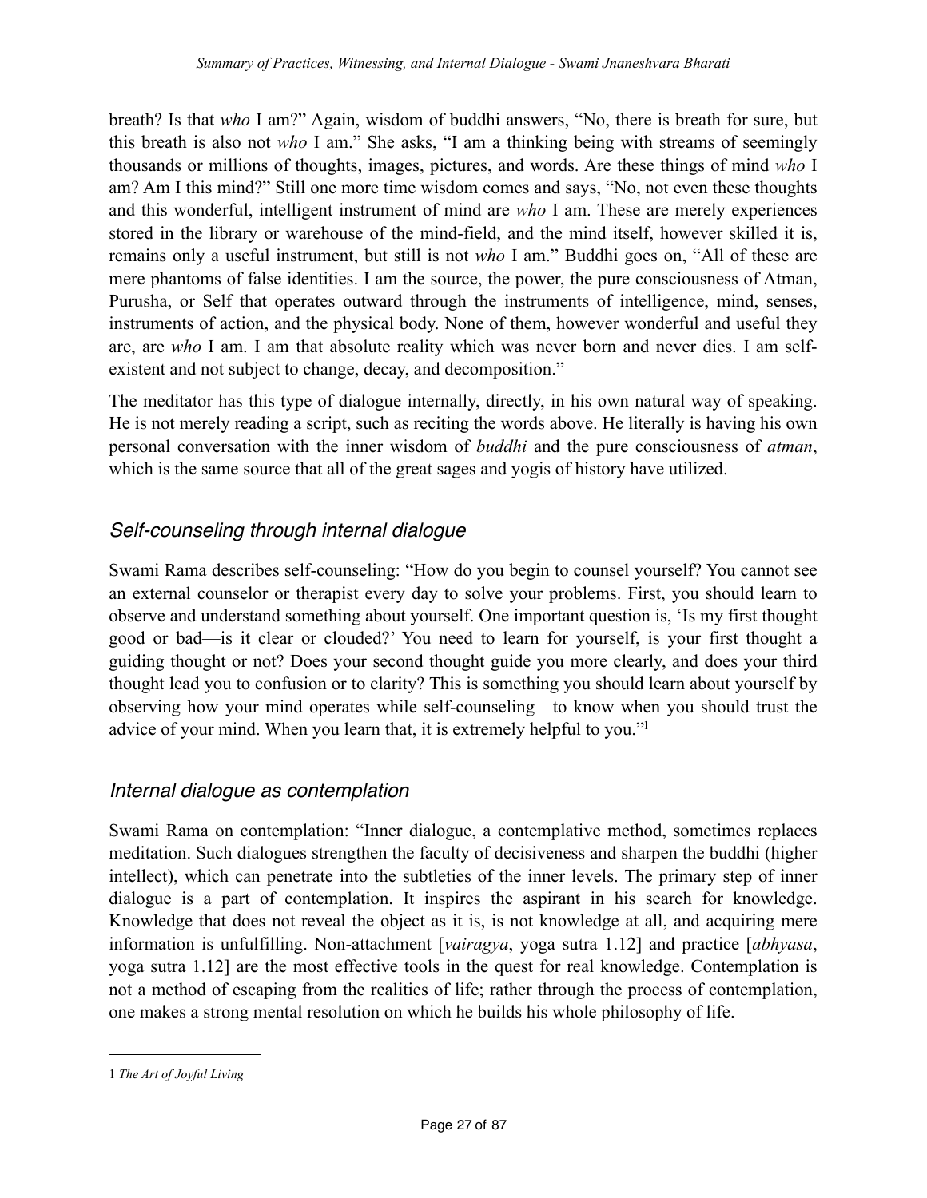breath? Is that *who* I am?" Again, wisdom of buddhi answers, "No, there is breath for sure, but this breath is also not *who* I am." She asks, "I am a thinking being with streams of seemingly thousands or millions of thoughts, images, pictures, and words. Are these things of mind *who* I am? Am I this mind?" Still one more time wisdom comes and says, "No, not even these thoughts and this wonderful, intelligent instrument of mind are *who* I am. These are merely experiences stored in the library or warehouse of the mind-field, and the mind itself, however skilled it is, remains only a useful instrument, but still is not *who* I am." Buddhi goes on, "All of these are mere phantoms of false identities. I am the source, the power, the pure consciousness of Atman, Purusha, or Self that operates outward through the instruments of intelligence, mind, senses, instruments of action, and the physical body. None of them, however wonderful and useful they are, are *who* I am. I am that absolute reality which was never born and never dies. I am self-existent and not subject to change, decay, and decomposition."

The meditator has this type of dialogue internally, directly, in his own natural way of speaking. He is not merely reading a script, such as reciting the words above. He literally is having his own personal conversation with the inner wisdom of *buddhi* and the pure consciousness of *atman*, which is the same source that all of the great sages and yogis of history have utilized.

## *Self-counseling through internal dialogue*

Swami Rama describes self-counseling: "How do you begin to counsel yourself? You cannot see an external counselor or therapist every day to solve your problems. First, you should learn to observe and understand something about yourself. One important question is, 'Is my first thought good or bad—is it clear or clouded?' You need to learn for yourself, is your first thought a guiding thought or not? Does your second thought guide you more clearly, and does your third thought lead you to confusion or to clarity? This is something you should learn about yourself by observing how your mind operates while self-counseling—to know when you should trust the advice of your mind. When you learn that, it is extremely helpful to you."[1]

## *Internal dialogue as contemplation*

Swami Rama on contemplation: "Inner dialogue, a contemplative method, sometimes replaces meditation. Such dialogues strengthen the faculty of decisiveness and sharpen the buddhi (higher intellect), which can penetrate into the subtleties of the inner levels. The primary step of inner dialogue is a part of contemplation. It inspires the aspirant in his search for knowledge. Knowledge that does not reveal the object as it is, is not knowledge at all, and acquiring mere information is unfulfilling. Non-attachment [*vairagya*, yoga sutra 1.12] and practice [*abhyasa*, yoga sutra 1.12] are the most effective tools in the quest for real knowledge. Contemplation is not a method of escaping from the realities of life; rather through the process of contemplation, one makes a strong mental resolution on which he builds his whole philosophy of life.

---

1 *The Art of Joyful Living*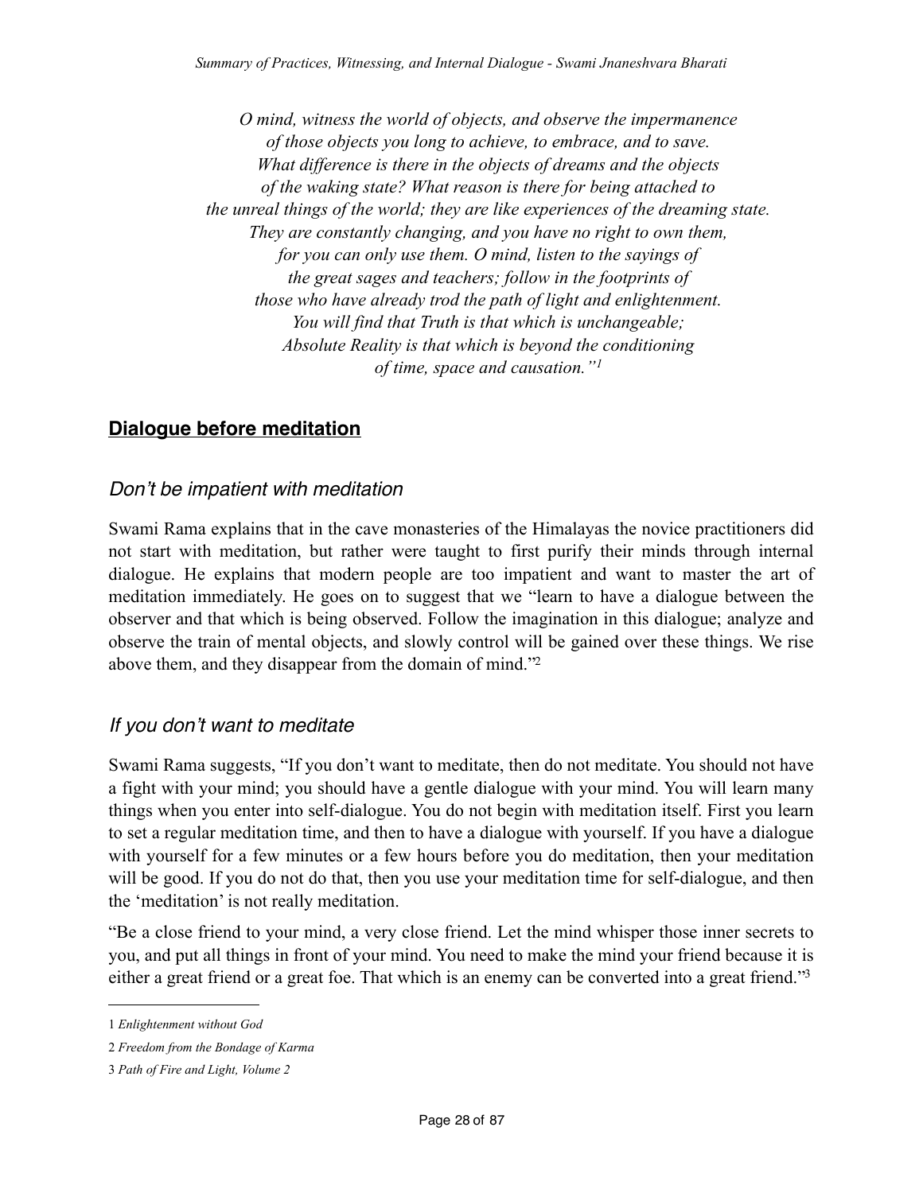*O mind, witness the world of objects, and observe the impermanence of those objects you long to achieve, to embrace, and to save. What difference is there in the objects of dreams and the objects of the waking state? What reason is there for being attached to the unreal things of the world; they are like experiences of the dreaming state. They are constantly changing, and you have no right to own them, for you can only use them. O mind, listen to the sayings of the great sages and teachers; follow in the footprints of those who have already trod the path of light and enlightenment. You will find that Truth is that which is unchangeable; Absolute Reality is that which is beyond the conditioning of time, space and causation."*[1]

## Dialogue before meditation

### *Don't be impatient with meditation*

Swami Rama explains that in the cave monasteries of the Himalayas the novice practitioners did not start with meditation, but rather were taught to first purify their minds through internal dialogue. He explains that modern people are too impatient and want to master the art of meditation immediately. He goes on to suggest that we "learn to have a dialogue between the observer and that which is being observed. Follow the imagination in this dialogue; analyze and observe the train of mental objects, and slowly control will be gained over these things. We rise above them, and they disappear from the domain of mind."[2]

### *If you don't want to meditate*

Swami Rama suggests, "If you don't want to meditate, then do not meditate. You should not have a fight with your mind; you should have a gentle dialogue with your mind. You will learn many things when you enter into self-dialogue. You do not begin with meditation itself. First you learn to set a regular meditation time, and then to have a dialogue with yourself. If you have a dialogue with yourself for a few minutes or a few hours before you do meditation, then your meditation will be good. If you do not do that, then you use your meditation time for self-dialogue, and then the 'meditation' is not really meditation.

"Be a close friend to your mind, a very close friend. Let the mind whisper those inner secrets to you, and put all things in front of your mind. You need to make the mind your friend because it is either a great friend or a great foe. That which is an enemy can be converted into a great friend."[3]

---

1 *Enlightenment without God*

2 *Freedom from the Bondage of Karma*

3 *Path of Fire and Light, Volume 2*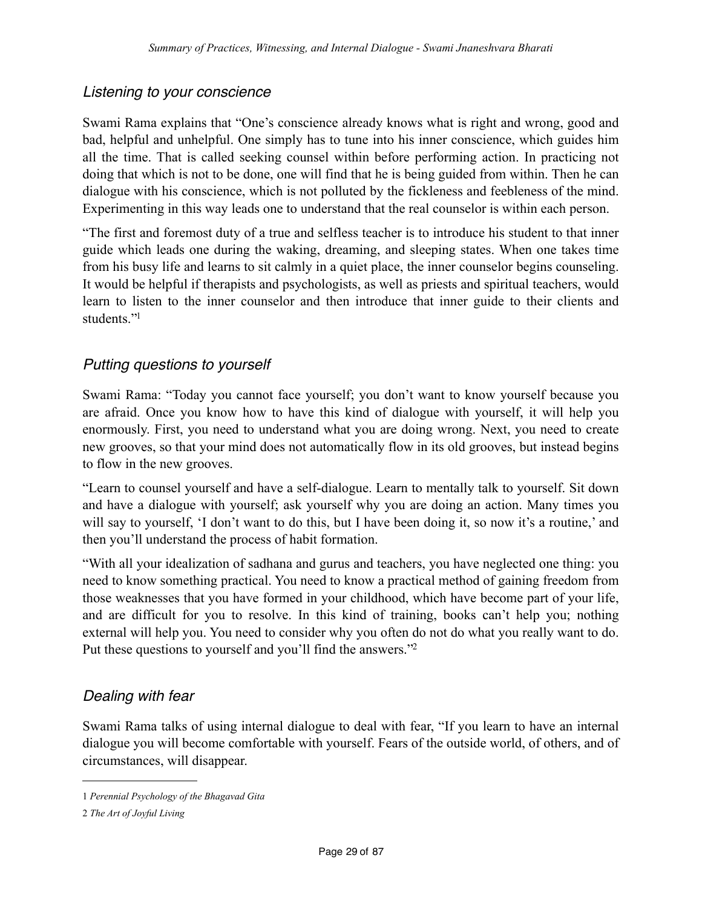## *Listening to your conscience*

Swami Rama explains that "One's conscience already knows what is right and wrong, good and bad, helpful and unhelpful. One simply has to tune into his inner conscience, which guides him all the time. That is called seeking counsel within before performing action. In practicing not doing that which is not to be done, one will find that he is being guided from within. Then he can dialogue with his conscience, which is not polluted by the fickleness and feebleness of the mind. Experimenting in this way leads one to understand that the real counselor is within each person.

"The first and foremost duty of a true and selfless teacher is to introduce his student to that inner guide which leads one during the waking, dreaming, and sleeping states. When one takes time from his busy life and learns to sit calmly in a quiet place, the inner counselor begins counseling. It would be helpful if therapists and psychologists, as well as priests and spiritual teachers, would learn to listen to the inner counselor and then introduce that inner guide to their clients and students."[1]

## *Putting questions to yourself*

Swami Rama: "Today you cannot face yourself; you don't want to know yourself because you are afraid. Once you know how to have this kind of dialogue with yourself, it will help you enormously. First, you need to understand what you are doing wrong. Next, you need to create new grooves, so that your mind does not automatically flow in its old grooves, but instead begins to flow in the new grooves.

"Learn to counsel yourself and have a self-dialogue. Learn to mentally talk to yourself. Sit down and have a dialogue with yourself; ask yourself why you are doing an action. Many times you will say to yourself, 'I don't want to do this, but I have been doing it, so now it's a routine,' and then you'll understand the process of habit formation.

"With all your idealization of sadhana and gurus and teachers, you have neglected one thing: you need to know something practical. You need to know a practical method of gaining freedom from those weaknesses that you have formed in your childhood, which have become part of your life, and are difficult for you to resolve. In this kind of training, books can't help you; nothing external will help you. You need to consider why you often do not do what you really want to do. Put these questions to yourself and you'll find the answers."[2]

## *Dealing with fear*

Swami Rama talks of using internal dialogue to deal with fear, "If you learn to have an internal dialogue you will become comfortable with yourself. Fears of the outside world, of others, and of circumstances, will disappear.

---

1 *Perennial Psychology of the Bhagavad Gita*

2 *The Art of Joyful Living*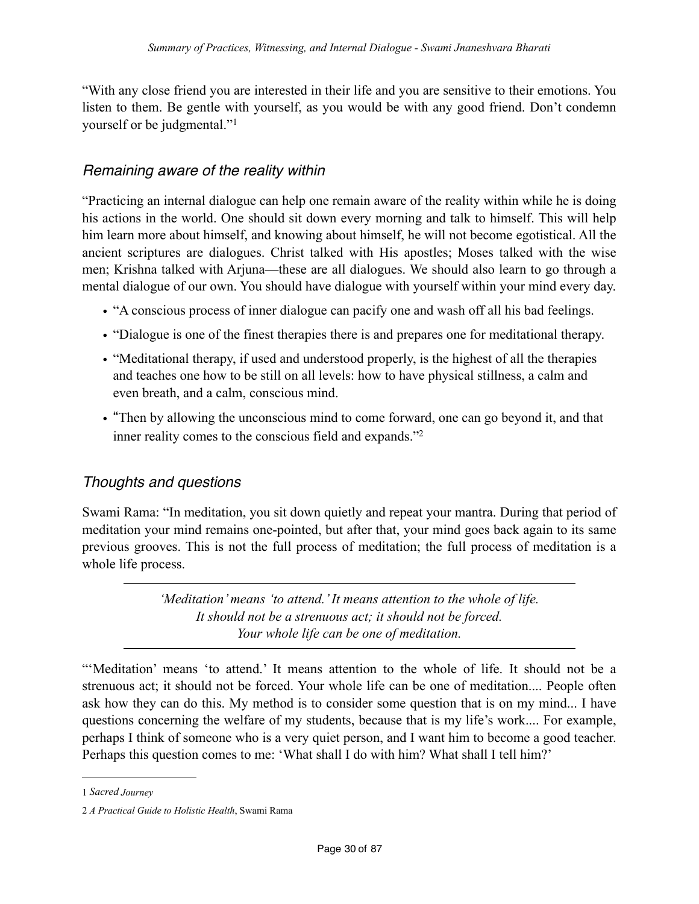"With any close friend you are interested in their life and you are sensitive to their emotions. You listen to them. Be gentle with yourself, as you would be with any good friend. Don't condemn yourself or be judgmental."[1]

### *Remaining aware of the reality within*

"Practicing an internal dialogue can help one remain aware of the reality within while he is doing his actions in the world. One should sit down every morning and talk to himself. This will help him learn more about himself, and knowing about himself, he will not become egotistical. All the ancient scriptures are dialogues. Christ talked with His apostles; Moses talked with the wise men; Krishna talked with Arjuna—these are all dialogues. We should also learn to go through a mental dialogue of our own. You should have dialogue with yourself within your mind every day.

- "A conscious process of inner dialogue can pacify one and wash off all his bad feelings.
- "Dialogue is one of the finest therapies there is and prepares one for meditational therapy.
- "Meditational therapy, if used and understood properly, is the highest of all the therapies and teaches one how to be still on all levels: how to have physical stillness, a calm and even breath, and a calm, conscious mind.
- "Then by allowing the unconscious mind to come forward, one can go beyond it, and that inner reality comes to the conscious field and expands."[2]

### *Thoughts and questions*

Swami Rama: "In meditation, you sit down quietly and repeat your mantra. During that period of meditation your mind remains one-pointed, but after that, your mind goes back again to its same previous grooves. This is not the full process of meditation; the full process of meditation is a whole life process.

---

*'Meditation' means 'to attend.' It means attention to the whole of life.*
*It should not be a strenuous act; it should not be forced.*
*Your whole life can be one of meditation.*

---

"'Meditation' means 'to attend.' It means attention to the whole of life. It should not be a strenuous act; it should not be forced. Your whole life can be one of meditation.... People often ask how they can do this. My method is to consider some question that is on my mind... I have questions concerning the welfare of my students, because that is my life's work.... For example, perhaps I think of someone who is a very quiet person, and I want him to become a good teacher. Perhaps this question comes to me: 'What shall I do with him? What shall I tell him?'

---

1 *Sacred Journey*

2 *A Practical Guide to Holistic Health*, Swami Rama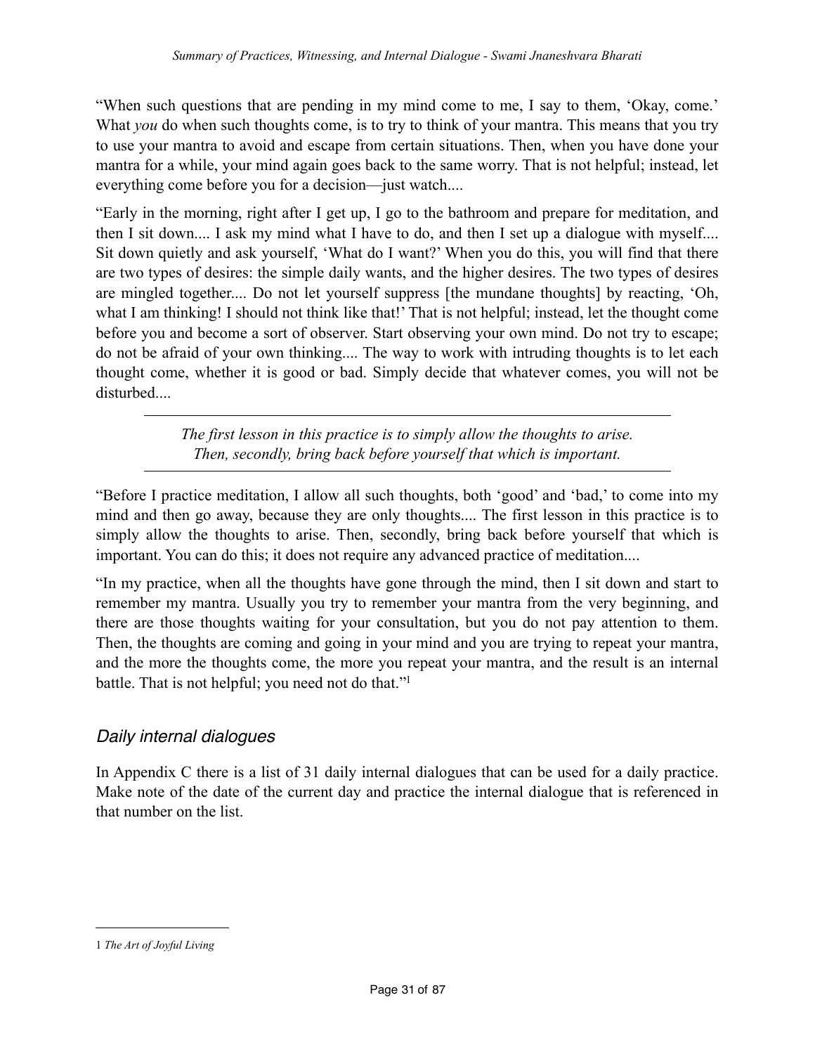"When such questions that are pending in my mind come to me, I say to them, 'Okay, come.' What *you* do when such thoughts come, is to try to think of your mantra. This means that you try to use your mantra to avoid and escape from certain situations. Then, when you have done your mantra for a while, your mind again goes back to the same worry. That is not helpful; instead, let everything come before you for a decision—just watch....

"Early in the morning, right after I get up, I go to the bathroom and prepare for meditation, and then I sit down.... I ask my mind what I have to do, and then I set up a dialogue with myself.... Sit down quietly and ask yourself, 'What do I want?' When you do this, you will find that there are two types of desires: the simple daily wants, and the higher desires. The two types of desires are mingled together.... Do not let yourself suppress [the mundane thoughts] by reacting, 'Oh, what I am thinking! I should not think like that!' That is not helpful; instead, let the thought come before you and become a sort of observer. Start observing your own mind. Do not try to escape; do not be afraid of your own thinking.... The way to work with intruding thoughts is to let each thought come, whether it is good or bad. Simply decide that whatever comes, you will not be disturbed....

---

*The first lesson in this practice is to simply allow the thoughts to arise. Then, secondly, bring back before yourself that which is important.*

---

"Before I practice meditation, I allow all such thoughts, both 'good' and 'bad,' to come into my mind and then go away, because they are only thoughts.... The first lesson in this practice is to simply allow the thoughts to arise. Then, secondly, bring back before yourself that which is important. You can do this; it does not require any advanced practice of meditation....

"In my practice, when all the thoughts have gone through the mind, then I sit down and start to remember my mantra. Usually you try to remember your mantra from the very beginning, and there are those thoughts waiting for your consultation, but you do not pay attention to them. Then, the thoughts are coming and going in your mind and you are trying to repeat your mantra, and the more the thoughts come, the more you repeat your mantra, and the result is an internal battle. That is not helpful; you need not do that."[1]

## *Daily internal dialogues*

In Appendix C there is a list of 31 daily internal dialogues that can be used for a daily practice. Make note of the date of the current day and practice the internal dialogue that is referenced in that number on the list.

---

1 *The Art of Joyful Living*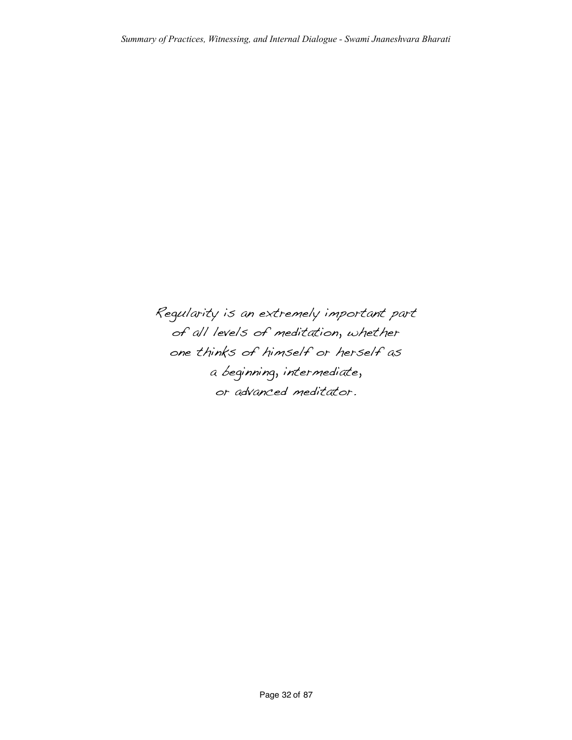*Regularity is an extremely important part of all levels of meditation, whether one thinks of himself or herself as a beginning, intermediate, or advanced meditator.*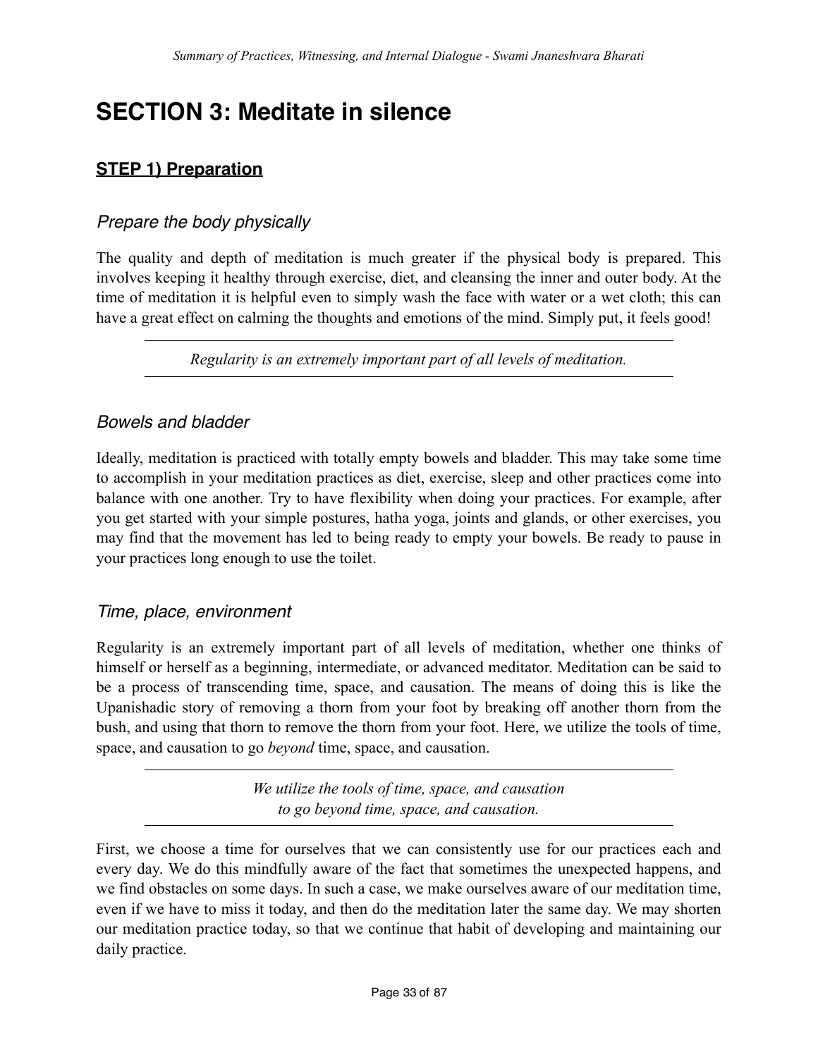# SECTION 3: Meditate in silence

## STEP 1) Preparation

### *Prepare the body physically*

The quality and depth of meditation is much greater if the physical body is prepared. This involves keeping it healthy through exercise, diet, and cleansing the inner and outer body. At the time of meditation it is helpful even to simply wash the face with water or a wet cloth; this can have a great effect on calming the thoughts and emotions of the mind. Simply put, it feels good!

---

*Regularity is an extremely important part of all levels of meditation.*

---

### *Bowels and bladder*

Ideally, meditation is practiced with totally empty bowels and bladder. This may take some time to accomplish in your meditation practices as diet, exercise, sleep and other practices come into balance with one another. Try to have flexibility when doing your practices. For example, after you get started with your simple postures, hatha yoga, joints and glands, or other exercises, you may find that the movement has led to being ready to empty your bowels. Be ready to pause in your practices long enough to use the toilet.

### *Time, place, environment*

Regularity is an extremely important part of all levels of meditation, whether one thinks of himself or herself as a beginning, intermediate, or advanced meditator. Meditation can be said to be a process of transcending time, space, and causation. The means of doing this is like the Upanishadic story of removing a thorn from your foot by breaking off another thorn from the bush, and using that thorn to remove the thorn from your foot. Here, we utilize the tools of time, space, and causation to go *beyond* time, space, and causation.

---

*We utilize the tools of time, space, and causation*
*to go beyond time, space, and causation.*

---

First, we choose a time for ourselves that we can consistently use for our practices each and every day. We do this mindfully aware of the fact that sometimes the unexpected happens, and we find obstacles on some days. In such a case, we make ourselves aware of our meditation time, even if we have to miss it today, and then do the meditation later the same day. We may shorten our meditation practice today, so that we continue that habit of developing and maintaining our daily practice.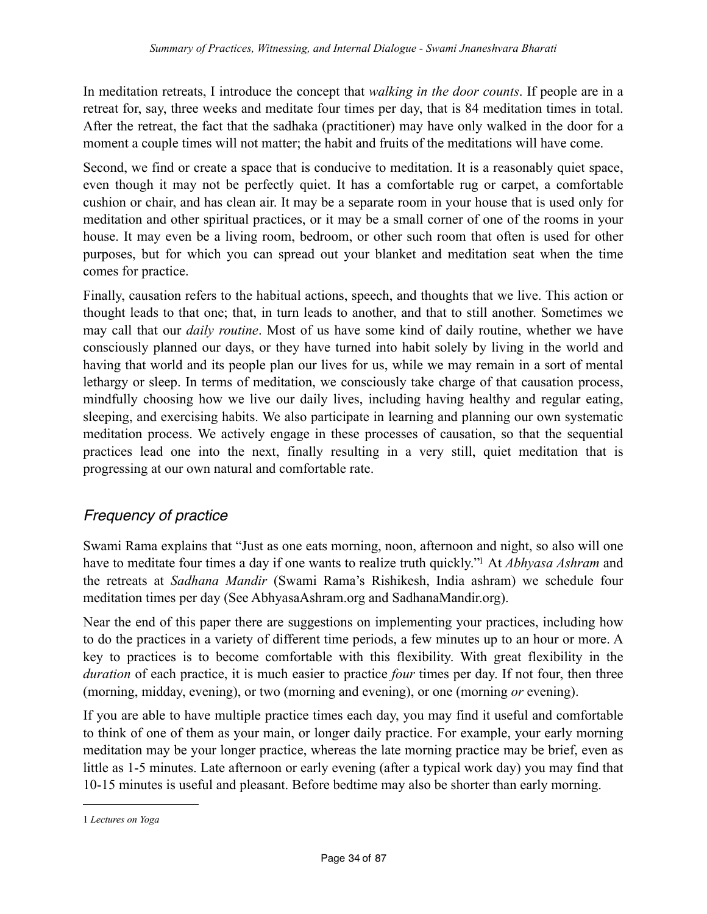In meditation retreats, I introduce the concept that *walking in the door counts*. If people are in a retreat for, say, three weeks and meditate four times per day, that is 84 meditation times in total. After the retreat, the fact that the sadhaka (practitioner) may have only walked in the door for a moment a couple times will not matter; the habit and fruits of the meditations will have come.

Second, we find or create a space that is conducive to meditation. It is a reasonably quiet space, even though it may not be perfectly quiet. It has a comfortable rug or carpet, a comfortable cushion or chair, and has clean air. It may be a separate room in your house that is used only for meditation and other spiritual practices, or it may be a small corner of one of the rooms in your house. It may even be a living room, bedroom, or other such room that often is used for other purposes, but for which you can spread out your blanket and meditation seat when the time comes for practice.

Finally, causation refers to the habitual actions, speech, and thoughts that we live. This action or thought leads to that one; that, in turn leads to another, and that to still another. Sometimes we may call that our *daily routine*. Most of us have some kind of daily routine, whether we have consciously planned our days, or they have turned into habit solely by living in the world and having that world and its people plan our lives for us, while we may remain in a sort of mental lethargy or sleep. In terms of meditation, we consciously take charge of that causation process, mindfully choosing how we live our daily lives, including having healthy and regular eating, sleeping, and exercising habits. We also participate in learning and planning our own systematic meditation process. We actively engage in these processes of causation, so that the sequential practices lead one into the next, finally resulting in a very still, quiet meditation that is progressing at our own natural and comfortable rate.

## *Frequency of practice*

Swami Rama explains that "Just as one eats morning, noon, afternoon and night, so also will one have to meditate four times a day if one wants to realize truth quickly."[1] At *Abhyasa Ashram* and the retreats at *Sadhana Mandir* (Swami Rama's Rishikesh, India ashram) we schedule four meditation times per day (See AbhyasaAshram.org and SadhanaMandir.org).

Near the end of this paper there are suggestions on implementing your practices, including how to do the practices in a variety of different time periods, a few minutes up to an hour or more. A key to practices is to become comfortable with this flexibility. With great flexibility in the *duration* of each practice, it is much easier to practice *four* times per day. If not four, then three (morning, midday, evening), or two (morning and evening), or one (morning *or* evening).

If you are able to have multiple practice times each day, you may find it useful and comfortable to think of one of them as your main, or longer daily practice. For example, your early morning meditation may be your longer practice, whereas the late morning practice may be brief, even as little as 1-5 minutes. Late afternoon or early evening (after a typical work day) you may find that 10-15 minutes is useful and pleasant. Before bedtime may also be shorter than early morning.

---

1 *Lectures on Yoga*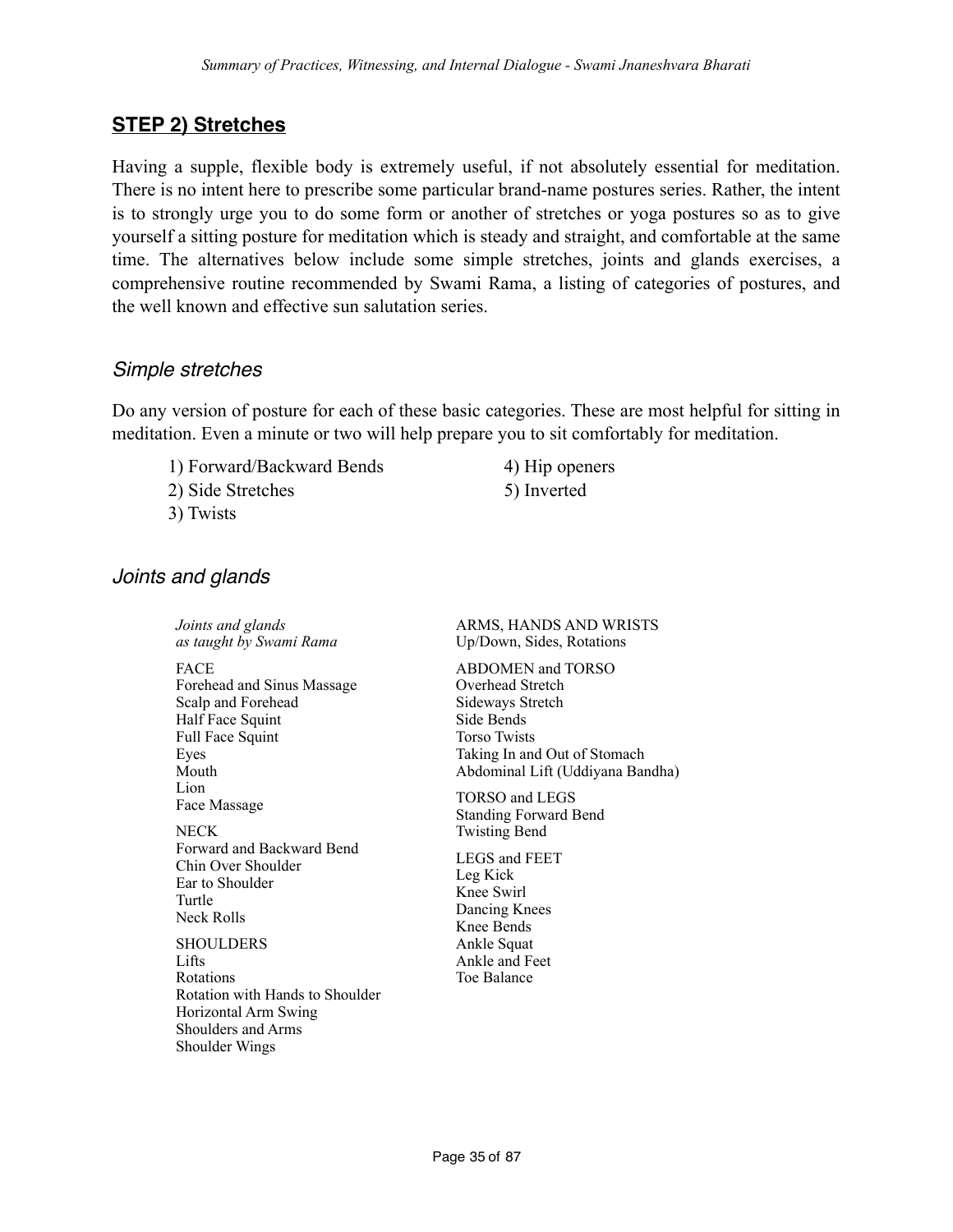## **STEP 2) Stretches**

Having a supple, flexible body is extremely useful, if not absolutely essential for meditation. There is no intent here to prescribe some particular brand-name postures series. Rather, the intent is to strongly urge you to do some form or another of stretches or yoga postures so as to give yourself a sitting posture for meditation which is steady and straight, and comfortable at the same time. The alternatives below include some simple stretches, joints and glands exercises, a comprehensive routine recommended by Swami Rama, a listing of categories of postures, and the well known and effective sun salutation series.

### *Simple stretches*

Do any version of posture for each of these basic categories. These are most helpful for sitting in meditation. Even a minute or two will help prepare you to sit comfortably for meditation.

1) Forward/Backward Bends
2) Side Stretches
3) Twists
4) Hip openers
5) Inverted

### *Joints and glands*

*Joints and glands*
*as taught by Swami Rama*

FACE
Forehead and Sinus Massage
Scalp and Forehead
Half Face Squint
Full Face Squint
Eyes
Mouth
Lion
Face Massage

NECK
Forward and Backward Bend
Chin Over Shoulder
Ear to Shoulder
Turtle
Neck Rolls

SHOULDERS
Lifts
Rotations
Rotation with Hands to Shoulder
Horizontal Arm Swing
Shoulders and Arms
Shoulder Wings

ARMS, HANDS AND WRISTS
Up/Down, Sides, Rotations

ABDOMEN and TORSO
Overhead Stretch
Sideways Stretch
Side Bends
Torso Twists
Taking In and Out of Stomach
Abdominal Lift (Uddiyana Bandha)

TORSO and LEGS
Standing Forward Bend
Twisting Bend

LEGS and FEET
Leg Kick
Knee Swirl
Dancing Knees
Knee Bends
Ankle Squat
Ankle and Feet
Toe Balance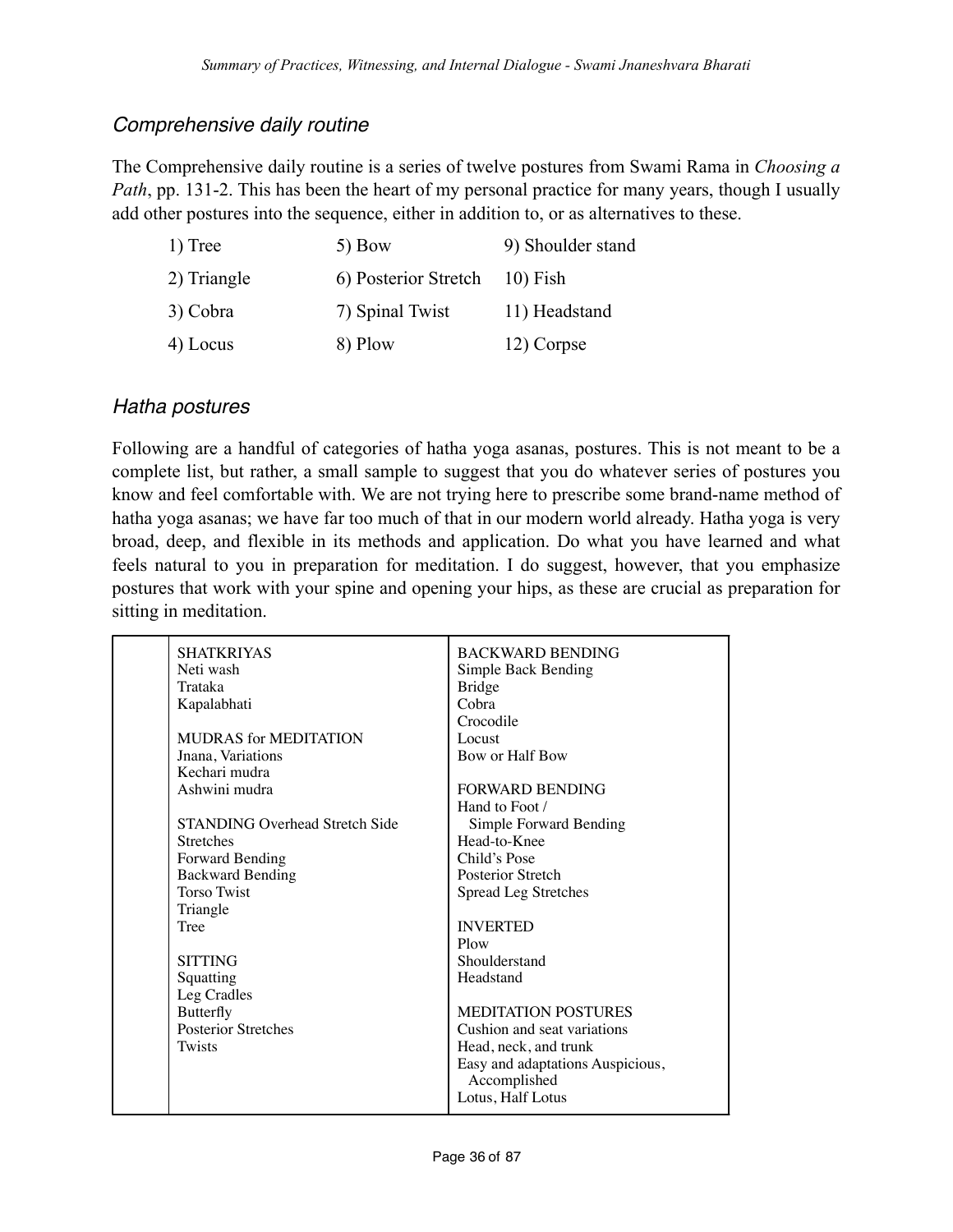## *Comprehensive daily routine*

The Comprehensive daily routine is a series of twelve postures from Swami Rama in *Choosing a Path*, pp. 131-2. This has been the heart of my personal practice for many years, though I usually add other postures into the sequence, either in addition to, or as alternatives to these.

| | | |
|---|---|---|
| 1) Tree | 5) Bow | 9) Shoulder stand |
| 2) Triangle | 6) Posterior Stretch | 10) Fish |
| 3) Cobra | 7) Spinal Twist | 11) Headstand |
| 4) Locus | 8) Plow | 12) Corpse |

## *Hatha postures*

Following are a handful of categories of hatha yoga asanas, postures. This is not meant to be a complete list, but rather, a small sample to suggest that you do whatever series of postures you know and feel comfortable with. We are not trying here to prescribe some brand-name method of hatha yoga asanas; we have far too much of that in our modern world already. Hatha yoga is very broad, deep, and flexible in its methods and application. Do what you have learned and what feels natural to you in preparation for meditation. I do suggest, however, that you emphasize postures that work with your spine and opening your hips, as these are crucial as preparation for sitting in meditation.

| | | |
|---|---|---|
| | SHATKRIYAS<br>Neti wash<br>Trataka<br>Kapalabhati<br><br>MUDRAS for MEDITATION<br>Jnana, Variations<br>Kechari mudra<br>Ashwini mudra<br><br>STANDING Overhead Stretch Side Stretches<br>Forward Bending<br>Backward Bending<br>Torso Twist<br>Triangle<br>Tree<br><br>SITTING<br>Squatting<br>Leg Cradles<br>Butterfly<br>Posterior Stretches<br>Twists | BACKWARD BENDING<br>Simple Back Bending<br>Bridge<br>Cobra<br>Crocodile<br>Locust<br>Bow or Half Bow<br><br>FORWARD BENDING<br>Hand to Foot / Simple Forward Bending<br>Head-to-Knee<br>Child's Pose<br>Posterior Stretch<br>Spread Leg Stretches<br><br>INVERTED<br>Plow<br>Shoulderstand<br>Headstand<br><br>MEDITATION POSTURES<br>Cushion and seat variations<br>Head, neck, and trunk<br>Easy and adaptations Auspicious, Accomplished<br>Lotus, Half Lotus |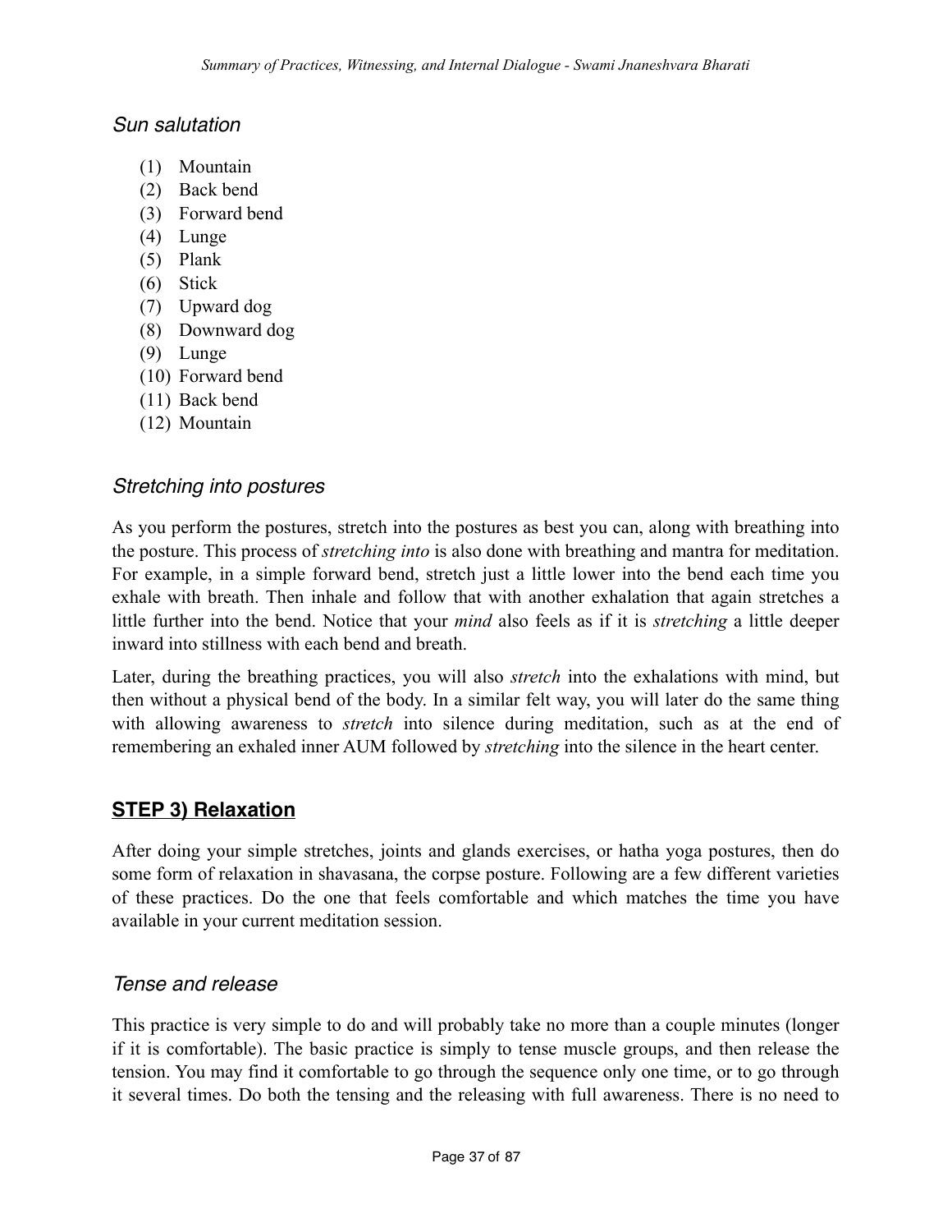### *Sun salutation*

(1) Mountain
(2) Back bend
(3) Forward bend
(4) Lunge
(5) Plank
(6) Stick
(7) Upward dog
(8) Downward dog
(9) Lunge
(10) Forward bend
(11) Back bend
(12) Mountain

### *Stretching into postures*

As you perform the postures, stretch into the postures as best you can, along with breathing into the posture. This process of *stretching into* is also done with breathing and mantra for meditation. For example, in a simple forward bend, stretch just a little lower into the bend each time you exhale with breath. Then inhale and follow that with another exhalation that again stretches a little further into the bend. Notice that your *mind* also feels as if it is *stretching* a little deeper inward into stillness with each bend and breath.

Later, during the breathing practices, you will also *stretch* into the exhalations with mind, but then without a physical bend of the body. In a similar felt way, you will later do the same thing with allowing awareness to *stretch* into silence during meditation, such as at the end of remembering an exhaled inner AUM followed by *stretching* into the silence in the heart center.

## **STEP 3) Relaxation**

After doing your simple stretches, joints and glands exercises, or hatha yoga postures, then do some form of relaxation in shavasana, the corpse posture. Following are a few different varieties of these practices. Do the one that feels comfortable and which matches the time you have available in your current meditation session.

### *Tense and release*

This practice is very simple to do and will probably take no more than a couple minutes (longer if it is comfortable). The basic practice is simply to tense muscle groups, and then release the tension. You may find it comfortable to go through the sequence only one time, or to go through it several times. Do both the tensing and the releasing with full awareness. There is no need to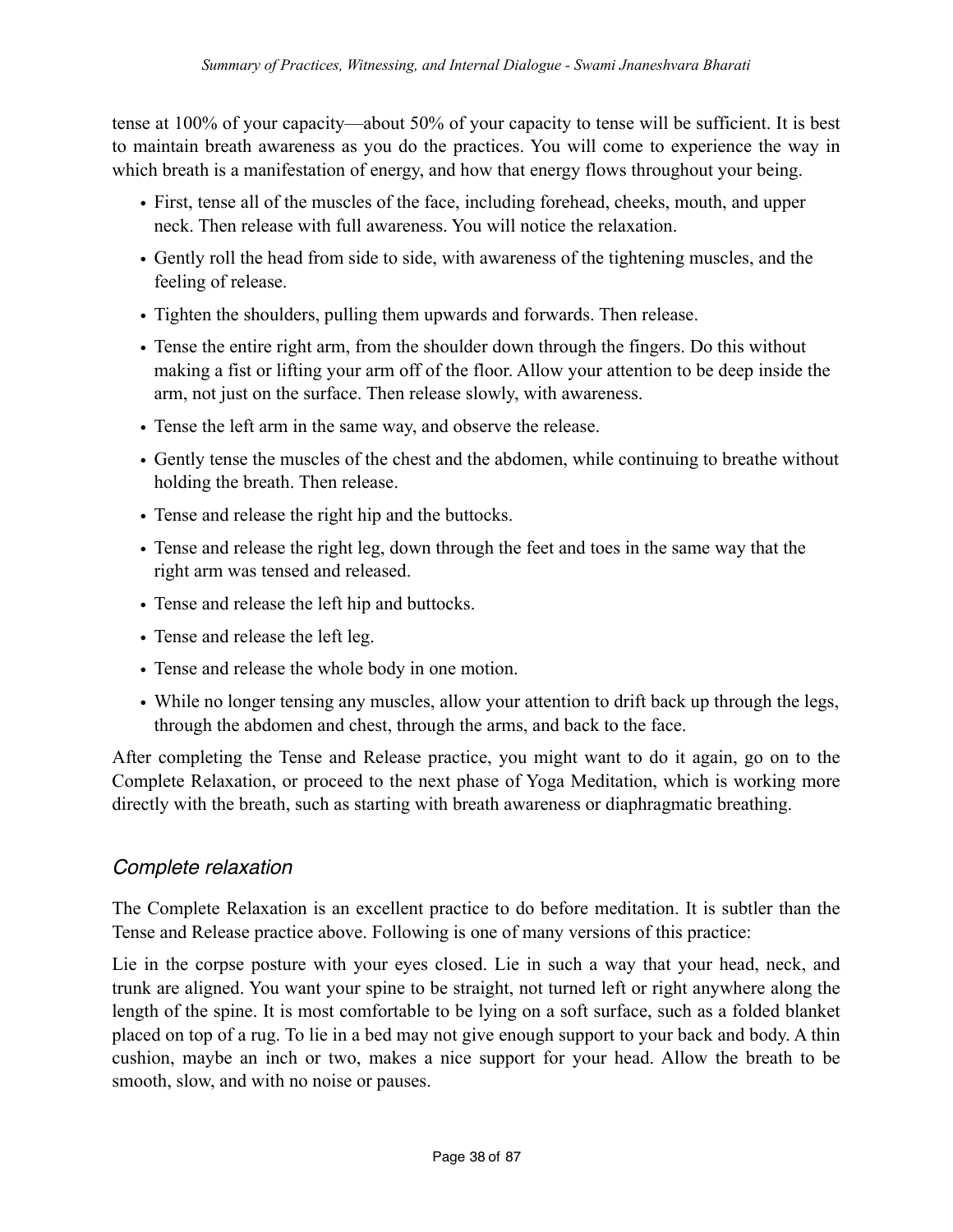tense at 100% of your capacity—about 50% of your capacity to tense will be sufficient. It is best to maintain breath awareness as you do the practices. You will come to experience the way in which breath is a manifestation of energy, and how that energy flows throughout your being.

- First, tense all of the muscles of the face, including forehead, cheeks, mouth, and upper neck. Then release with full awareness. You will notice the relaxation.
- Gently roll the head from side to side, with awareness of the tightening muscles, and the feeling of release.
- Tighten the shoulders, pulling them upwards and forwards. Then release.
- Tense the entire right arm, from the shoulder down through the fingers. Do this without making a fist or lifting your arm off of the floor. Allow your attention to be deep inside the arm, not just on the surface. Then release slowly, with awareness.
- Tense the left arm in the same way, and observe the release.
- Gently tense the muscles of the chest and the abdomen, while continuing to breathe without holding the breath. Then release.
- Tense and release the right hip and the buttocks.
- Tense and release the right leg, down through the feet and toes in the same way that the right arm was tensed and released.
- Tense and release the left hip and buttocks.
- Tense and release the left leg.
- Tense and release the whole body in one motion.
- While no longer tensing any muscles, allow your attention to drift back up through the legs, through the abdomen and chest, through the arms, and back to the face.

After completing the Tense and Release practice, you might want to do it again, go on to the Complete Relaxation, or proceed to the next phase of Yoga Meditation, which is working more directly with the breath, such as starting with breath awareness or diaphragmatic breathing.

## *Complete relaxation*

The Complete Relaxation is an excellent practice to do before meditation. It is subtler than the Tense and Release practice above. Following is one of many versions of this practice:

Lie in the corpse posture with your eyes closed. Lie in such a way that your head, neck, and trunk are aligned. You want your spine to be straight, not turned left or right anywhere along the length of the spine. It is most comfortable to be lying on a soft surface, such as a folded blanket placed on top of a rug. To lie in a bed may not give enough support to your back and body. A thin cushion, maybe an inch or two, makes a nice support for your head. Allow the breath to be smooth, slow, and with no noise or pauses.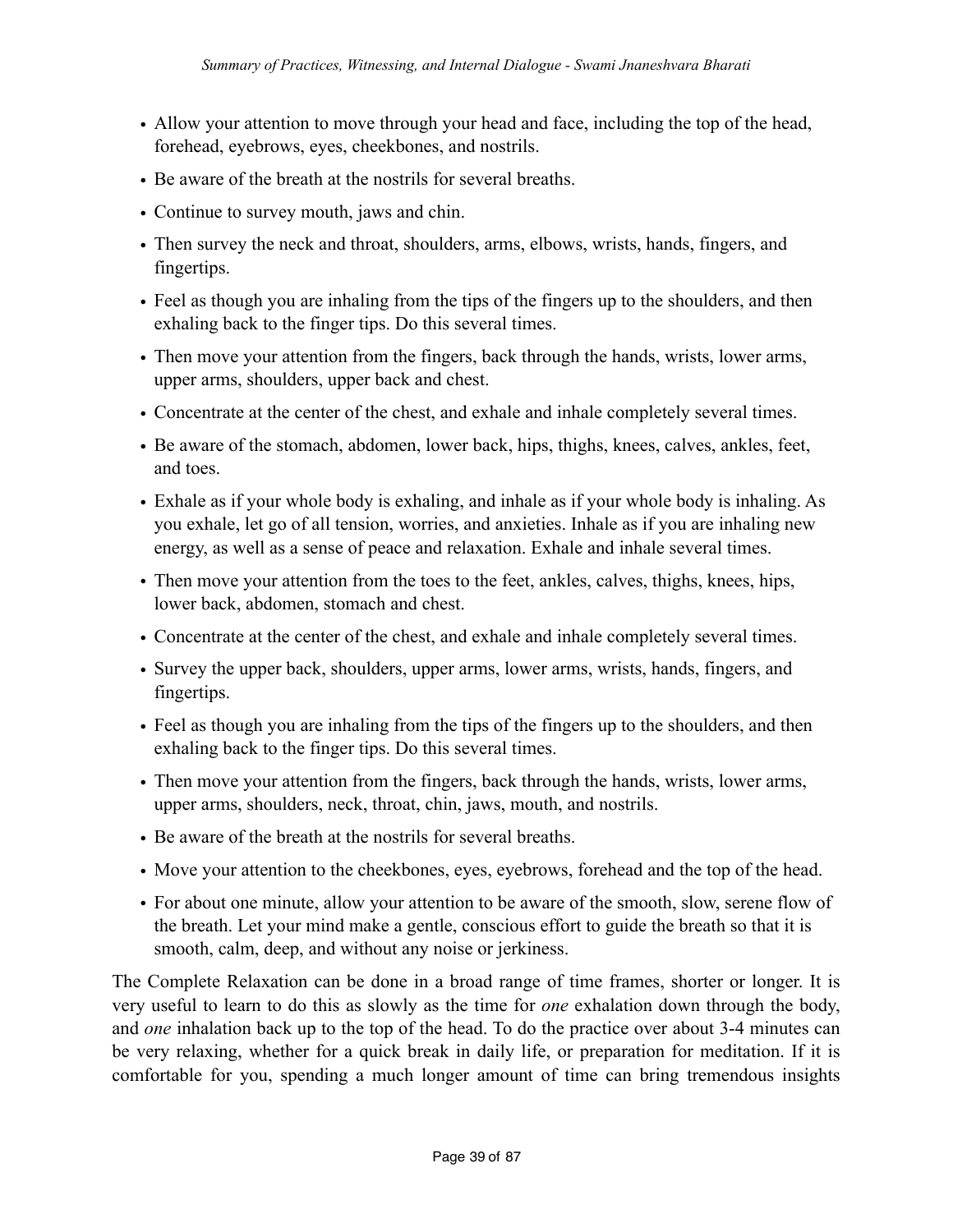- Allow your attention to move through your head and face, including the top of the head, forehead, eyebrows, eyes, cheekbones, and nostrils.
- Be aware of the breath at the nostrils for several breaths.
- Continue to survey mouth, jaws and chin.
- Then survey the neck and throat, shoulders, arms, elbows, wrists, hands, fingers, and fingertips.
- Feel as though you are inhaling from the tips of the fingers up to the shoulders, and then exhaling back to the finger tips. Do this several times.
- Then move your attention from the fingers, back through the hands, wrists, lower arms, upper arms, shoulders, upper back and chest.
- Concentrate at the center of the chest, and exhale and inhale completely several times.
- Be aware of the stomach, abdomen, lower back, hips, thighs, knees, calves, ankles, feet, and toes.
- Exhale as if your whole body is exhaling, and inhale as if your whole body is inhaling. As you exhale, let go of all tension, worries, and anxieties. Inhale as if you are inhaling new energy, as well as a sense of peace and relaxation. Exhale and inhale several times.
- Then move your attention from the toes to the feet, ankles, calves, thighs, knees, hips, lower back, abdomen, stomach and chest.
- Concentrate at the center of the chest, and exhale and inhale completely several times.
- Survey the upper back, shoulders, upper arms, lower arms, wrists, hands, fingers, and fingertips.
- Feel as though you are inhaling from the tips of the fingers up to the shoulders, and then exhaling back to the finger tips. Do this several times.
- Then move your attention from the fingers, back through the hands, wrists, lower arms, upper arms, shoulders, neck, throat, chin, jaws, mouth, and nostrils.
- Be aware of the breath at the nostrils for several breaths.
- Move your attention to the cheekbones, eyes, eyebrows, forehead and the top of the head.
- For about one minute, allow your attention to be aware of the smooth, slow, serene flow of the breath. Let your mind make a gentle, conscious effort to guide the breath so that it is smooth, calm, deep, and without any noise or jerkiness.

The Complete Relaxation can be done in a broad range of time frames, shorter or longer. It is very useful to learn to do this as slowly as the time for *one* exhalation down through the body, and *one* inhalation back up to the top of the head. To do the practice over about 3-4 minutes can be very relaxing, whether for a quick break in daily life, or preparation for meditation. If it is comfortable for you, spending a much longer amount of time can bring tremendous insights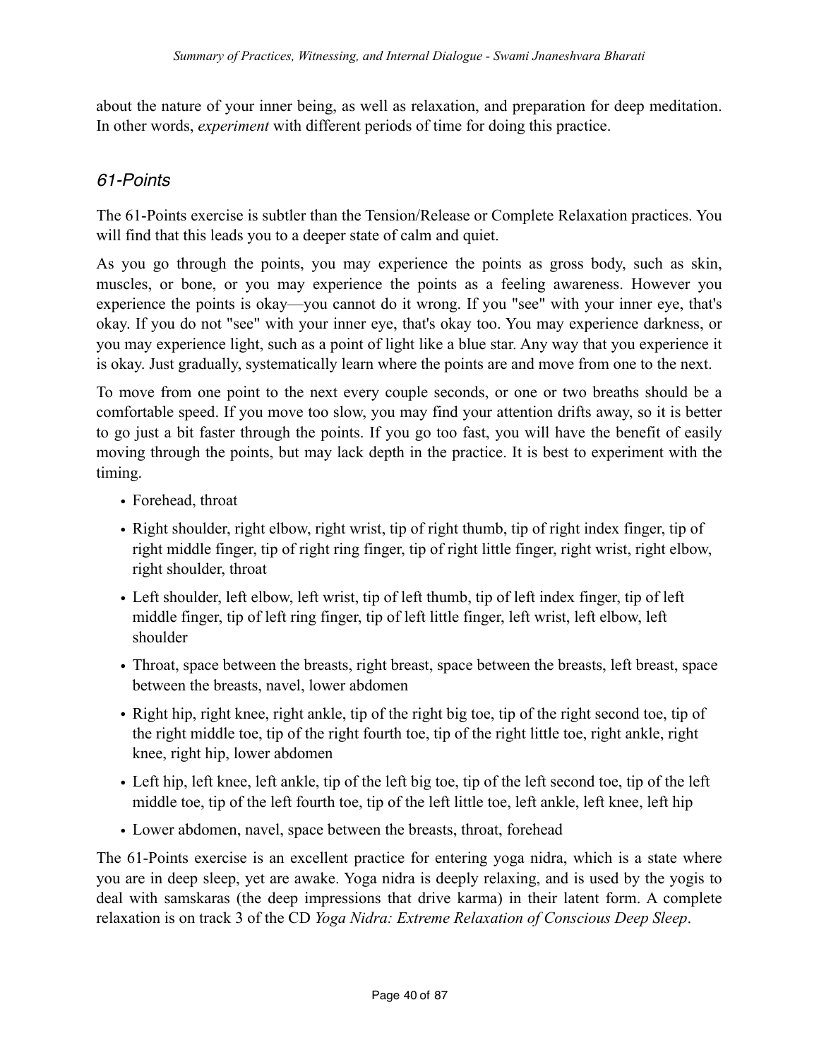about the nature of your inner being, as well as relaxation, and preparation for deep meditation. In other words, *experiment* with different periods of time for doing this practice.

## *61-Points*

The 61-Points exercise is subtler than the Tension/Release or Complete Relaxation practices. You will find that this leads you to a deeper state of calm and quiet.

As you go through the points, you may experience the points as gross body, such as skin, muscles, or bone, or you may experience the points as a feeling awareness. However you experience the points is okay—you cannot do it wrong. If you "see" with your inner eye, that's okay. If you do not "see" with your inner eye, that's okay too. You may experience darkness, or you may experience light, such as a point of light like a blue star. Any way that you experience it is okay. Just gradually, systematically learn where the points are and move from one to the next.

To move from one point to the next every couple seconds, or one or two breaths should be a comfortable speed. If you move too slow, you may find your attention drifts away, so it is better to go just a bit faster through the points. If you go too fast, you will have the benefit of easily moving through the points, but may lack depth in the practice. It is best to experiment with the timing.

- Forehead, throat
- Right shoulder, right elbow, right wrist, tip of right thumb, tip of right index finger, tip of right middle finger, tip of right ring finger, tip of right little finger, right wrist, right elbow, right shoulder, throat
- Left shoulder, left elbow, left wrist, tip of left thumb, tip of left index finger, tip of left middle finger, tip of left ring finger, tip of left little finger, left wrist, left elbow, left shoulder
- Throat, space between the breasts, right breast, space between the breasts, left breast, space between the breasts, navel, lower abdomen
- Right hip, right knee, right ankle, tip of the right big toe, tip of the right second toe, tip of the right middle toe, tip of the right fourth toe, tip of the right little toe, right ankle, right knee, right hip, lower abdomen
- Left hip, left knee, left ankle, tip of the left big toe, tip of the left second toe, tip of the left middle toe, tip of the left fourth toe, tip of the left little toe, left ankle, left knee, left hip
- Lower abdomen, navel, space between the breasts, throat, forehead

The 61-Points exercise is an excellent practice for entering yoga nidra, which is a state where you are in deep sleep, yet are awake. Yoga nidra is deeply relaxing, and is used by the yogis to deal with samskaras (the deep impressions that drive karma) in their latent form. A complete relaxation is on track 3 of the CD *Yoga Nidra: Extreme Relaxation of Conscious Deep Sleep*.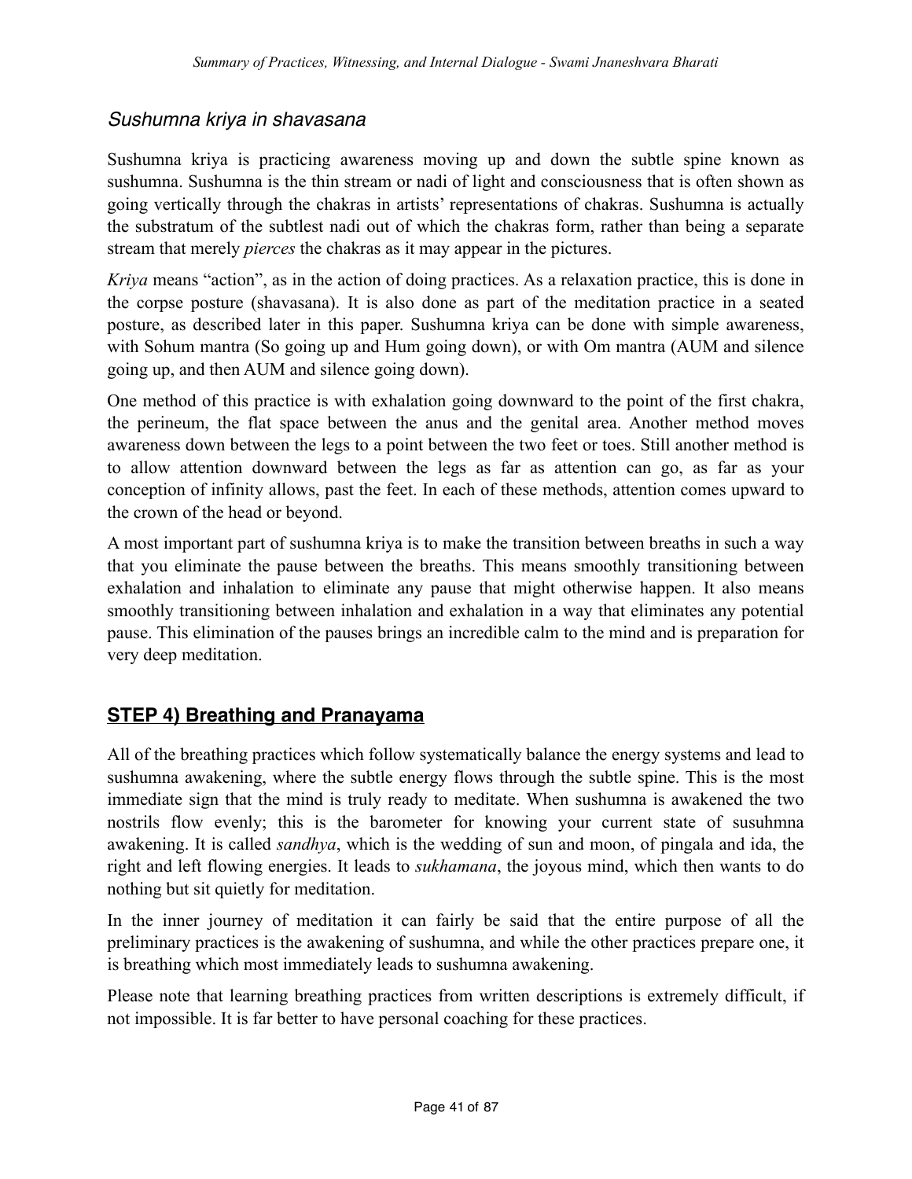### *Sushumna kriya in shavasana*

Sushumna kriya is practicing awareness moving up and down the subtle spine known as sushumna. Sushumna is the thin stream or nadi of light and consciousness that is often shown as going vertically through the chakras in artists' representations of chakras. Sushumna is actually the substratum of the subtlest nadi out of which the chakras form, rather than being a separate stream that merely *pierces* the chakras as it may appear in the pictures.

*Kriya* means "action", as in the action of doing practices. As a relaxation practice, this is done in the corpse posture (shavasana). It is also done as part of the meditation practice in a seated posture, as described later in this paper. Sushumna kriya can be done with simple awareness, with Sohum mantra (So going up and Hum going down), or with Om mantra (AUM and silence going up, and then AUM and silence going down).

One method of this practice is with exhalation going downward to the point of the first chakra, the perineum, the flat space between the anus and the genital area. Another method moves awareness down between the legs to a point between the two feet or toes. Still another method is to allow attention downward between the legs as far as attention can go, as far as your conception of infinity allows, past the feet. In each of these methods, attention comes upward to the crown of the head or beyond.

A most important part of sushumna kriya is to make the transition between breaths in such a way that you eliminate the pause between the breaths. This means smoothly transitioning between exhalation and inhalation to eliminate any pause that might otherwise happen. It also means smoothly transitioning between inhalation and exhalation in a way that eliminates any potential pause. This elimination of the pauses brings an incredible calm to the mind and is preparation for very deep meditation.

## **STEP 4) Breathing and Pranayama**

All of the breathing practices which follow systematically balance the energy systems and lead to sushumna awakening, where the subtle energy flows through the subtle spine. This is the most immediate sign that the mind is truly ready to meditate. When sushumna is awakened the two nostrils flow evenly; this is the barometer for knowing your current state of susuhmna awakening. It is called *sandhya*, which is the wedding of sun and moon, of pingala and ida, the right and left flowing energies. It leads to *sukhamana*, the joyous mind, which then wants to do nothing but sit quietly for meditation.

In the inner journey of meditation it can fairly be said that the entire purpose of all the preliminary practices is the awakening of sushumna, and while the other practices prepare one, it is breathing which most immediately leads to sushumna awakening.

Please note that learning breathing practices from written descriptions is extremely difficult, if not impossible. It is far better to have personal coaching for these practices.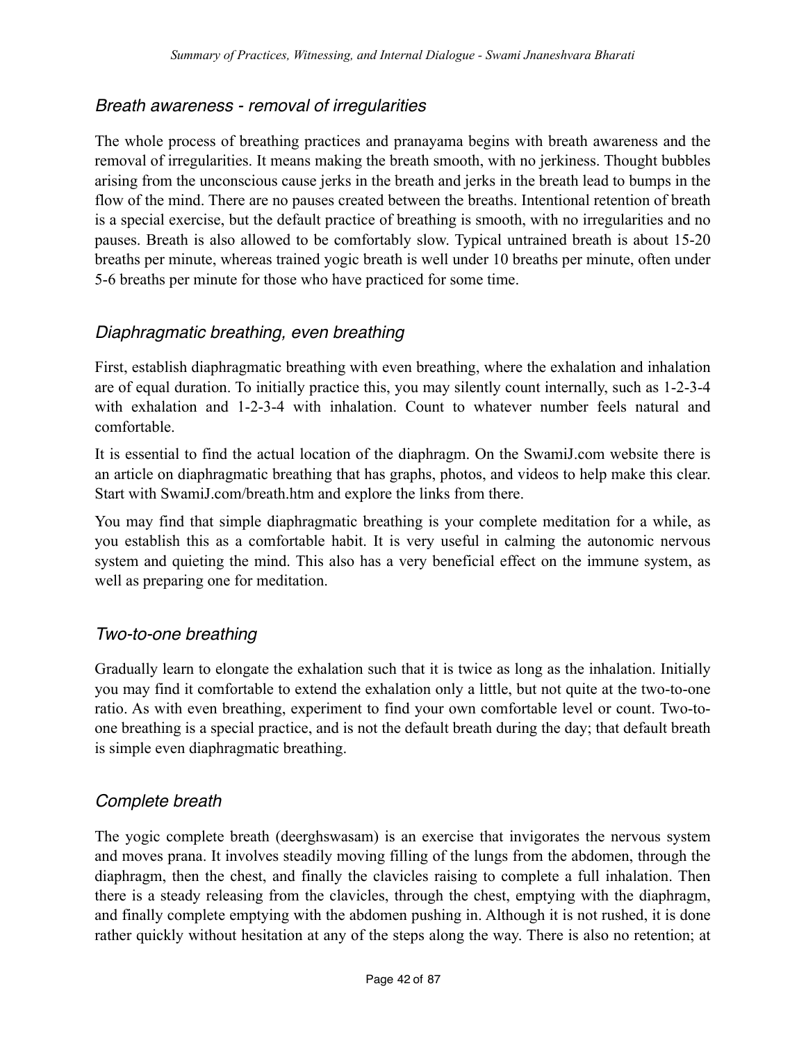### *Breath awareness - removal of irregularities*

The whole process of breathing practices and pranayama begins with breath awareness and the removal of irregularities. It means making the breath smooth, with no jerkiness. Thought bubbles arising from the unconscious cause jerks in the breath and jerks in the breath lead to bumps in the flow of the mind. There are no pauses created between the breaths. Intentional retention of breath is a special exercise, but the default practice of breathing is smooth, with no irregularities and no pauses. Breath is also allowed to be comfortably slow. Typical untrained breath is about 15-20 breaths per minute, whereas trained yogic breath is well under 10 breaths per minute, often under 5-6 breaths per minute for those who have practiced for some time.

### *Diaphragmatic breathing, even breathing*

First, establish diaphragmatic breathing with even breathing, where the exhalation and inhalation are of equal duration. To initially practice this, you may silently count internally, such as 1-2-3-4 with exhalation and 1-2-3-4 with inhalation. Count to whatever number feels natural and comfortable.

It is essential to find the actual location of the diaphragm. On the SwamiJ.com website there is an article on diaphragmatic breathing that has graphs, photos, and videos to help make this clear. Start with SwamiJ.com/breath.htm and explore the links from there.

You may find that simple diaphragmatic breathing is your complete meditation for a while, as you establish this as a comfortable habit. It is very useful in calming the autonomic nervous system and quieting the mind. This also has a very beneficial effect on the immune system, as well as preparing one for meditation.

### *Two-to-one breathing*

Gradually learn to elongate the exhalation such that it is twice as long as the inhalation. Initially you may find it comfortable to extend the exhalation only a little, but not quite at the two-to-one ratio. As with even breathing, experiment to find your own comfortable level or count. Two-to-one breathing is a special practice, and is not the default breath during the day; that default breath is simple even diaphragmatic breathing.

### *Complete breath*

The yogic complete breath (deerghswasam) is an exercise that invigorates the nervous system and moves prana. It involves steadily moving filling of the lungs from the abdomen, through the diaphragm, then the chest, and finally the clavicles raising to complete a full inhalation. Then there is a steady releasing from the clavicles, through the chest, emptying with the diaphragm, and finally complete emptying with the abdomen pushing in. Although it is not rushed, it is done rather quickly without hesitation at any of the steps along the way. There is also no retention; at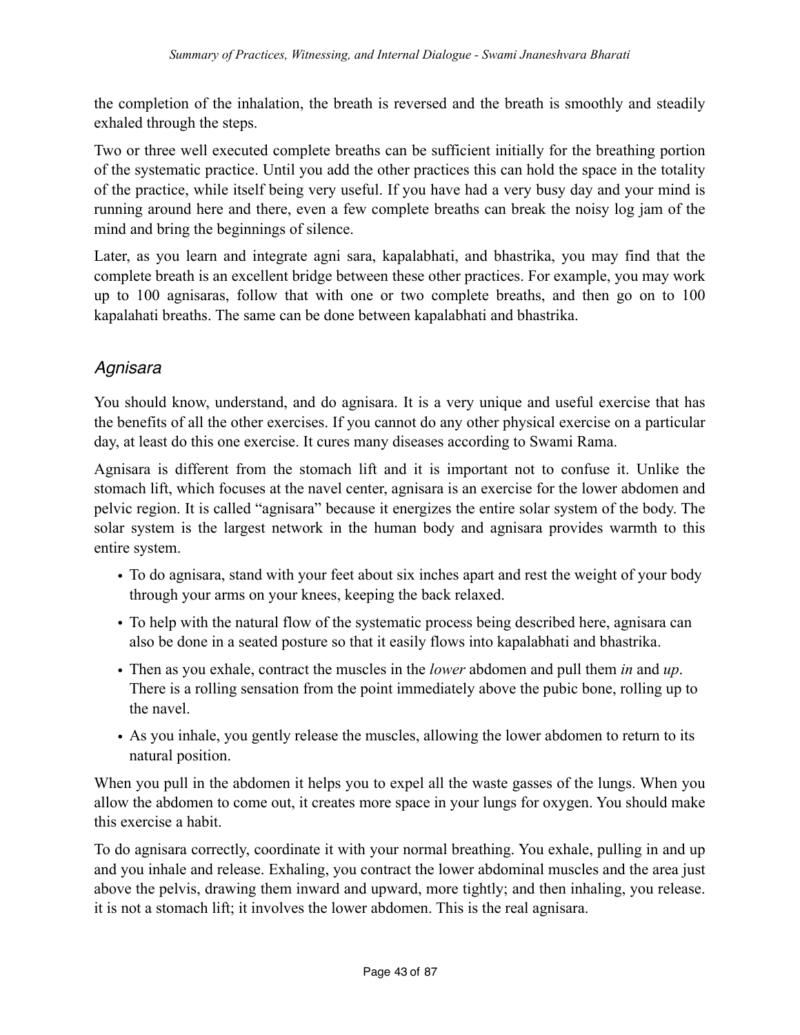the completion of the inhalation, the breath is reversed and the breath is smoothly and steadily exhaled through the steps.

Two or three well executed complete breaths can be sufficient initially for the breathing portion of the systematic practice. Until you add the other practices this can hold the space in the totality of the practice, while itself being very useful. If you have had a very busy day and your mind is running around here and there, even a few complete breaths can break the noisy log jam of the mind and bring the beginnings of silence.

Later, as you learn and integrate agni sara, kapalabhati, and bhastrika, you may find that the complete breath is an excellent bridge between these other practices. For example, you may work up to 100 agnisaras, follow that with one or two complete breaths, and then go on to 100 kapalahati breaths. The same can be done between kapalabhati and bhastrika.

### *Agnisara*

You should know, understand, and do agnisara. It is a very unique and useful exercise that has the benefits of all the other exercises. If you cannot do any other physical exercise on a particular day, at least do this one exercise. It cures many diseases according to Swami Rama.

Agnisara is different from the stomach lift and it is important not to confuse it. Unlike the stomach lift, which focuses at the navel center, agnisara is an exercise for the lower abdomen and pelvic region. It is called "agnisara" because it energizes the entire solar system of the body. The solar system is the largest network in the human body and agnisara provides warmth to this entire system.

- To do agnisara, stand with your feet about six inches apart and rest the weight of your body through your arms on your knees, keeping the back relaxed.
- To help with the natural flow of the systematic process being described here, agnisara can also be done in a seated posture so that it easily flows into kapalabhati and bhastrika.
- Then as you exhale, contract the muscles in the *lower* abdomen and pull them *in* and *up*. There is a rolling sensation from the point immediately above the pubic bone, rolling up to the navel.
- As you inhale, you gently release the muscles, allowing the lower abdomen to return to its natural position.

When you pull in the abdomen it helps you to expel all the waste gasses of the lungs. When you allow the abdomen to come out, it creates more space in your lungs for oxygen. You should make this exercise a habit.

To do agnisara correctly, coordinate it with your normal breathing. You exhale, pulling in and up and you inhale and release. Exhaling, you contract the lower abdominal muscles and the area just above the pelvis, drawing them inward and upward, more tightly; and then inhaling, you release. it is not a stomach lift; it involves the lower abdomen. This is the real agnisara.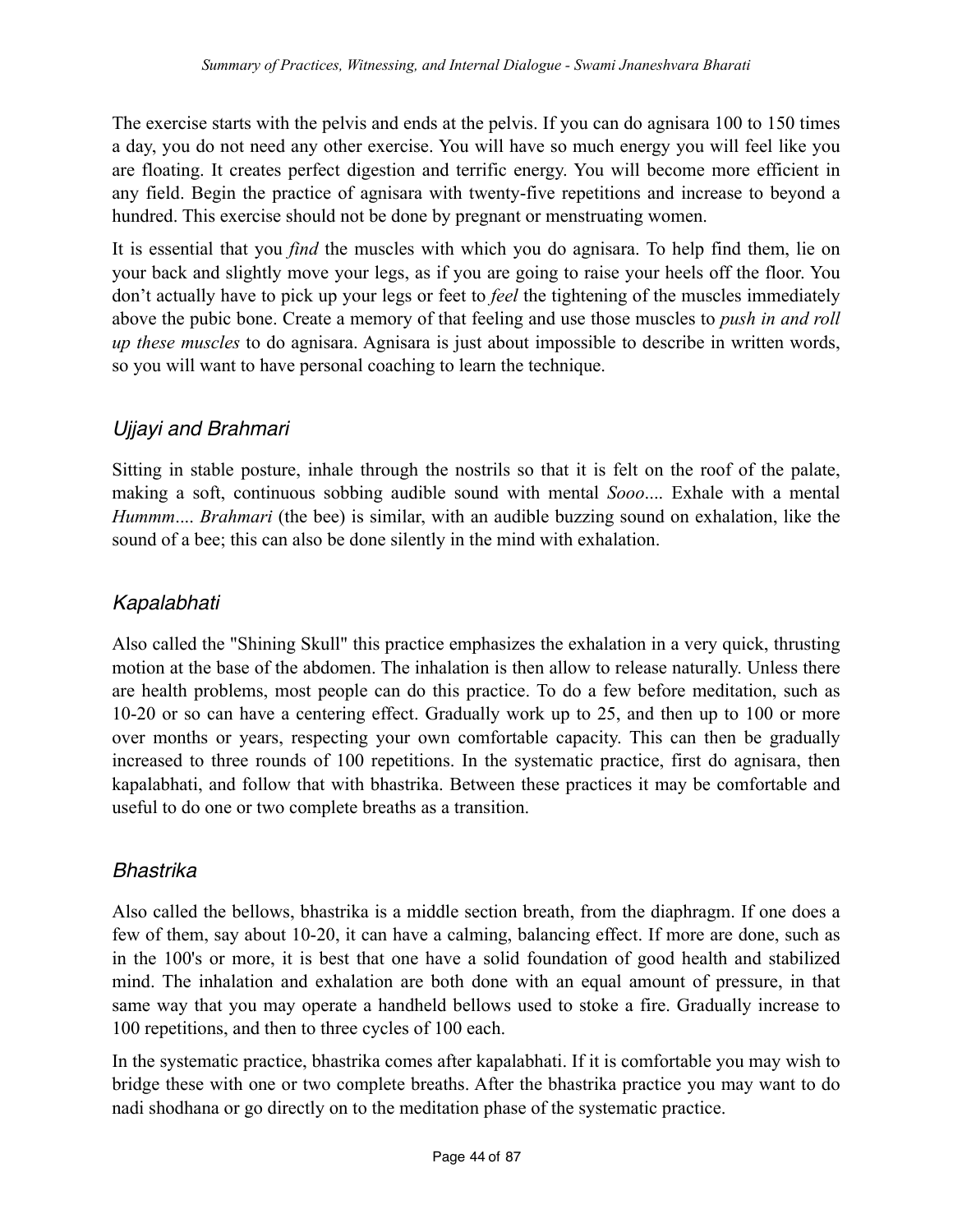The exercise starts with the pelvis and ends at the pelvis. If you can do agnisara 100 to 150 times a day, you do not need any other exercise. You will have so much energy you will feel like you are floating. It creates perfect digestion and terrific energy. You will become more efficient in any field. Begin the practice of agnisara with twenty-five repetitions and increase to beyond a hundred. This exercise should not be done by pregnant or menstruating women.

It is essential that you *find* the muscles with which you do agnisara. To help find them, lie on your back and slightly move your legs, as if you are going to raise your heels off the floor. You don't actually have to pick up your legs or feet to *feel* the tightening of the muscles immediately above the pubic bone. Create a memory of that feeling and use those muscles to *push in and roll up these muscles* to do agnisara. Agnisara is just about impossible to describe in written words, so you will want to have personal coaching to learn the technique.

### *Ujjayi and Brahmari*

Sitting in stable posture, inhale through the nostrils so that it is felt on the roof of the palate, making a soft, continuous sobbing audible sound with mental *Sooo*.... Exhale with a mental *Hummm*.... *Brahmari* (the bee) is similar, with an audible buzzing sound on exhalation, like the sound of a bee; this can also be done silently in the mind with exhalation.

### *Kapalabhati*

Also called the "Shining Skull" this practice emphasizes the exhalation in a very quick, thrusting motion at the base of the abdomen. The inhalation is then allow to release naturally. Unless there are health problems, most people can do this practice. To do a few before meditation, such as 10-20 or so can have a centering effect. Gradually work up to 25, and then up to 100 or more over months or years, respecting your own comfortable capacity. This can then be gradually increased to three rounds of 100 repetitions. In the systematic practice, first do agnisara, then kapalabhati, and follow that with bhastrika. Between these practices it may be comfortable and useful to do one or two complete breaths as a transition.

### *Bhastrika*

Also called the bellows, bhastrika is a middle section breath, from the diaphragm. If one does a few of them, say about 10-20, it can have a calming, balancing effect. If more are done, such as in the 100's or more, it is best that one have a solid foundation of good health and stabilized mind. The inhalation and exhalation are both done with an equal amount of pressure, in that same way that you may operate a handheld bellows used to stoke a fire. Gradually increase to 100 repetitions, and then to three cycles of 100 each.

In the systematic practice, bhastrika comes after kapalabhati. If it is comfortable you may wish to bridge these with one or two complete breaths. After the bhastrika practice you may want to do nadi shodhana or go directly on to the meditation phase of the systematic practice.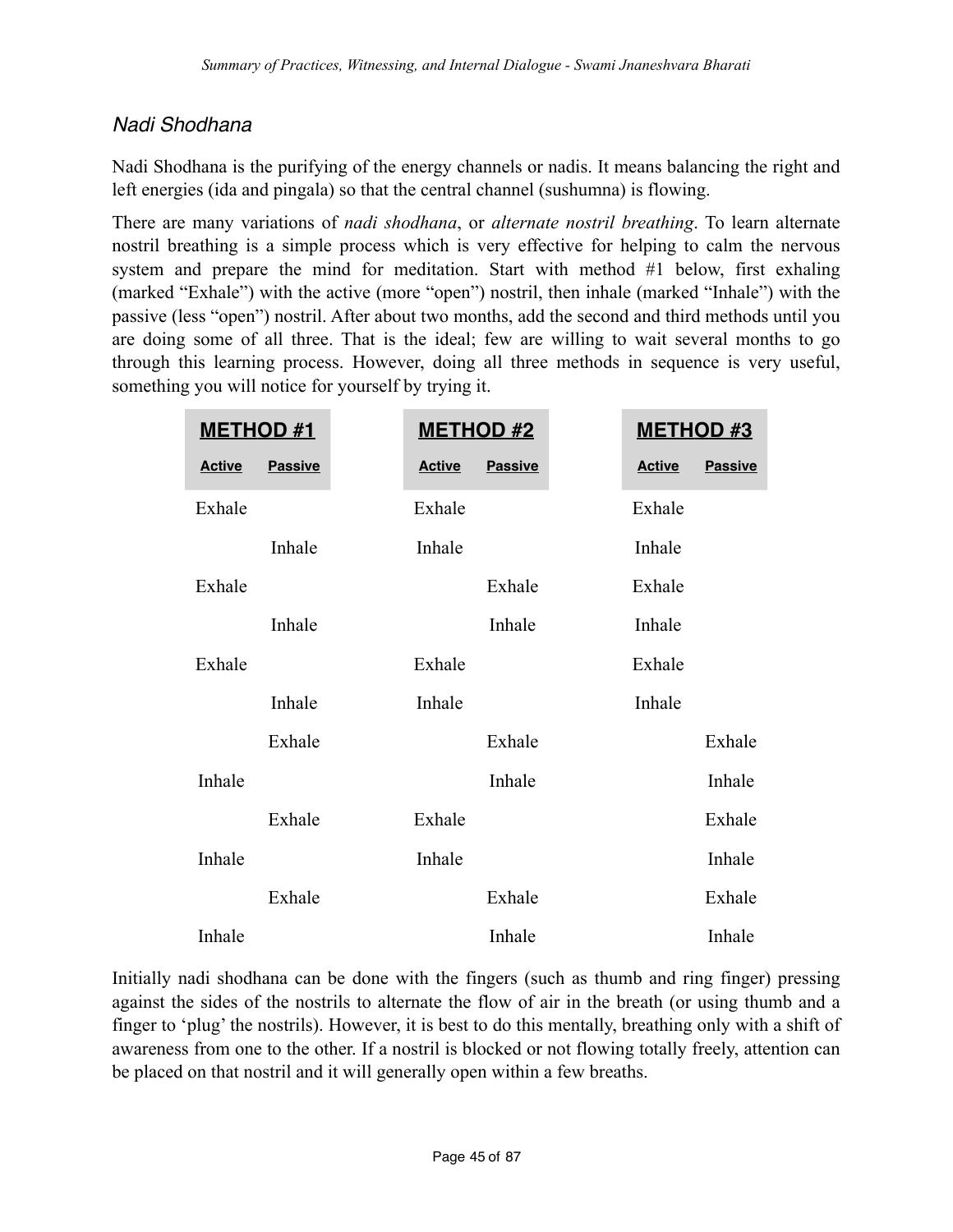### *Nadi Shodhana*

Nadi Shodhana is the purifying of the energy channels or nadis. It means balancing the right and left energies (ida and pingala) so that the central channel (sushumna) is flowing.

There are many variations of *nadi shodhana*, or *alternate nostril breathing*. To learn alternate nostril breathing is a simple process which is very effective for helping to calm the nervous system and prepare the mind for meditation. Start with method #1 below, first exhaling (marked "Exhale") with the active (more "open") nostril, then inhale (marked "Inhale") with the passive (less "open") nostril. After about two months, add the second and third methods until you are doing some of all three. That is the ideal; few are willing to wait several months to go through this learning process. However, doing all three methods in sequence is very useful, something you will notice for yourself by trying it.

| **METHOD #1** | | **METHOD #2** | | **METHOD #3** | |
|---|---|---|---|---|---|
| **Active** | **Passive** | **Active** | **Passive** | **Active** | **Passive** |
| Exhale | | Exhale | | Exhale | |
| | Inhale | Inhale | | Inhale | |
| Exhale | | | Exhale | Exhale | |
| | Inhale | | Inhale | Inhale | |
| Exhale | | Exhale | | Exhale | |
| | Inhale | Inhale | | Inhale | |
| | Exhale | | Exhale | | Exhale |
| Inhale | | | Inhale | | Inhale |
| | Exhale | Exhale | | | Exhale |
| Inhale | | Inhale | | | Inhale |
| | Exhale | | Exhale | | Exhale |
| Inhale | | | Inhale | | Inhale |

Initially nadi shodhana can be done with the fingers (such as thumb and ring finger) pressing against the sides of the nostrils to alternate the flow of air in the breath (or using thumb and a finger to 'plug' the nostrils). However, it is best to do this mentally, breathing only with a shift of awareness from one to the other. If a nostril is blocked or not flowing totally freely, attention can be placed on that nostril and it will generally open within a few breaths.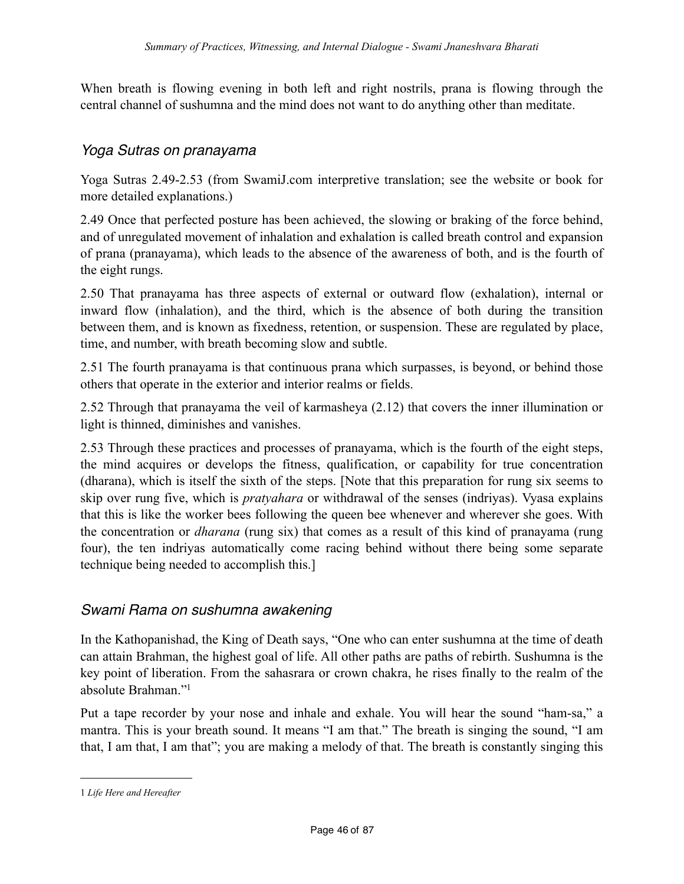When breath is flowing evening in both left and right nostrils, prana is flowing through the central channel of sushumna and the mind does not want to do anything other than meditate.

## *Yoga Sutras on pranayama*

Yoga Sutras 2.49-2.53 (from SwamiJ.com interpretive translation; see the website or book for more detailed explanations.)

2.49 Once that perfected posture has been achieved, the slowing or braking of the force behind, and of unregulated movement of inhalation and exhalation is called breath control and expansion of prana (pranayama), which leads to the absence of the awareness of both, and is the fourth of the eight rungs.

2.50 That pranayama has three aspects of external or outward flow (exhalation), internal or inward flow (inhalation), and the third, which is the absence of both during the transition between them, and is known as fixedness, retention, or suspension. These are regulated by place, time, and number, with breath becoming slow and subtle.

2.51 The fourth pranayama is that continuous prana which surpasses, is beyond, or behind those others that operate in the exterior and interior realms or fields.

2.52 Through that pranayama the veil of karmasheya (2.12) that covers the inner illumination or light is thinned, diminishes and vanishes.

2.53 Through these practices and processes of pranayama, which is the fourth of the eight steps, the mind acquires or develops the fitness, qualification, or capability for true concentration (dharana), which is itself the sixth of the steps. [Note that this preparation for rung six seems to skip over rung five, which is *pratyahara* or withdrawal of the senses (indriyas). Vyasa explains that this is like the worker bees following the queen bee whenever and wherever she goes. With the concentration or *dharana* (rung six) that comes as a result of this kind of pranayama (rung four), the ten indriyas automatically come racing behind without there being some separate technique being needed to accomplish this.]

## *Swami Rama on sushumna awakening*

In the Kathopanishad, the King of Death says, "One who can enter sushumna at the time of death can attain Brahman, the highest goal of life. All other paths are paths of rebirth. Sushumna is the key point of liberation. From the sahasrara or crown chakra, he rises finally to the realm of the absolute Brahman."[1]

Put a tape recorder by your nose and inhale and exhale. You will hear the sound "ham-sa," a mantra. This is your breath sound. It means "I am that." The breath is singing the sound, "I am that, I am that, I am that"; you are making a melody of that. The breath is constantly singing this

---

[1] *Life Here and Hereafter*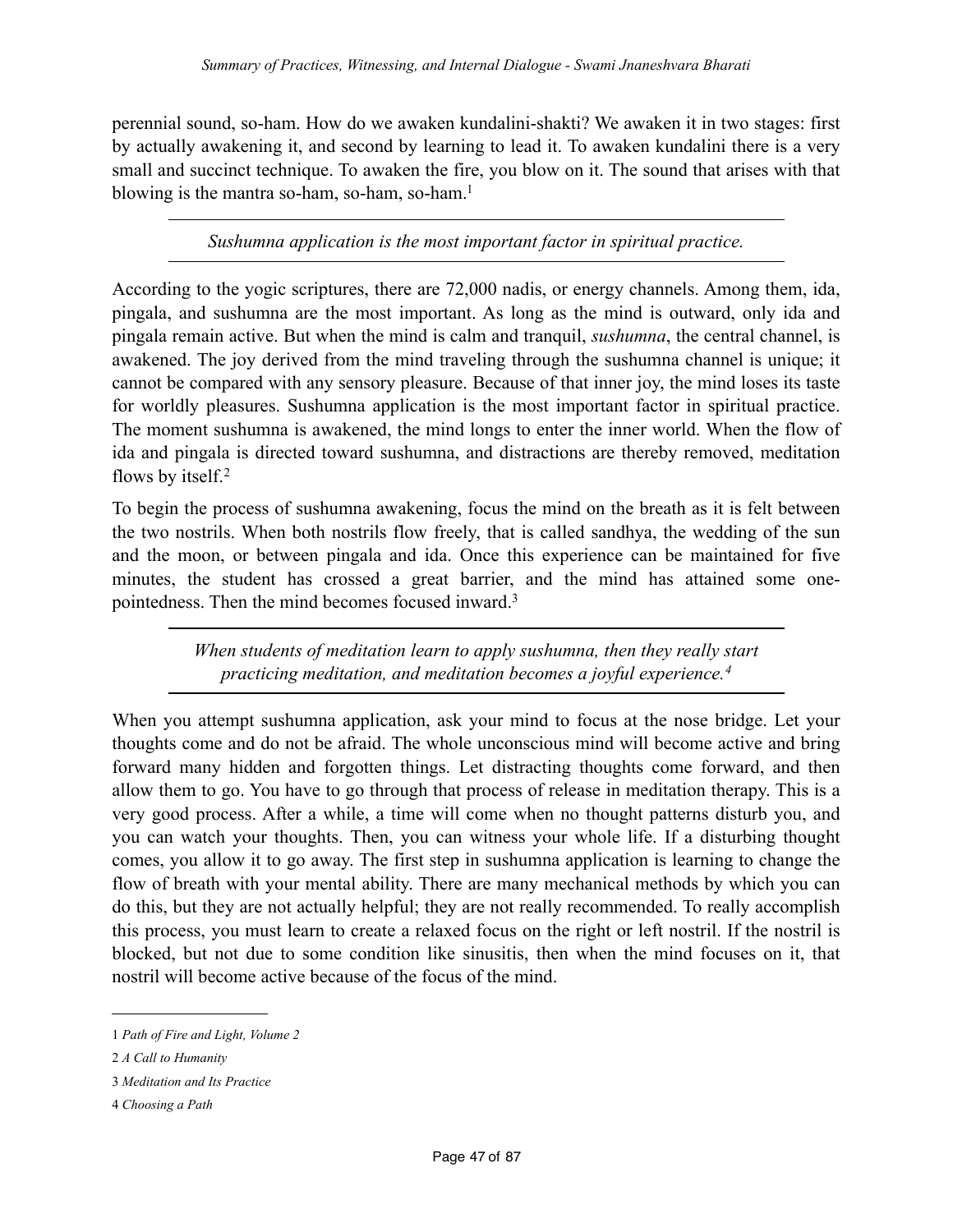perennial sound, so-ham. How do we awaken kundalini-shakti? We awaken it in two stages: first by actually awakening it, and second by learning to lead it. To awaken kundalini there is a very small and succinct technique. To awaken the fire, you blow on it. The sound that arises with that blowing is the mantra so-ham, so-ham, so-ham.[1]

---

*Sushumna application is the most important factor in spiritual practice.*

---

According to the yogic scriptures, there are 72,000 nadis, or energy channels. Among them, ida, pingala, and sushumna are the most important. As long as the mind is outward, only ida and pingala remain active. But when the mind is calm and tranquil, *sushumna*, the central channel, is awakened. The joy derived from the mind traveling through the sushumna channel is unique; it cannot be compared with any sensory pleasure. Because of that inner joy, the mind loses its taste for worldly pleasures. Sushumna application is the most important factor in spiritual practice. The moment sushumna is awakened, the mind longs to enter the inner world. When the flow of ida and pingala is directed toward sushumna, and distractions are thereby removed, meditation flows by itself.[2]

To begin the process of sushumna awakening, focus the mind on the breath as it is felt between the two nostrils. When both nostrils flow freely, that is called sandhya, the wedding of the sun and the moon, or between pingala and ida. Once this experience can be maintained for five minutes, the student has crossed a great barrier, and the mind has attained some one-pointedness. Then the mind becomes focused inward.[3]

---

*When students of meditation learn to apply sushumna, then they really start practicing meditation, and meditation becomes a joyful experience.[4]*

---

When you attempt sushumna application, ask your mind to focus at the nose bridge. Let your thoughts come and do not be afraid. The whole unconscious mind will become active and bring forward many hidden and forgotten things. Let distracting thoughts come forward, and then allow them to go. You have to go through that process of release in meditation therapy. This is a very good process. After a while, a time will come when no thought patterns disturb you, and you can watch your thoughts. Then, you can witness your whole life. If a disturbing thought comes, you allow it to go away. The first step in sushumna application is learning to change the flow of breath with your mental ability. There are many mechanical methods by which you can do this, but they are not actually helpful; they are not really recommended. To really accomplish this process, you must learn to create a relaxed focus on the right or left nostril. If the nostril is blocked, but not due to some condition like sinusitis, then when the mind focuses on it, that nostril will become active because of the focus of the mind.

---

1 *Path of Fire and Light, Volume 2*

2 *A Call to Humanity*

3 *Meditation and Its Practice*

4 *Choosing a Path*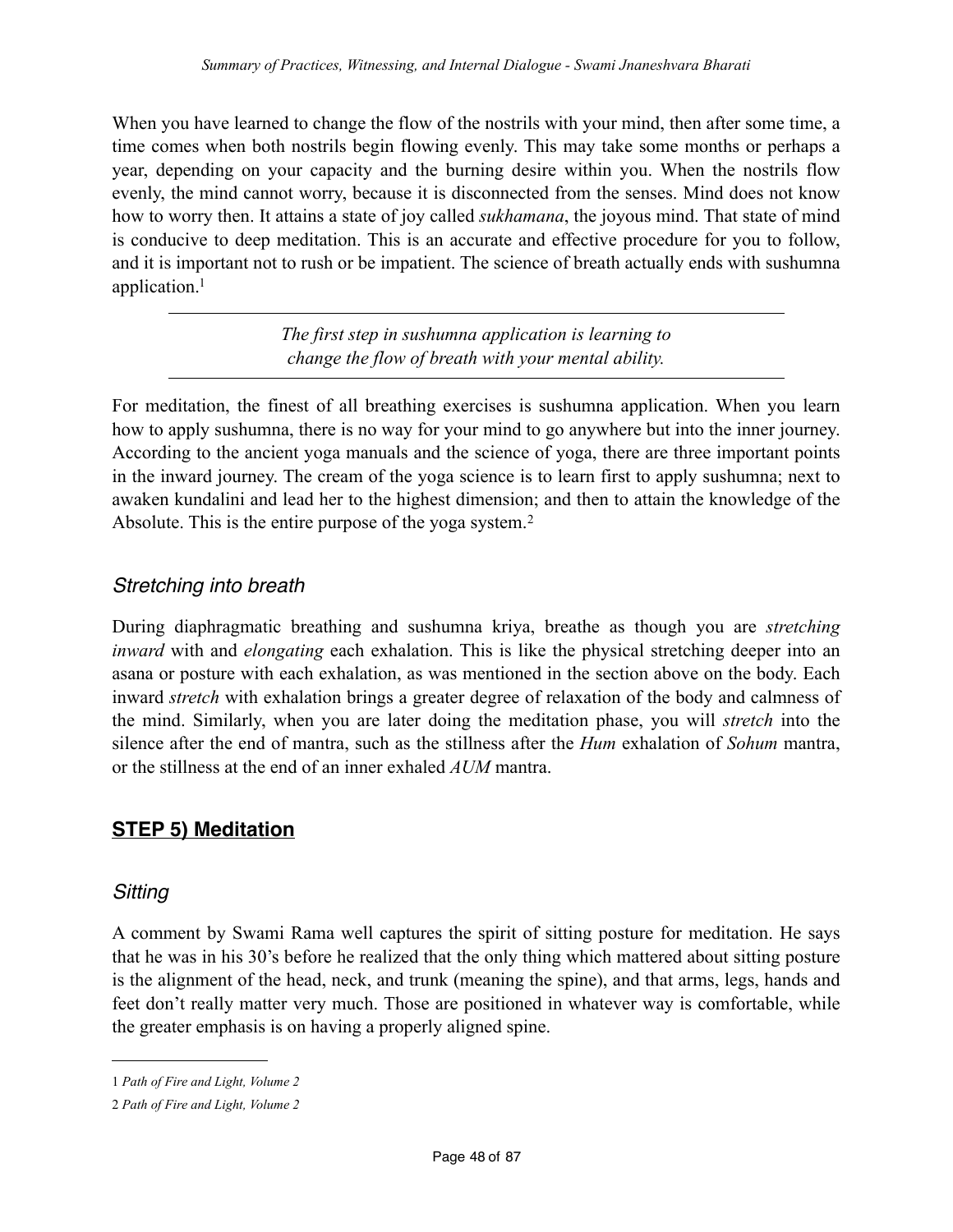When you have learned to change the flow of the nostrils with your mind, then after some time, a time comes when both nostrils begin flowing evenly. This may take some months or perhaps a year, depending on your capacity and the burning desire within you. When the nostrils flow evenly, the mind cannot worry, because it is disconnected from the senses. Mind does not know how to worry then. It attains a state of joy called *sukhamana*, the joyous mind. That state of mind is conducive to deep meditation. This is an accurate and effective procedure for you to follow, and it is important not to rush or be impatient. The science of breath actually ends with sushumna application.[1]

---

*The first step in sushumna application is learning to change the flow of breath with your mental ability.*

---

For meditation, the finest of all breathing exercises is sushumna application. When you learn how to apply sushumna, there is no way for your mind to go anywhere but into the inner journey. According to the ancient yoga manuals and the science of yoga, there are three important points in the inward journey. The cream of the yoga science is to learn first to apply sushumna; next to awaken kundalini and lead her to the highest dimension; and then to attain the knowledge of the Absolute. This is the entire purpose of the yoga system.[2]

### *Stretching into breath*

During diaphragmatic breathing and sushumna kriya, breathe as though you are *stretching inward* with and *elongating* each exhalation. This is like the physical stretching deeper into an asana or posture with each exhalation, as was mentioned in the section above on the body. Each inward *stretch* with exhalation brings a greater degree of relaxation of the body and calmness of the mind. Similarly, when you are later doing the meditation phase, you will *stretch* into the silence after the end of mantra, such as the stillness after the *Hum* exhalation of *Sohum* mantra, or the stillness at the end of an inner exhaled *AUM* mantra.

## **STEP 5) Meditation**

### *Sitting*

A comment by Swami Rama well captures the spirit of sitting posture for meditation. He says that he was in his 30's before he realized that the only thing which mattered about sitting posture is the alignment of the head, neck, and trunk (meaning the spine), and that arms, legs, hands and feet don't really matter very much. Those are positioned in whatever way is comfortable, while the greater emphasis is on having a properly aligned spine.

---

1 *Path of Fire and Light, Volume 2*

2 *Path of Fire and Light, Volume 2*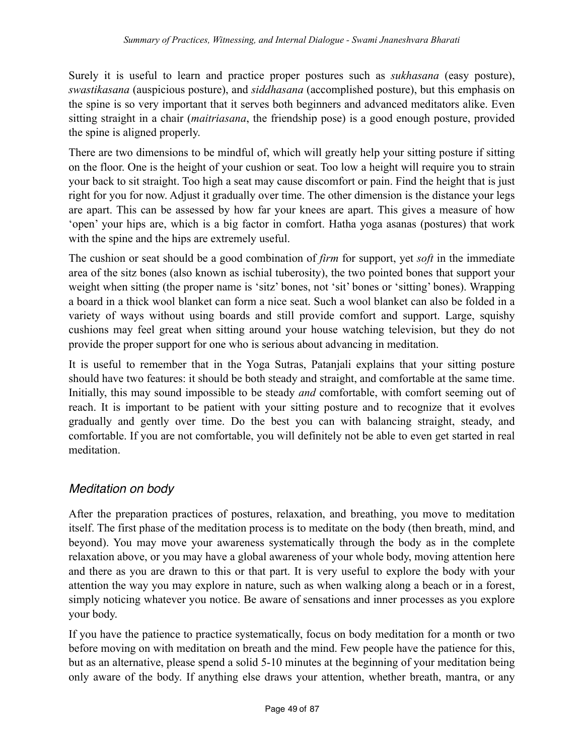Surely it is useful to learn and practice proper postures such as *sukhasana* (easy posture), *swastikasana* (auspicious posture), and *siddhasana* (accomplished posture), but this emphasis on the spine is so very important that it serves both beginners and advanced meditators alike. Even sitting straight in a chair (*maitriasana*, the friendship pose) is a good enough posture, provided the spine is aligned properly.

There are two dimensions to be mindful of, which will greatly help your sitting posture if sitting on the floor. One is the height of your cushion or seat. Too low a height will require you to strain your back to sit straight. Too high a seat may cause discomfort or pain. Find the height that is just right for you for now. Adjust it gradually over time. The other dimension is the distance your legs are apart. This can be assessed by how far your knees are apart. This gives a measure of how 'open' your hips are, which is a big factor in comfort. Hatha yoga asanas (postures) that work with the spine and the hips are extremely useful.

The cushion or seat should be a good combination of *firm* for support, yet *soft* in the immediate area of the sitz bones (also known as ischial tuberosity), the two pointed bones that support your weight when sitting (the proper name is 'sitz' bones, not 'sit' bones or 'sitting' bones). Wrapping a board in a thick wool blanket can form a nice seat. Such a wool blanket can also be folded in a variety of ways without using boards and still provide comfort and support. Large, squishy cushions may feel great when sitting around your house watching television, but they do not provide the proper support for one who is serious about advancing in meditation.

It is useful to remember that in the Yoga Sutras, Patanjali explains that your sitting posture should have two features: it should be both steady and straight, and comfortable at the same time. Initially, this may sound impossible to be steady *and* comfortable, with comfort seeming out of reach. It is important to be patient with your sitting posture and to recognize that it evolves gradually and gently over time. Do the best you can with balancing straight, steady, and comfortable. If you are not comfortable, you will definitely not be able to even get started in real meditation.

### *Meditation on body*

After the preparation practices of postures, relaxation, and breathing, you move to meditation itself. The first phase of the meditation process is to meditate on the body (then breath, mind, and beyond). You may move your awareness systematically through the body as in the complete relaxation above, or you may have a global awareness of your whole body, moving attention here and there as you are drawn to this or that part. It is very useful to explore the body with your attention the way you may explore in nature, such as when walking along a beach or in a forest, simply noticing whatever you notice. Be aware of sensations and inner processes as you explore your body.

If you have the patience to practice systematically, focus on body meditation for a month or two before moving on with meditation on breath and the mind. Few people have the patience for this, but as an alternative, please spend a solid 5-10 minutes at the beginning of your meditation being only aware of the body. If anything else draws your attention, whether breath, mantra, or any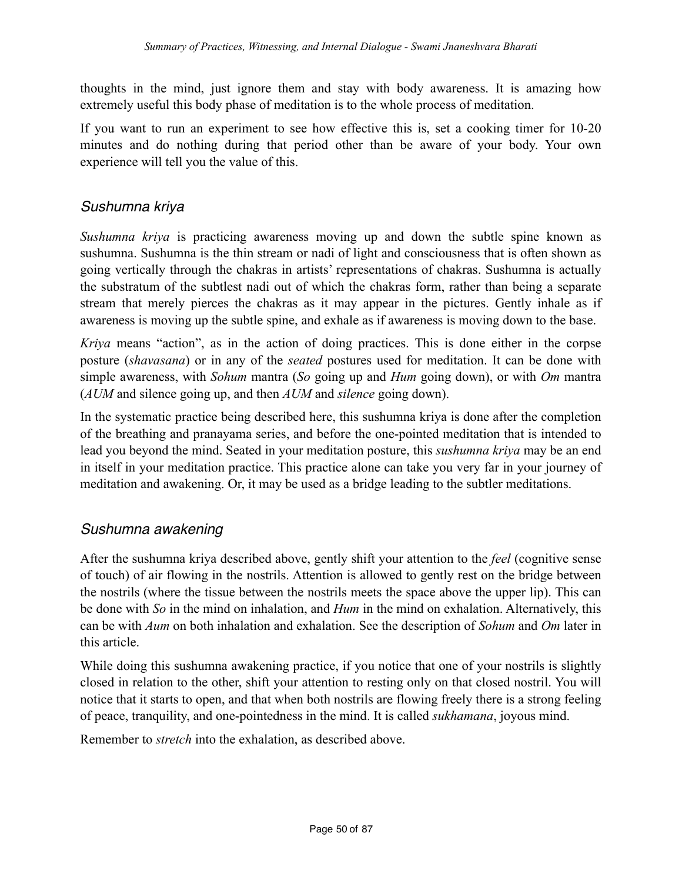thoughts in the mind, just ignore them and stay with body awareness. It is amazing how extremely useful this body phase of meditation is to the whole process of meditation.

If you want to run an experiment to see how effective this is, set a cooking timer for 10-20 minutes and do nothing during that period other than be aware of your body. Your own experience will tell you the value of this.

### *Sushumna kriya*

*Sushumna kriya* is practicing awareness moving up and down the subtle spine known as sushumna. Sushumna is the thin stream or nadi of light and consciousness that is often shown as going vertically through the chakras in artists' representations of chakras. Sushumna is actually the substratum of the subtlest nadi out of which the chakras form, rather than being a separate stream that merely pierces the chakras as it may appear in the pictures. Gently inhale as if awareness is moving up the subtle spine, and exhale as if awareness is moving down to the base.

*Kriya* means "action", as in the action of doing practices. This is done either in the corpse posture (*shavasana*) or in any of the *seated* postures used for meditation. It can be done with simple awareness, with *Sohum* mantra (*So* going up and *Hum* going down), or with *Om* mantra (*AUM* and silence going up, and then *AUM* and *silence* going down).

In the systematic practice being described here, this sushumna kriya is done after the completion of the breathing and pranayama series, and before the one-pointed meditation that is intended to lead you beyond the mind. Seated in your meditation posture, this *sushumna kriya* may be an end in itself in your meditation practice. This practice alone can take you very far in your journey of meditation and awakening. Or, it may be used as a bridge leading to the subtler meditations.

### *Sushumna awakening*

After the sushumna kriya described above, gently shift your attention to the *feel* (cognitive sense of touch) of air flowing in the nostrils. Attention is allowed to gently rest on the bridge between the nostrils (where the tissue between the nostrils meets the space above the upper lip). This can be done with *So* in the mind on inhalation, and *Hum* in the mind on exhalation. Alternatively, this can be with *Aum* on both inhalation and exhalation. See the description of *Sohum* and *Om* later in this article.

While doing this sushumna awakening practice, if you notice that one of your nostrils is slightly closed in relation to the other, shift your attention to resting only on that closed nostril. You will notice that it starts to open, and that when both nostrils are flowing freely there is a strong feeling of peace, tranquility, and one-pointedness in the mind. It is called *sukhamana*, joyous mind.

Remember to *stretch* into the exhalation, as described above.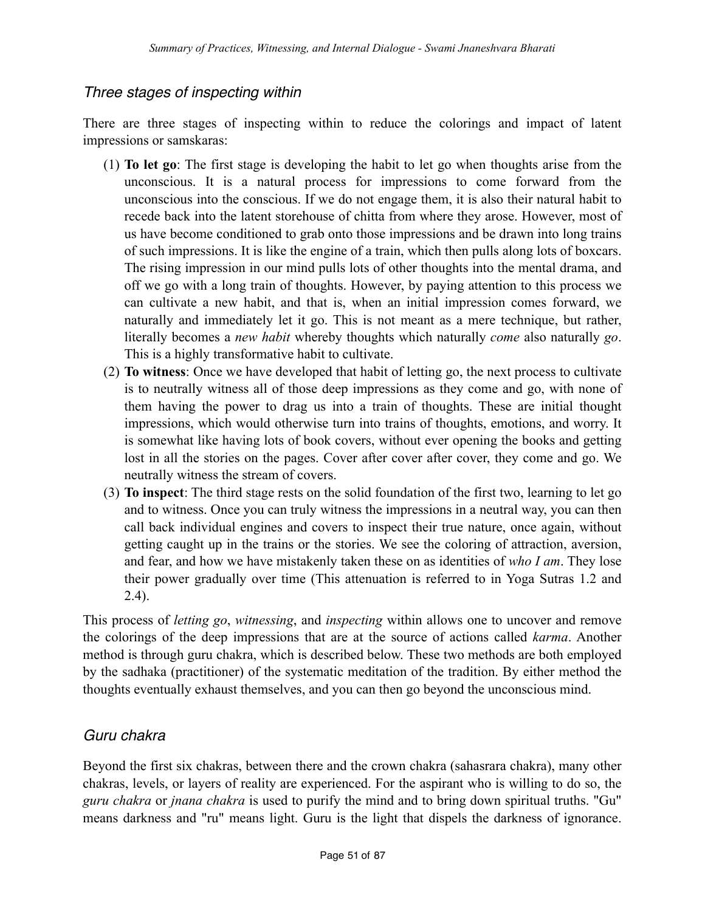### *Three stages of inspecting within*

There are three stages of inspecting within to reduce the colorings and impact of latent impressions or samskaras:

1. **To let go**: The first stage is developing the habit to let go when thoughts arise from the unconscious. It is a natural process for impressions to come forward from the unconscious into the conscious. If we do not engage them, it is also their natural habit to recede back into the latent storehouse of chitta from where they arose. However, most of us have become conditioned to grab onto those impressions and be drawn into long trains of such impressions. It is like the engine of a train, which then pulls along lots of boxcars. The rising impression in our mind pulls lots of other thoughts into the mental drama, and off we go with a long train of thoughts. However, by paying attention to this process we can cultivate a new habit, and that is, when an initial impression comes forward, we naturally and immediately let it go. This is not meant as a mere technique, but rather, literally becomes a *new habit* whereby thoughts which naturally *come* also naturally *go*. This is a highly transformative habit to cultivate.
2. **To witness**: Once we have developed that habit of letting go, the next process to cultivate is to neutrally witness all of those deep impressions as they come and go, with none of them having the power to drag us into a train of thoughts. These are initial thought impressions, which would otherwise turn into trains of thoughts, emotions, and worry. It is somewhat like having lots of book covers, without ever opening the books and getting lost in all the stories on the pages. Cover after cover after cover, they come and go. We neutrally witness the stream of covers.
3. **To inspect**: The third stage rests on the solid foundation of the first two, learning to let go and to witness. Once you can truly witness the impressions in a neutral way, you can then call back individual engines and covers to inspect their true nature, once again, without getting caught up in the trains or the stories. We see the coloring of attraction, aversion, and fear, and how we have mistakenly taken these on as identities of *who I am*. They lose their power gradually over time (This attenuation is referred to in Yoga Sutras 1.2 and 2.4).

This process of *letting go*, *witnessing*, and *inspecting* within allows one to uncover and remove the colorings of the deep impressions that are at the source of actions called *karma*. Another method is through guru chakra, which is described below. These two methods are both employed by the sadhaka (practitioner) of the systematic meditation of the tradition. By either method the thoughts eventually exhaust themselves, and you can then go beyond the unconscious mind.

### *Guru chakra*

Beyond the first six chakras, between there and the crown chakra (sahasrara chakra), many other chakras, levels, or layers of reality are experienced. For the aspirant who is willing to do so, the *guru chakra* or *jnana chakra* is used to purify the mind and to bring down spiritual truths. "Gu" means darkness and "ru" means light. Guru is the light that dispels the darkness of ignorance.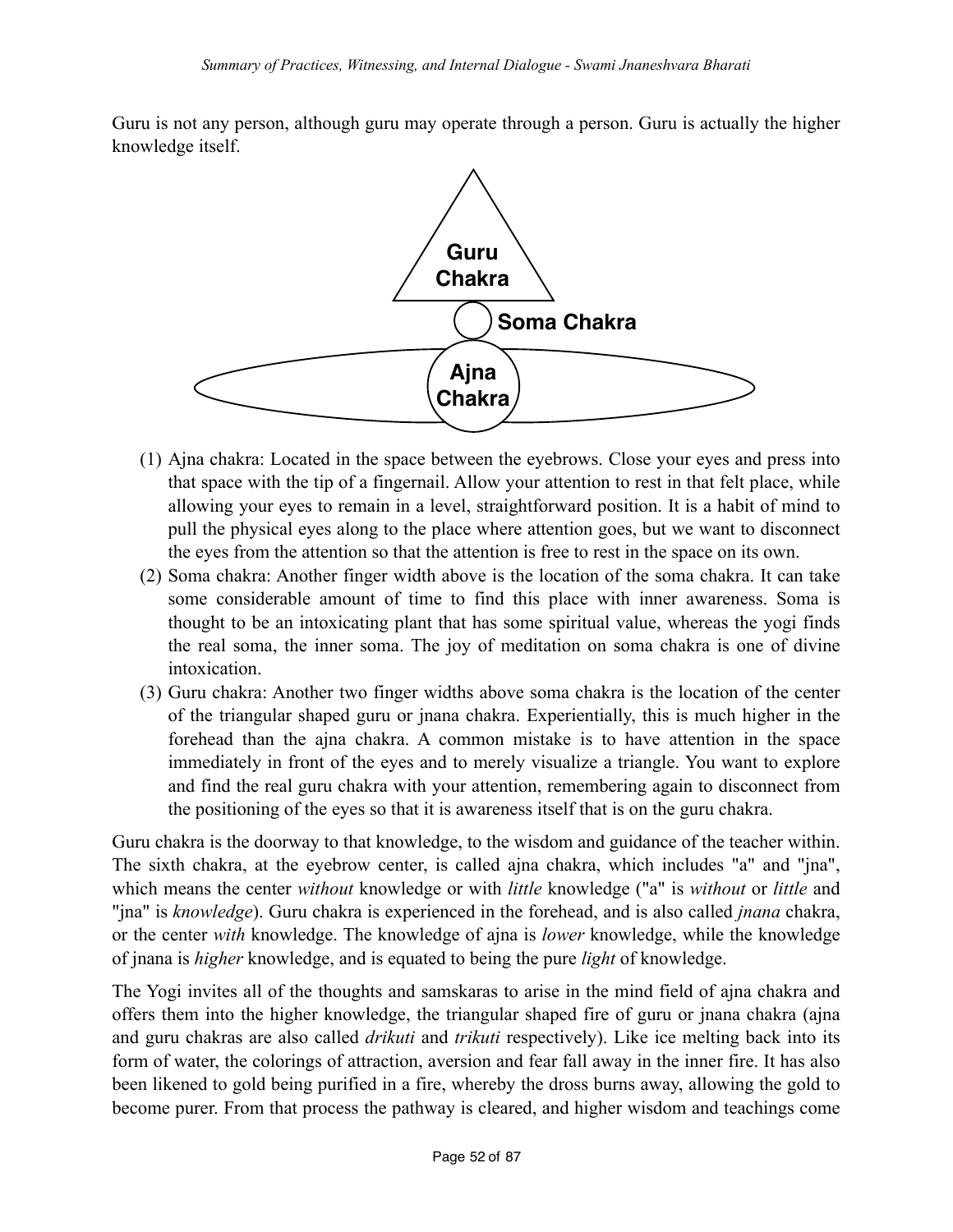Guru is not any person, although guru may operate through a person. Guru is actually the higher knowledge itself.

Guru Chakra

Soma Chakra

Ajna Chakra

(1) Ajna chakra: Located in the space between the eyebrows. Close your eyes and press into that space with the tip of a fingernail. Allow your attention to rest in that felt place, while allowing your eyes to remain in a level, straightforward position. It is a habit of mind to pull the physical eyes along to the place where attention goes, but we want to disconnect the eyes from the attention so that the attention is free to rest in the space on its own.

(2) Soma chakra: Another finger width above is the location of the soma chakra. It can take some considerable amount of time to find this place with inner awareness. Soma is thought to be an intoxicating plant that has some spiritual value, whereas the yogi finds the real soma, the inner soma. The joy of meditation on soma chakra is one of divine intoxication.

(3) Guru chakra: Another two finger widths above soma chakra is the location of the center of the triangular shaped guru or jnana chakra. Experientially, this is much higher in the forehead than the ajna chakra. A common mistake is to have attention in the space immediately in front of the eyes and to merely visualize a triangle. You want to explore and find the real guru chakra with your attention, remembering again to disconnect from the positioning of the eyes so that it is awareness itself that is on the guru chakra.

Guru chakra is the doorway to that knowledge, to the wisdom and guidance of the teacher within. The sixth chakra, at the eyebrow center, is called ajna chakra, which includes "a" and "jna", which means the center *without* knowledge or with *little* knowledge ("a" is *without* or *little* and "jna" is *knowledge*). Guru chakra is experienced in the forehead, and is also called *jnana* chakra, or the center *with* knowledge. The knowledge of ajna is *lower* knowledge, while the knowledge of jnana is *higher* knowledge, and is equated to being the pure *light* of knowledge.

The Yogi invites all of the thoughts and samskaras to arise in the mind field of ajna chakra and offers them into the higher knowledge, the triangular shaped fire of guru or jnana chakra (ajna and guru chakras are also called *drikuti* and *trikuti* respectively). Like ice melting back into its form of water, the colorings of attraction, aversion and fear fall away in the inner fire. It has also been likened to gold being purified in a fire, whereby the dross burns away, allowing the gold to become purer. From that process the pathway is cleared, and higher wisdom and teachings come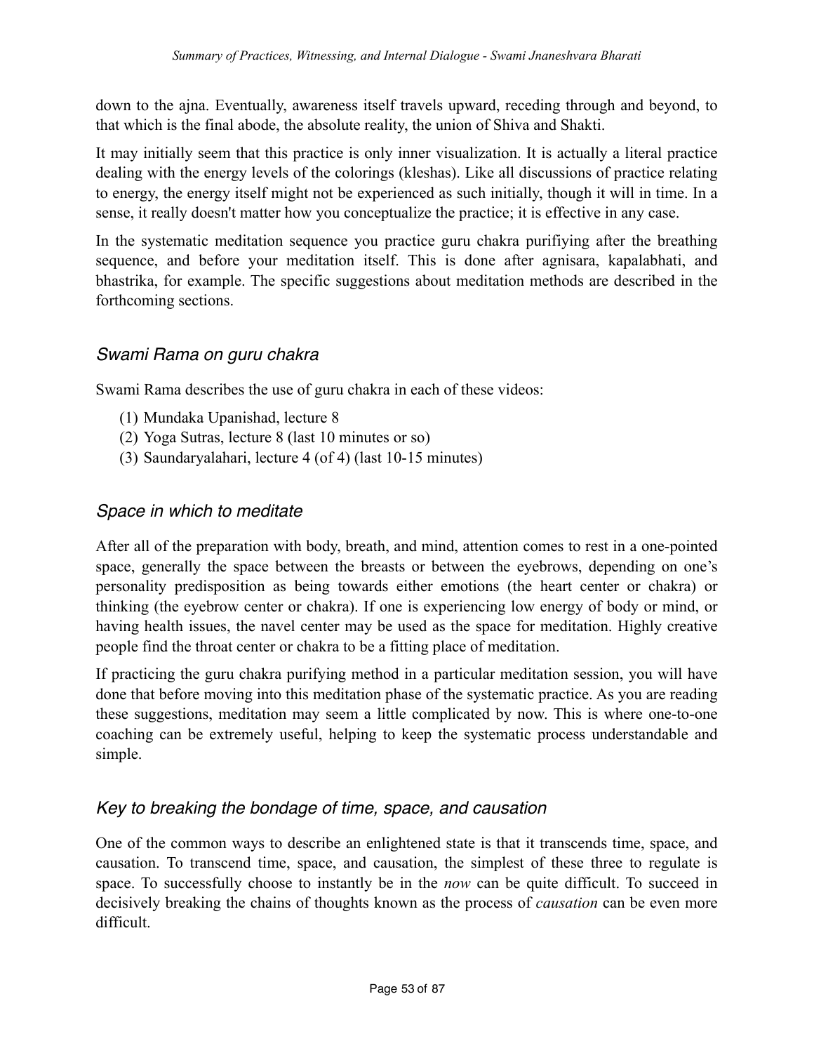down to the ajna. Eventually, awareness itself travels upward, receding through and beyond, to that which is the final abode, the absolute reality, the union of Shiva and Shakti.

It may initially seem that this practice is only inner visualization. It is actually a literal practice dealing with the energy levels of the colorings (kleshas). Like all discussions of practice relating to energy, the energy itself might not be experienced as such initially, though it will in time. In a sense, it really doesn't matter how you conceptualize the practice; it is effective in any case.

In the systematic meditation sequence you practice guru chakra purifiying after the breathing sequence, and before your meditation itself. This is done after agnisara, kapalabhati, and bhastrika, for example. The specific suggestions about meditation methods are described in the forthcoming sections.

### *Swami Rama on guru chakra*

Swami Rama describes the use of guru chakra in each of these videos:

(1) Mundaka Upanishad, lecture 8
(2) Yoga Sutras, lecture 8 (last 10 minutes or so)
(3) Saundaryalahari, lecture 4 (of 4) (last 10-15 minutes)

### *Space in which to meditate*

After all of the preparation with body, breath, and mind, attention comes to rest in a one-pointed space, generally the space between the breasts or between the eyebrows, depending on one's personality predisposition as being towards either emotions (the heart center or chakra) or thinking (the eyebrow center or chakra). If one is experiencing low energy of body or mind, or having health issues, the navel center may be used as the space for meditation. Highly creative people find the throat center or chakra to be a fitting place of meditation.

If practicing the guru chakra purifying method in a particular meditation session, you will have done that before moving into this meditation phase of the systematic practice. As you are reading these suggestions, meditation may seem a little complicated by now. This is where one-to-one coaching can be extremely useful, helping to keep the systematic process understandable and simple.

### *Key to breaking the bondage of time, space, and causation*

One of the common ways to describe an enlightened state is that it transcends time, space, and causation. To transcend time, space, and causation, the simplest of these three to regulate is space. To successfully choose to instantly be in the *now* can be quite difficult. To succeed in decisively breaking the chains of thoughts known as the process of *causation* can be even more difficult.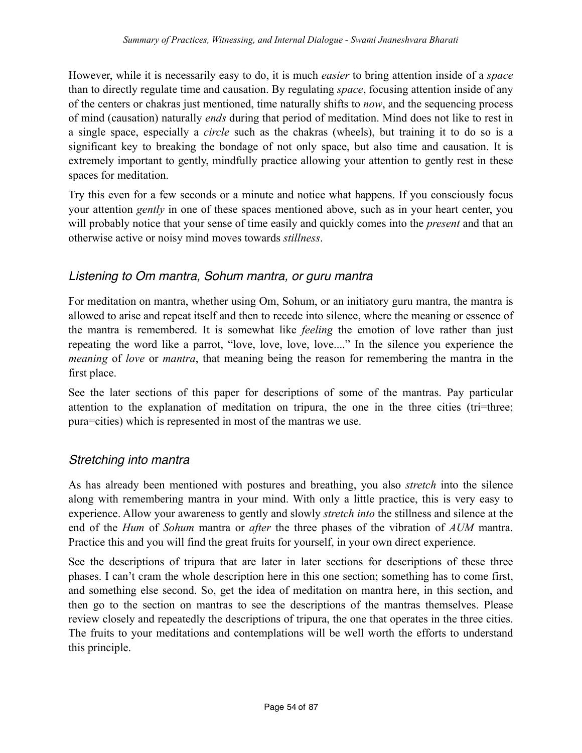However, while it is necessarily easy to do, it is much *easier* to bring attention inside of a *space* than to directly regulate time and causation. By regulating *space*, focusing attention inside of any of the centers or chakras just mentioned, time naturally shifts to *now*, and the sequencing process of mind (causation) naturally *ends* during that period of meditation. Mind does not like to rest in a single space, especially a *circle* such as the chakras (wheels), but training it to do so is a significant key to breaking the bondage of not only space, but also time and causation. It is extremely important to gently, mindfully practice allowing your attention to gently rest in these spaces for meditation.

Try this even for a few seconds or a minute and notice what happens. If you consciously focus your attention *gently* in one of these spaces mentioned above, such as in your heart center, you will probably notice that your sense of time easily and quickly comes into the *present* and that an otherwise active or noisy mind moves towards *stillness*.

### *Listening to Om mantra, Sohum mantra, or guru mantra*

For meditation on mantra, whether using Om, Sohum, or an initiatory guru mantra, the mantra is allowed to arise and repeat itself and then to recede into silence, where the meaning or essence of the mantra is remembered. It is somewhat like *feeling* the emotion of love rather than just repeating the word like a parrot, "love, love, love, love...." In the silence you experience the *meaning* of *love* or *mantra*, that meaning being the reason for remembering the mantra in the first place.

See the later sections of this paper for descriptions of some of the mantras. Pay particular attention to the explanation of meditation on tripura, the one in the three cities (tri=three; pura=cities) which is represented in most of the mantras we use.

### *Stretching into mantra*

As has already been mentioned with postures and breathing, you also *stretch* into the silence along with remembering mantra in your mind. With only a little practice, this is very easy to experience. Allow your awareness to gently and slowly *stretch into* the stillness and silence at the end of the *Hum* of *Sohum* mantra or *after* the three phases of the vibration of *AUM* mantra. Practice this and you will find the great fruits for yourself, in your own direct experience.

See the descriptions of tripura that are later in later sections for descriptions of these three phases. I can't cram the whole description here in this one section; something has to come first, and something else second. So, get the idea of meditation on mantra here, in this section, and then go to the section on mantras to see the descriptions of the mantras themselves. Please review closely and repeatedly the descriptions of tripura, the one that operates in the three cities. The fruits to your meditations and contemplations will be well worth the efforts to understand this principle.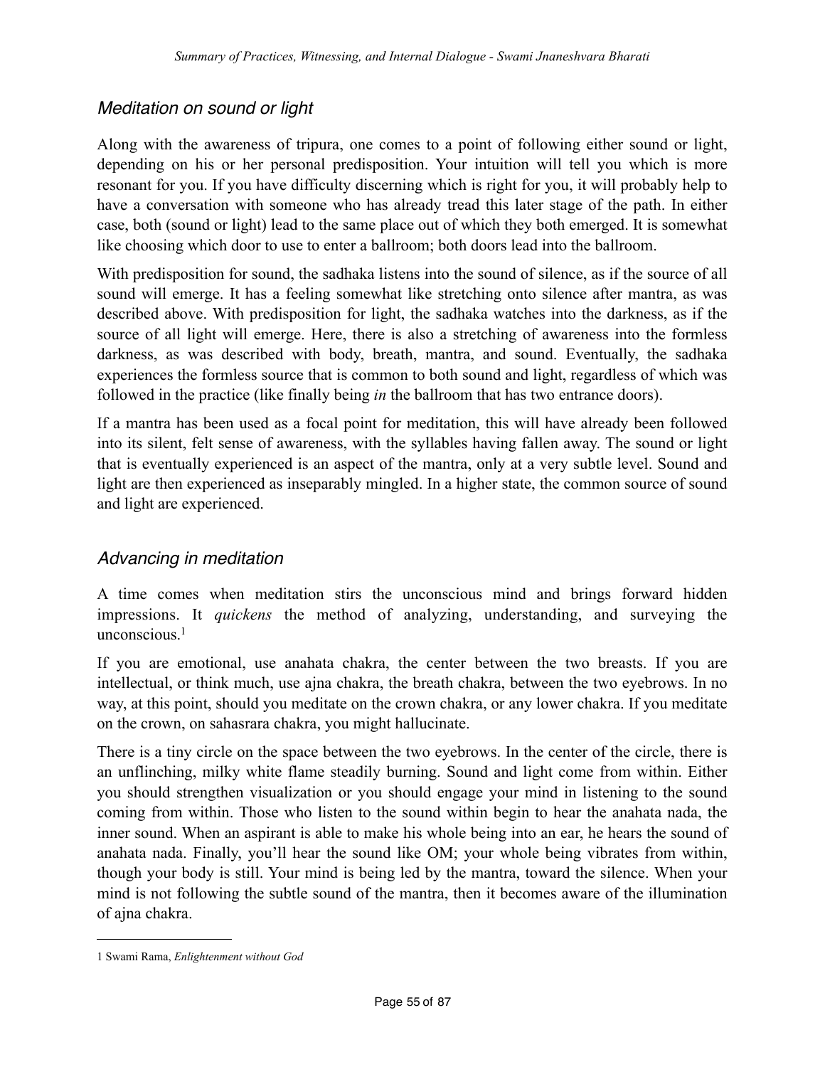## *Meditation on sound or light*

Along with the awareness of tripura, one comes to a point of following either sound or light, depending on his or her personal predisposition. Your intuition will tell you which is more resonant for you. If you have difficulty discerning which is right for you, it will probably help to have a conversation with someone who has already tread this later stage of the path. In either case, both (sound or light) lead to the same place out of which they both emerged. It is somewhat like choosing which door to use to enter a ballroom; both doors lead into the ballroom.

With predisposition for sound, the sadhaka listens into the sound of silence, as if the source of all sound will emerge. It has a feeling somewhat like stretching onto silence after mantra, as was described above. With predisposition for light, the sadhaka watches into the darkness, as if the source of all light will emerge. Here, there is also a stretching of awareness into the formless darkness, as was described with body, breath, mantra, and sound. Eventually, the sadhaka experiences the formless source that is common to both sound and light, regardless of which was followed in the practice (like finally being *in* the ballroom that has two entrance doors).

If a mantra has been used as a focal point for meditation, this will have already been followed into its silent, felt sense of awareness, with the syllables having fallen away. The sound or light that is eventually experienced is an aspect of the mantra, only at a very subtle level. Sound and light are then experienced as inseparably mingled. In a higher state, the common source of sound and light are experienced.

## *Advancing in meditation*

A time comes when meditation stirs the unconscious mind and brings forward hidden impressions. It *quickens* the method of analyzing, understanding, and surveying the unconscious.[1]

If you are emotional, use anahata chakra, the center between the two breasts. If you are intellectual, or think much, use ajna chakra, the breath chakra, between the two eyebrows. In no way, at this point, should you meditate on the crown chakra, or any lower chakra. If you meditate on the crown, on sahasrara chakra, you might hallucinate.

There is a tiny circle on the space between the two eyebrows. In the center of the circle, there is an unflinching, milky white flame steadily burning. Sound and light come from within. Either you should strengthen visualization or you should engage your mind in listening to the sound coming from within. Those who listen to the sound within begin to hear the anahata nada, the inner sound. When an aspirant is able to make his whole being into an ear, he hears the sound of anahata nada. Finally, you'll hear the sound like OM; your whole being vibrates from within, though your body is still. Your mind is being led by the mantra, toward the silence. When your mind is not following the subtle sound of the mantra, then it becomes aware of the illumination of ajna chakra.

---

1 Swami Rama, *Enlightenment without God*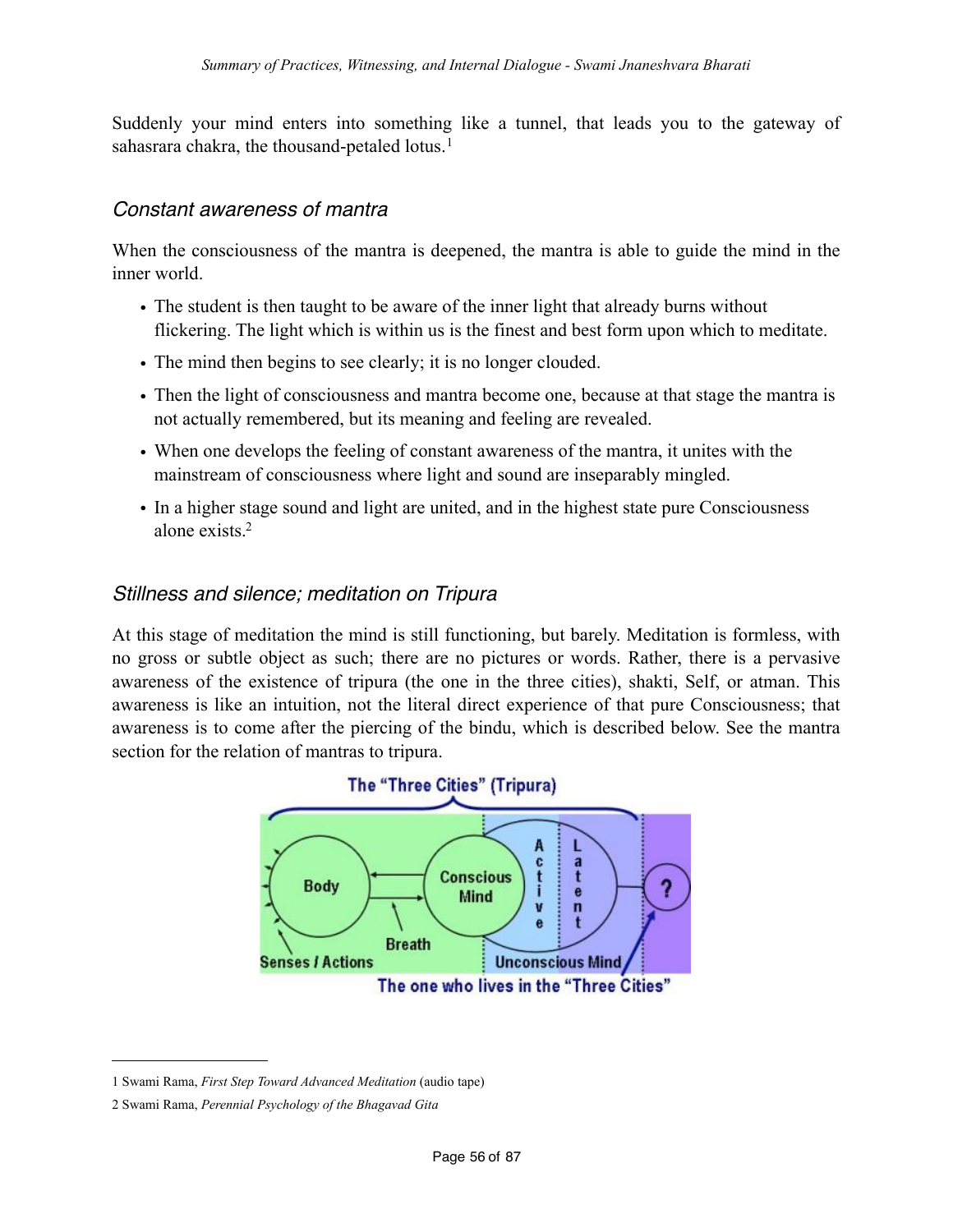Suddenly your mind enters into something like a tunnel, that leads you to the gateway of sahasrara chakra, the thousand-petaled lotus.[1]

### Constant awareness of mantra

When the consciousness of the mantra is deepened, the mantra is able to guide the mind in the inner world.

- The student is then taught to be aware of the inner light that already burns without flickering. The light which is within us is the finest and best form upon which to meditate.
- The mind then begins to see clearly; it is no longer clouded.
- Then the light of consciousness and mantra become one, because at that stage the mantra is not actually remembered, but its meaning and feeling are revealed.
- When one develops the feeling of constant awareness of the mantra, it unites with the mainstream of consciousness where light and sound are inseparably mingled.
- In a higher stage sound and light are united, and in the highest state pure Consciousness alone exists.[2]

### Stillness and silence; meditation on Tripura

At this stage of meditation the mind is still functioning, but barely. Meditation is formless, with no gross or subtle object as such; there are no pictures or words. Rather, there is a pervasive awareness of the existence of tripura (the one in the three cities), shakti, Self, or atman. This awareness is like an intuition, not the literal direct experience of that pure Consciousness; that awareness is to come after the piercing of the bindu, which is described below. See the mantra section for the relation of mantras to tripura.

The "Three Cities" (Tripura)

Body | Conscious Mind | Active | Latent | ? | Breath | Senses / Actions | Unconscious Mind

The one who lives in the "Three Cities"

---

1 Swami Rama, *First Step Toward Advanced Meditation* (audio tape)

2 Swami Rama, *Perennial Psychology of the Bhagavad Gita*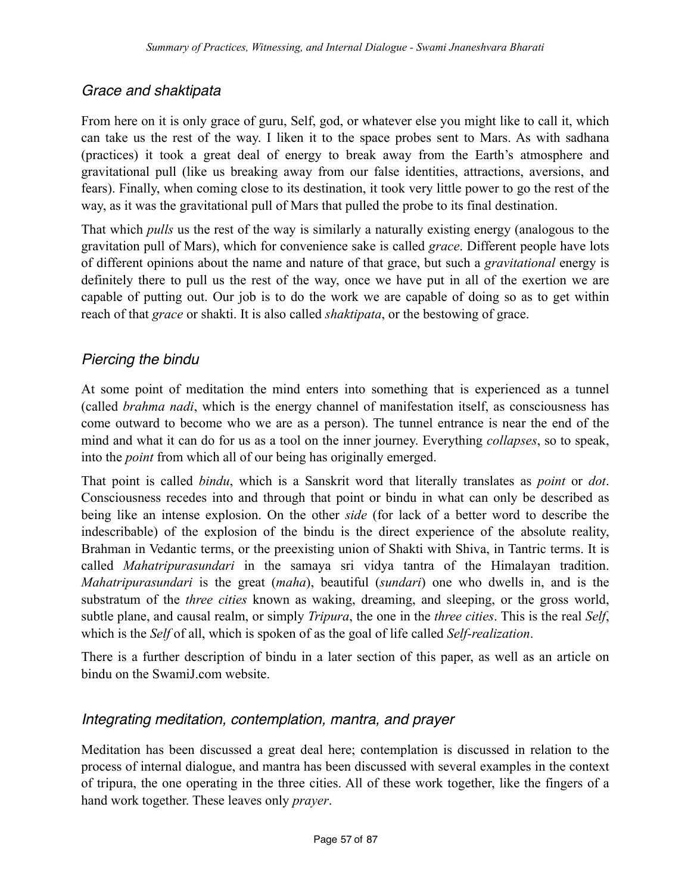### *Grace and shaktipata*

From here on it is only grace of guru, Self, god, or whatever else you might like to call it, which can take us the rest of the way. I liken it to the space probes sent to Mars. As with sadhana (practices) it took a great deal of energy to break away from the Earth's atmosphere and gravitational pull (like us breaking away from our false identities, attractions, aversions, and fears). Finally, when coming close to its destination, it took very little power to go the rest of the way, as it was the gravitational pull of Mars that pulled the probe to its final destination.

That which *pulls* us the rest of the way is similarly a naturally existing energy (analogous to the gravitation pull of Mars), which for convenience sake is called *grace*. Different people have lots of different opinions about the name and nature of that grace, but such a *gravitational* energy is definitely there to pull us the rest of the way, once we have put in all of the exertion we are capable of putting out. Our job is to do the work we are capable of doing so as to get within reach of that *grace* or shakti. It is also called *shaktipata*, or the bestowing of grace.

### *Piercing the bindu*

At some point of meditation the mind enters into something that is experienced as a tunnel (called *brahma nadi*, which is the energy channel of manifestation itself, as consciousness has come outward to become who we are as a person). The tunnel entrance is near the end of the mind and what it can do for us as a tool on the inner journey. Everything *collapses*, so to speak, into the *point* from which all of our being has originally emerged.

That point is called *bindu*, which is a Sanskrit word that literally translates as *point* or *dot*. Consciousness recedes into and through that point or bindu in what can only be described as being like an intense explosion. On the other *side* (for lack of a better word to describe the indescribable) of the explosion of the bindu is the direct experience of the absolute reality, Brahman in Vedantic terms, or the preexisting union of Shakti with Shiva, in Tantric terms. It is called *Mahatripurasundari* in the samaya sri vidya tantra of the Himalayan tradition. *Mahatripurasundari* is the great (*maha*), beautiful (*sundari*) one who dwells in, and is the substratum of the *three cities* known as waking, dreaming, and sleeping, or the gross world, subtle plane, and causal realm, or simply *Tripura*, the one in the *three cities*. This is the real *Self*, which is the *Self* of all, which is spoken of as the goal of life called *Self-realization*.

There is a further description of bindu in a later section of this paper, as well as an article on bindu on the SwamiJ.com website.

### *Integrating meditation, contemplation, mantra, and prayer*

Meditation has been discussed a great deal here; contemplation is discussed in relation to the process of internal dialogue, and mantra has been discussed with several examples in the context of tripura, the one operating in the three cities. All of these work together, like the fingers of a hand work together. These leaves only *prayer*.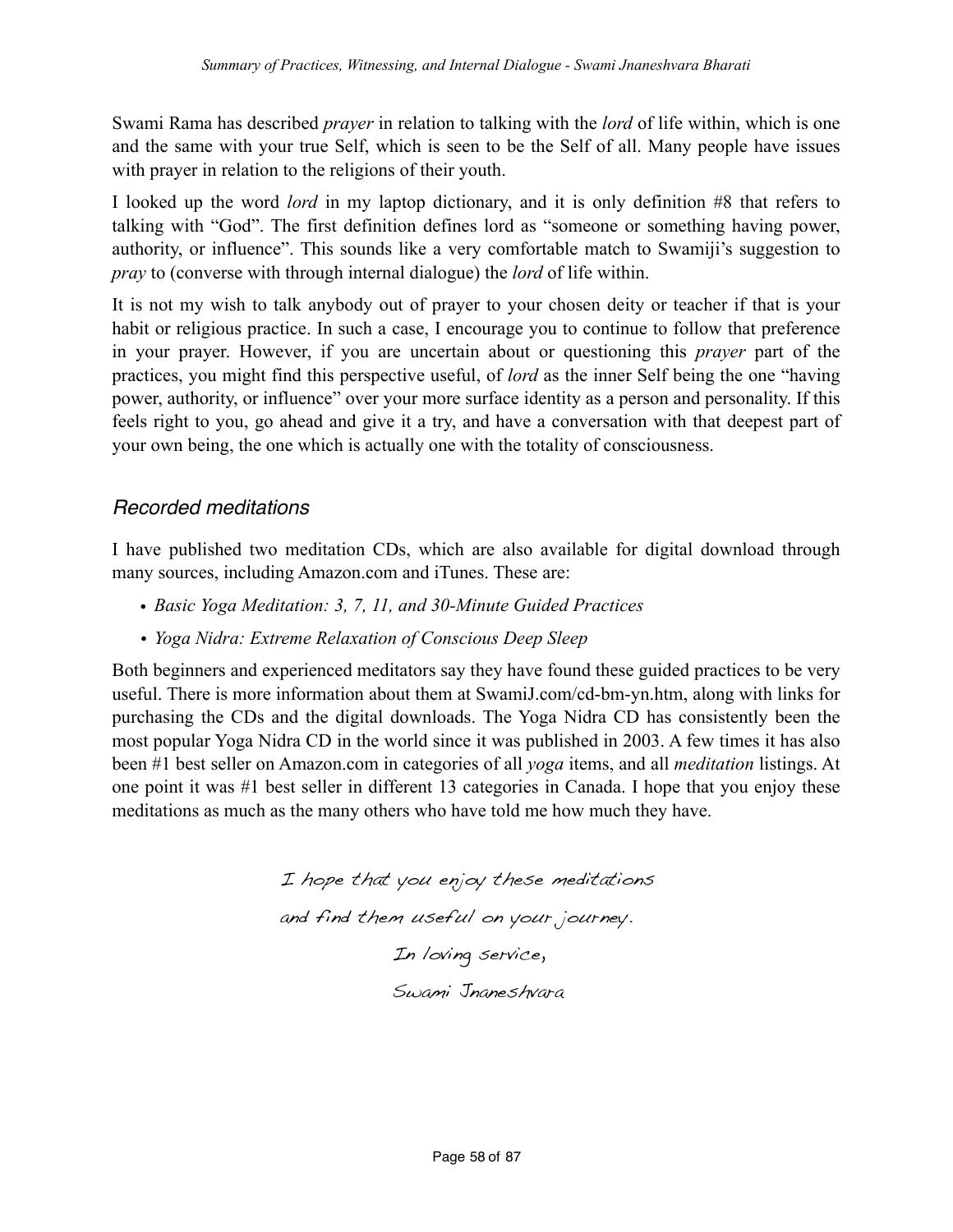Swami Rama has described *prayer* in relation to talking with the *lord* of life within, which is one and the same with your true Self, which is seen to be the Self of all. Many people have issues with prayer in relation to the religions of their youth.

I looked up the word *lord* in my laptop dictionary, and it is only definition #8 that refers to talking with "God". The first definition defines lord as "someone or something having power, authority, or influence". This sounds like a very comfortable match to Swamiji's suggestion to *pray* to (converse with through internal dialogue) the *lord* of life within.

It is not my wish to talk anybody out of prayer to your chosen deity or teacher if that is your habit or religious practice. In such a case, I encourage you to continue to follow that preference in your prayer. However, if you are uncertain about or questioning this *prayer* part of the practices, you might find this perspective useful, of *lord* as the inner Self being the one "having power, authority, or influence" over your more surface identity as a person and personality. If this feels right to you, go ahead and give it a try, and have a conversation with that deepest part of your own being, the one which is actually one with the totality of consciousness.

### *Recorded meditations*

I have published two meditation CDs, which are also available for digital download through many sources, including Amazon.com and iTunes. These are:

- *Basic Yoga Meditation: 3, 7, 11, and 30-Minute Guided Practices*
- *Yoga Nidra: Extreme Relaxation of Conscious Deep Sleep*

Both beginners and experienced meditators say they have found these guided practices to be very useful. There is more information about them at SwamiJ.com/cd-bm-yn.htm, along with links for purchasing the CDs and the digital downloads. The Yoga Nidra CD has consistently been the most popular Yoga Nidra CD in the world since it was published in 2003. A few times it has also been #1 best seller on Amazon.com in categories of all *yoga* items, and all *meditation* listings. At one point it was #1 best seller in different 13 categories in Canada. I hope that you enjoy these meditations as much as the many others who have told me how much they have.

*I hope that you enjoy these meditations*
*and find them useful on your journey.*

*In loving service,*

*Swami Jnaneshvara*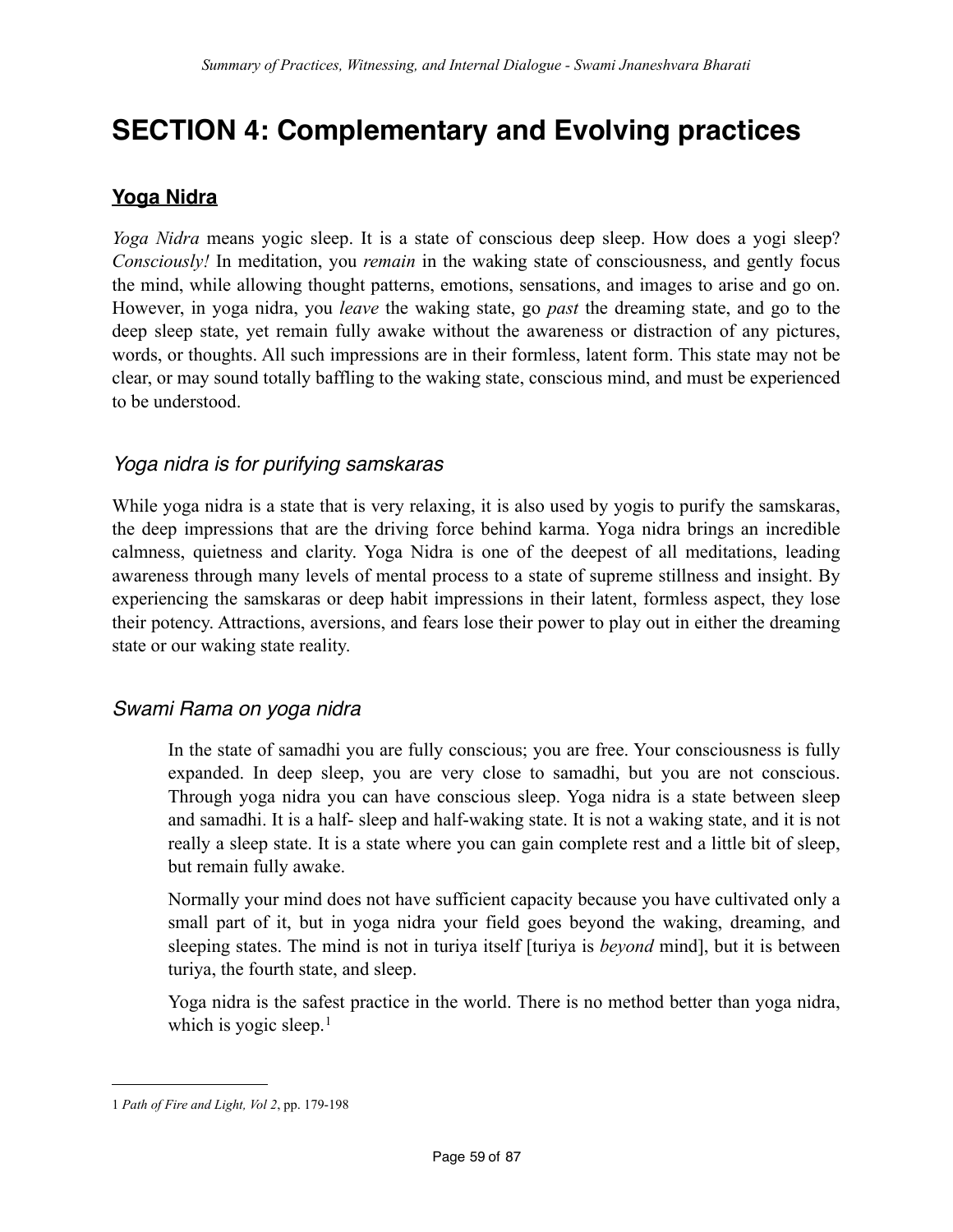# SECTION 4: Complementary and Evolving practices

## Yoga Nidra

*Yoga Nidra* means yogic sleep. It is a state of conscious deep sleep. How does a yogi sleep? *Consciously!* In meditation, you *remain* in the waking state of consciousness, and gently focus the mind, while allowing thought patterns, emotions, sensations, and images to arise and go on. However, in yoga nidra, you *leave* the waking state, go *past* the dreaming state, and go to the deep sleep state, yet remain fully awake without the awareness or distraction of any pictures, words, or thoughts. All such impressions are in their formless, latent form. This state may not be clear, or may sound totally baffling to the waking state, conscious mind, and must be experienced to be understood.

### *Yoga nidra is for purifying samskaras*

While yoga nidra is a state that is very relaxing, it is also used by yogis to purify the samskaras, the deep impressions that are the driving force behind karma. Yoga nidra brings an incredible calmness, quietness and clarity. Yoga Nidra is one of the deepest of all meditations, leading awareness through many levels of mental process to a state of supreme stillness and insight. By experiencing the samskaras or deep habit impressions in their latent, formless aspect, they lose their potency. Attractions, aversions, and fears lose their power to play out in either the dreaming state or our waking state reality.

### *Swami Rama on yoga nidra*

> In the state of samadhi you are fully conscious; you are free. Your consciousness is fully expanded. In deep sleep, you are very close to samadhi, but you are not conscious. Through yoga nidra you can have conscious sleep. Yoga nidra is a state between sleep and samadhi. It is a half- sleep and half-waking state. It is not a waking state, and it is not really a sleep state. It is a state where you can gain complete rest and a little bit of sleep, but remain fully awake.
>
> Normally your mind does not have sufficient capacity because you have cultivated only a small part of it, but in yoga nidra your field goes beyond the waking, dreaming, and sleeping states. The mind is not in turiya itself [turiya is *beyond* mind], but it is between turiya, the fourth state, and sleep.
>
> Yoga nidra is the safest practice in the world. There is no method better than yoga nidra, which is yogic sleep.[1]

---

1 *Path of Fire and Light, Vol 2*, pp. 179-198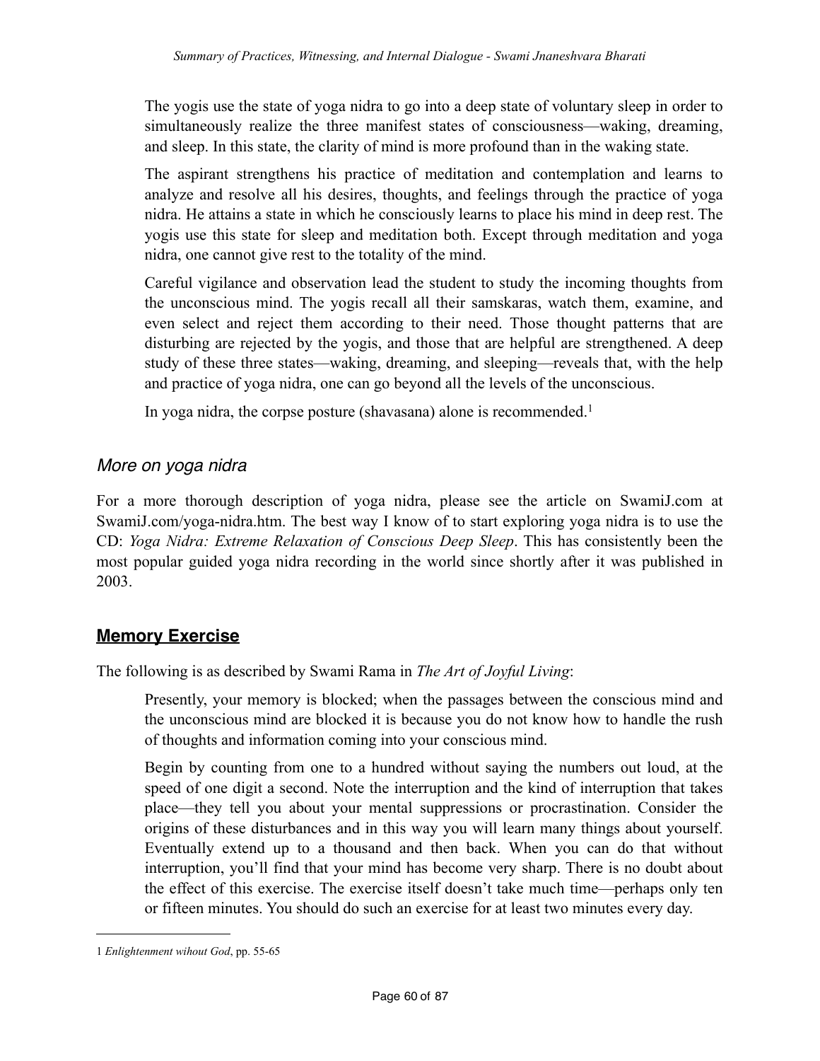> The yogis use the state of yoga nidra to go into a deep state of voluntary sleep in order to simultaneously realize the three manifest states of consciousness—waking, dreaming, and sleep. In this state, the clarity of mind is more profound than in the waking state.
>
> The aspirant strengthens his practice of meditation and contemplation and learns to analyze and resolve all his desires, thoughts, and feelings through the practice of yoga nidra. He attains a state in which he consciously learns to place his mind in deep rest. The yogis use this state for sleep and meditation both. Except through meditation and yoga nidra, one cannot give rest to the totality of the mind.
>
> Careful vigilance and observation lead the student to study the incoming thoughts from the unconscious mind. The yogis recall all their samskaras, watch them, examine, and even select and reject them according to their need. Those thought patterns that are disturbing are rejected by the yogis, and those that are helpful are strengthened. A deep study of these three states—waking, dreaming, and sleeping—reveals that, with the help and practice of yoga nidra, one can go beyond all the levels of the unconscious.
>
> In yoga nidra, the corpse posture (shavasana) alone is recommended.[1]

### *More on yoga nidra*

For a more thorough description of yoga nidra, please see the article on SwamiJ.com at SwamiJ.com/yoga-nidra.htm. The best way I know of to start exploring yoga nidra is to use the CD: *Yoga Nidra: Extreme Relaxation of Conscious Deep Sleep*. This has consistently been the most popular guided yoga nidra recording in the world since shortly after it was published in 2003.

## **Memory Exercise**

The following is as described by Swami Rama in *The Art of Joyful Living*:

> Presently, your memory is blocked; when the passages between the conscious mind and the unconscious mind are blocked it is because you do not know how to handle the rush of thoughts and information coming into your conscious mind.
>
> Begin by counting from one to a hundred without saying the numbers out loud, at the speed of one digit a second. Note the interruption and the kind of interruption that takes place—they tell you about your mental suppressions or procrastination. Consider the origins of these disturbances and in this way you will learn many things about yourself. Eventually extend up to a thousand and then back. When you can do that without interruption, you'll find that your mind has become very sharp. There is no doubt about the effect of this exercise. The exercise itself doesn't take much time—perhaps only ten or fifteen minutes. You should do such an exercise for at least two minutes every day.

---

1 *Enlightenment wihout God*, pp. 55-65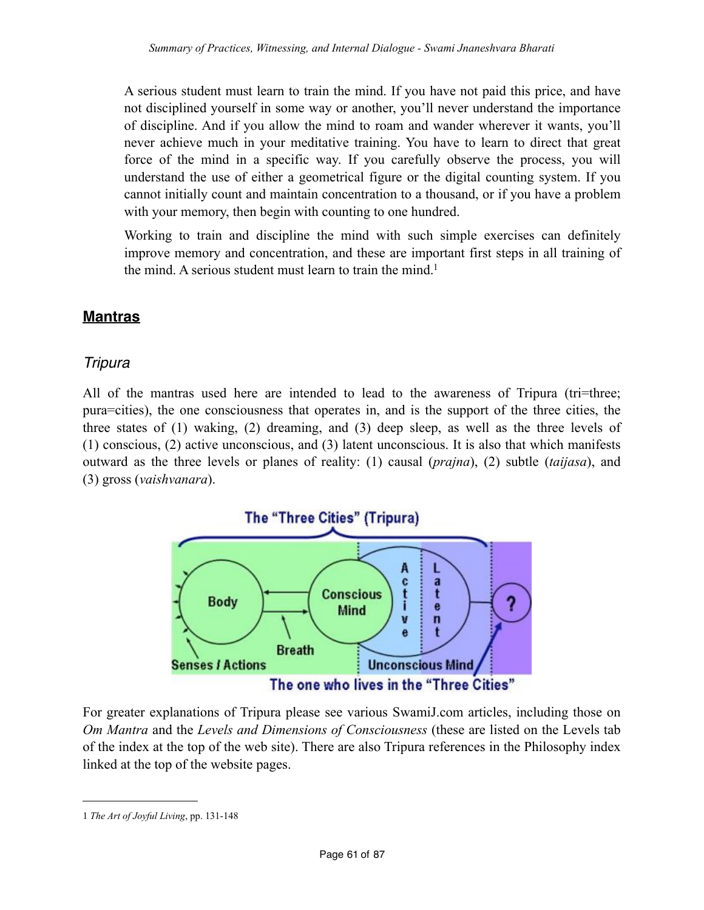A serious student must learn to train the mind. If you have not paid this price, and have not disciplined yourself in some way or another, you'll never understand the importance of discipline. And if you allow the mind to roam and wander wherever it wants, you'll never achieve much in your meditative training. You have to learn to direct that great force of the mind in a specific way. If you carefully observe the process, you will understand the use of either a geometrical figure or the digital counting system. If you cannot initially count and maintain concentration to a thousand, or if you have a problem with your memory, then begin with counting to one hundred.

Working to train and discipline the mind with such simple exercises can definitely improve memory and concentration, and these are important first steps in all training of the mind. A serious student must learn to train the mind.[1]

## Mantras

### *Tripura*

All of the mantras used here are intended to lead to the awareness of Tripura (tri=three; pura=cities), the one consciousness that operates in, and is the support of the three cities, the three states of (1) waking, (2) dreaming, and (3) deep sleep, as well as the three levels of (1) conscious, (2) active unconscious, and (3) latent unconscious. It is also that which manifests outward as the three levels or planes of reality: (1) causal (*prajna*), (2) subtle (*taijasa*), and (3) gross (*vaishvanara*).

For greater explanations of Tripura please see various SwamiJ.com articles, including those on *Om Mantra* and the *Levels and Dimensions of Consciousness* (these are listed on the Levels tab of the index at the top of the web site). There are also Tripura references in the Philosophy index linked at the top of the website pages.

---

1 *The Art of Joyful Living*, pp. 131-148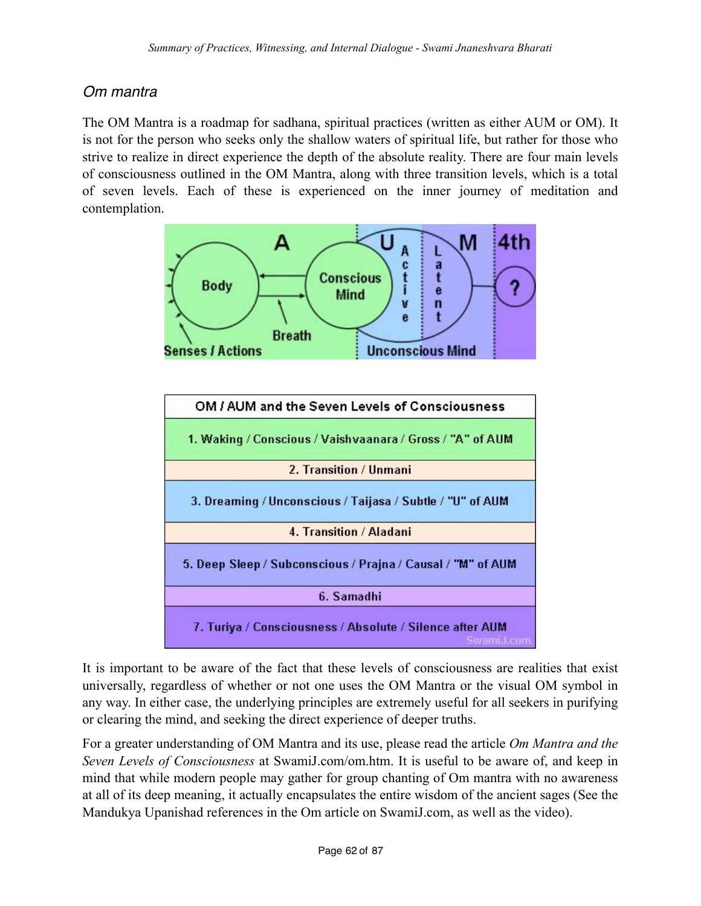## Om mantra

The OM Mantra is a roadmap for sadhana, spiritual practices (written as either AUM or OM). It is not for the person who seeks only the shallow waters of spiritual life, but rather for those who strive to realize in direct experience the depth of the absolute reality. There are four main levels of consciousness outlined in the OM Mantra, along with three transition levels, which is a total of seven levels. Each of these is experienced on the inner journey of meditation and contemplation.

| OM / AUM and the Seven Levels of Consciousness |
|---|
| 1. Waking / Conscious / Vaishvaanara / Gross / "A" of AUM |
| 2. Transition / Unmani |
| 3. Dreaming / Unconscious / Taijasa / Subtle / "U" of AUM |
| 4. Transition / Aladani |
| 5. Deep Sleep / Subconscious / Prajna / Causal / "M" of AUM |
| 6. Samadhi |
| 7. Turiya / Consciousness / Absolute / Silence after AUM |

It is important to be aware of the fact that these levels of consciousness are realities that exist universally, regardless of whether or not one uses the OM Mantra or the visual OM symbol in any way. In either case, the underlying principles are extremely useful for all seekers in purifying or clearing the mind, and seeking the direct experience of deeper truths.

For a greater understanding of OM Mantra and its use, please read the article *Om Mantra and the Seven Levels of Consciousness* at SwamiJ.com/om.htm. It is useful to be aware of, and keep in mind that while modern people may gather for group chanting of Om mantra with no awareness at all of its deep meaning, it actually encapsulates the entire wisdom of the ancient sages (See the Mandukya Upanishad references in the Om article on SwamiJ.com, as well as the video).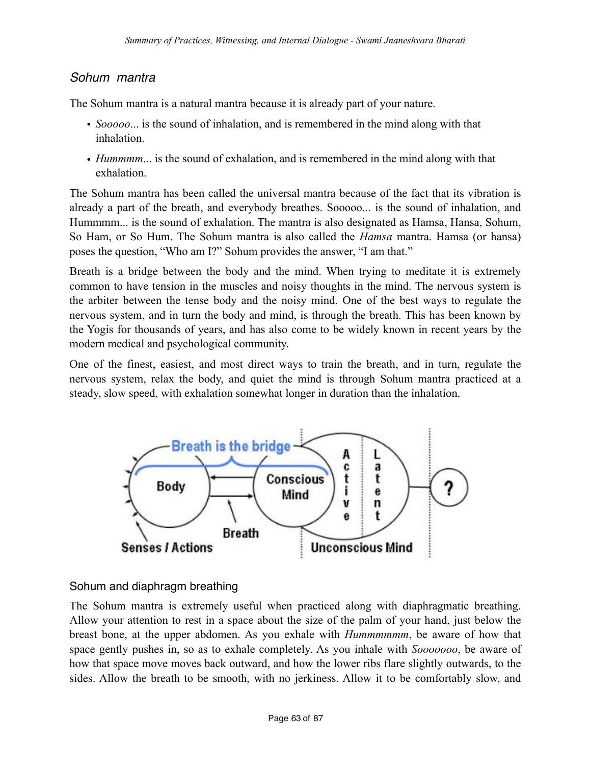## *Sohum mantra*

The Sohum mantra is a natural mantra because it is already part of your nature.

- *Sooooo*... is the sound of inhalation, and is remembered in the mind along with that inhalation.
- *Hummmm*... is the sound of exhalation, and is remembered in the mind along with that exhalation.

The Sohum mantra has been called the universal mantra because of the fact that its vibration is already a part of the breath, and everybody breathes. Sooooo... is the sound of inhalation, and Hummmm... is the sound of exhalation. The mantra is also designated as Hamsa, Hansa, Sohum, So Ham, or So Hum. The Sohum mantra is also called the *Hamsa* mantra. Hamsa (or hansa) poses the question, "Who am I?" Sohum provides the answer, "I am that."

Breath is a bridge between the body and the mind. When trying to meditate it is extremely common to have tension in the muscles and noisy thoughts in the mind. The nervous system is the arbiter between the tense body and the noisy mind. One of the best ways to regulate the nervous system, and in turn the body and mind, is through the breath. This has been known by the Yogis for thousands of years, and has also come to be widely known in recent years by the modern medical and psychological community.

One of the finest, easiest, and most direct ways to train the breath, and in turn, regulate the nervous system, relax the body, and quiet the mind is through Sohum mantra practiced at a steady, slow speed, with exhalation somewhat longer in duration than the inhalation.

### Sohum and diaphragm breathing

The Sohum mantra is extremely useful when practiced along with diaphragmatic breathing. Allow your attention to rest in a space about the size of the palm of your hand, just below the breast bone, at the upper abdomen. As you exhale with *Hummmmm*, be aware of how that space gently pushes in, so as to exhale completely. As you inhale with *Sooooooo*, be aware of how that space move moves back outward, and how the lower ribs flare slightly outwards, to the sides. Allow the breath to be smooth, with no jerkiness. Allow it to be comfortably slow, and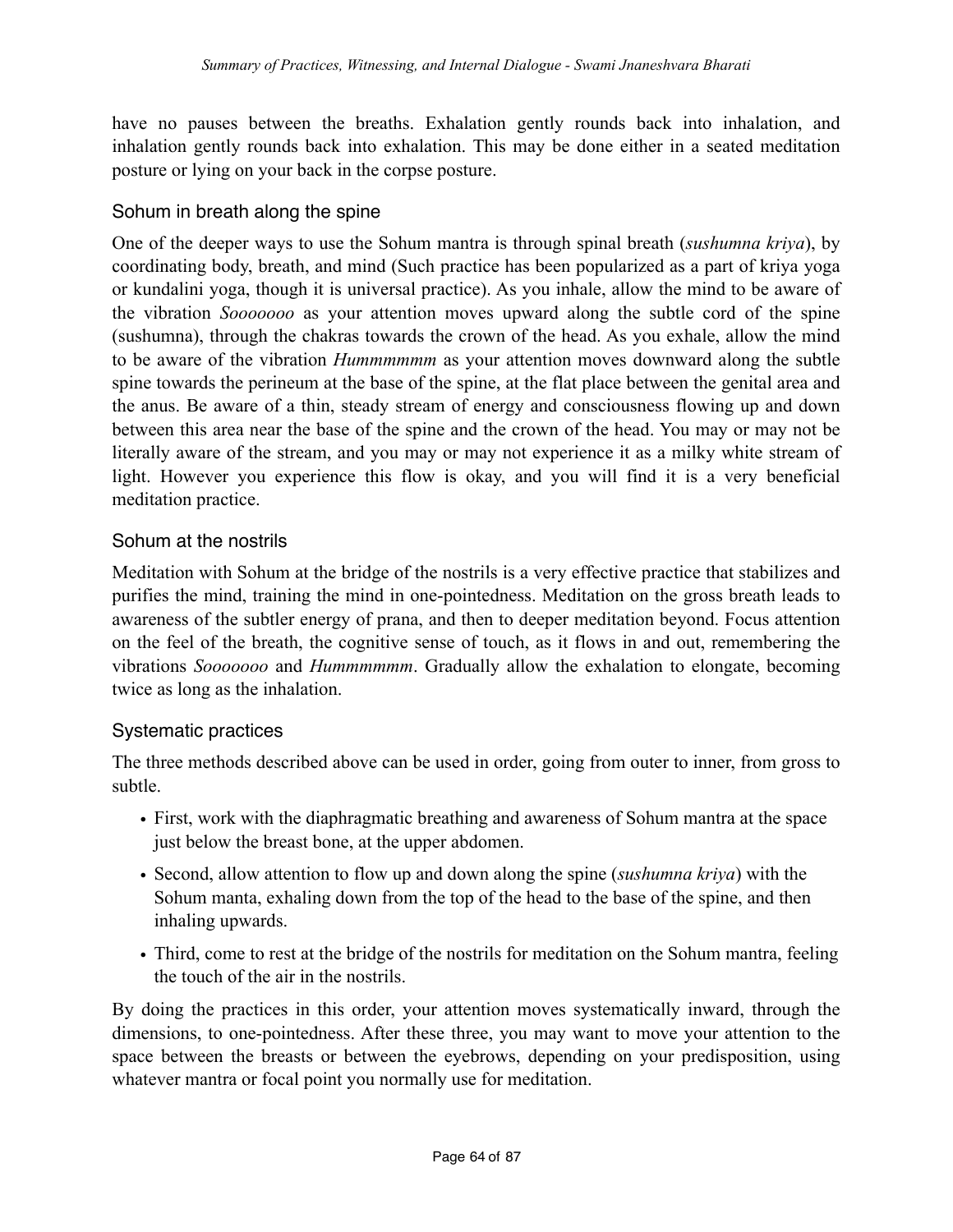have no pauses between the breaths. Exhalation gently rounds back into inhalation, and inhalation gently rounds back into exhalation. This may be done either in a seated meditation posture or lying on your back in the corpse posture.

### Sohum in breath along the spine

One of the deeper ways to use the Sohum mantra is through spinal breath (*sushumna kriya*), by coordinating body, breath, and mind (Such practice has been popularized as a part of kriya yoga or kundalini yoga, though it is universal practice). As you inhale, allow the mind to be aware of the vibration *Sooooooo* as your attention moves upward along the subtle cord of the spine (sushumna), through the chakras towards the crown of the head. As you exhale, allow the mind to be aware of the vibration *Hummmmmm* as your attention moves downward along the subtle spine towards the perineum at the base of the spine, at the flat place between the genital area and the anus. Be aware of a thin, steady stream of energy and consciousness flowing up and down between this area near the base of the spine and the crown of the head. You may or may not be literally aware of the stream, and you may or may not experience it as a milky white stream of light. However you experience this flow is okay, and you will find it is a very beneficial meditation practice.

### Sohum at the nostrils

Meditation with Sohum at the bridge of the nostrils is a very effective practice that stabilizes and purifies the mind, training the mind in one-pointedness. Meditation on the gross breath leads to awareness of the subtler energy of prana, and then to deeper meditation beyond. Focus attention on the feel of the breath, the cognitive sense of touch, as it flows in and out, remembering the vibrations *Sooooooo* and *Hummmmmm*. Gradually allow the exhalation to elongate, becoming twice as long as the inhalation.

### Systematic practices

The three methods described above can be used in order, going from outer to inner, from gross to subtle.

- First, work with the diaphragmatic breathing and awareness of Sohum mantra at the space just below the breast bone, at the upper abdomen.
- Second, allow attention to flow up and down along the spine (*sushumna kriya*) with the Sohum manta, exhaling down from the top of the head to the base of the spine, and then inhaling upwards.
- Third, come to rest at the bridge of the nostrils for meditation on the Sohum mantra, feeling the touch of the air in the nostrils.

By doing the practices in this order, your attention moves systematically inward, through the dimensions, to one-pointedness. After these three, you may want to move your attention to the space between the breasts or between the eyebrows, depending on your predisposition, using whatever mantra or focal point you normally use for meditation.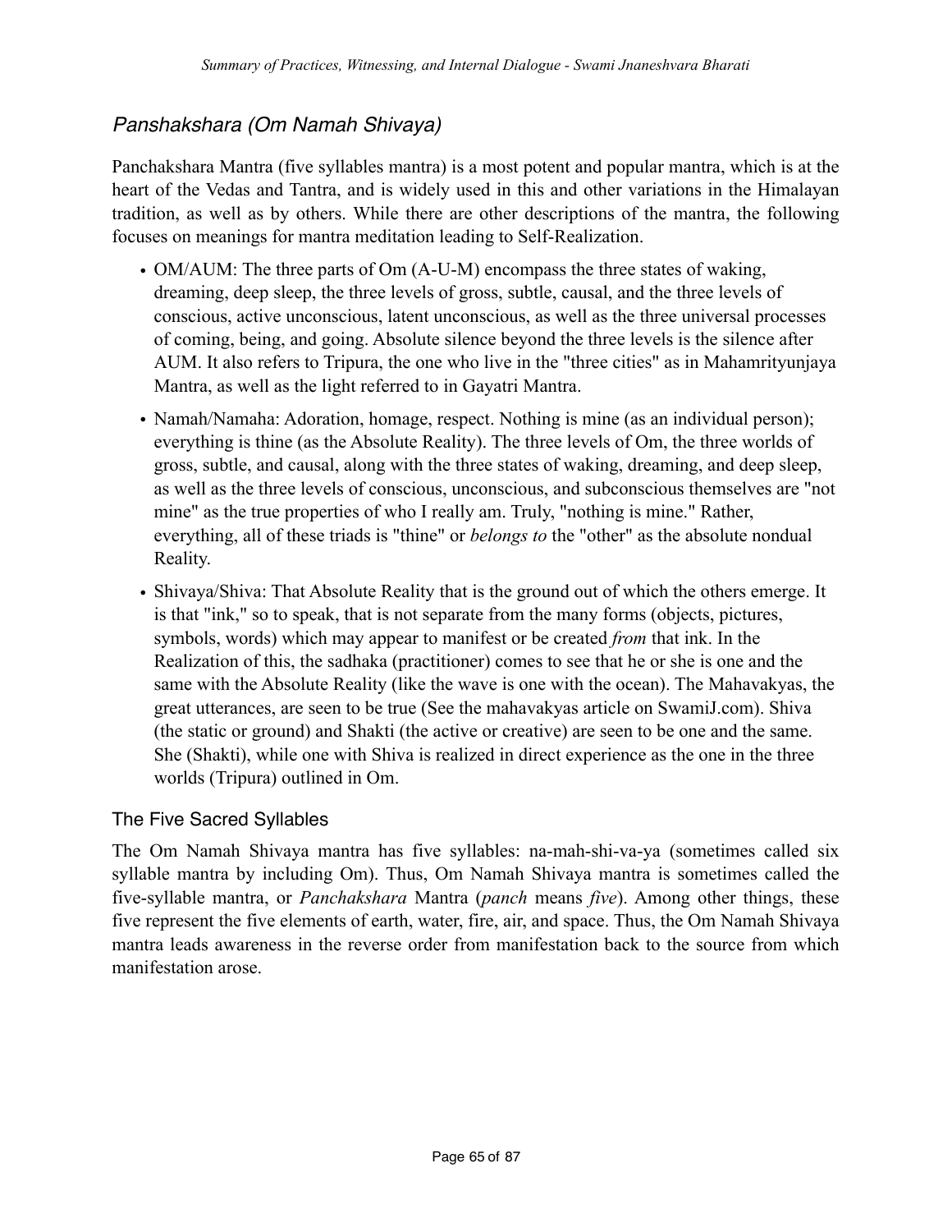## *Panshakshara (Om Namah Shivaya)*

Panchakshara Mantra (five syllables mantra) is a most potent and popular mantra, which is at the heart of the Vedas and Tantra, and is widely used in this and other variations in the Himalayan tradition, as well as by others. While there are other descriptions of the mantra, the following focuses on meanings for mantra meditation leading to Self-Realization.

- OM/AUM: The three parts of Om (A-U-M) encompass the three states of waking, dreaming, deep sleep, the three levels of gross, subtle, causal, and the three levels of conscious, active unconscious, latent unconscious, as well as the three universal processes of coming, being, and going. Absolute silence beyond the three levels is the silence after AUM. It also refers to Tripura, the one who live in the "three cities" as in Mahamrityunjaya Mantra, as well as the light referred to in Gayatri Mantra.
- Namah/Namaha: Adoration, homage, respect. Nothing is mine (as an individual person); everything is thine (as the Absolute Reality). The three levels of Om, the three worlds of gross, subtle, and causal, along with the three states of waking, dreaming, and deep sleep, as well as the three levels of conscious, unconscious, and subconscious themselves are "not mine" as the true properties of who I really am. Truly, "nothing is mine." Rather, everything, all of these triads is "thine" or *belongs to* the "other" as the absolute nondual Reality.
- Shivaya/Shiva: That Absolute Reality that is the ground out of which the others emerge. It is that "ink," so to speak, that is not separate from the many forms (objects, pictures, symbols, words) which may appear to manifest or be created *from* that ink. In the Realization of this, the sadhaka (practitioner) comes to see that he or she is one and the same with the Absolute Reality (like the wave is one with the ocean). The Mahavakyas, the great utterances, are seen to be true (See the mahavakyas article on SwamiJ.com). Shiva (the static or ground) and Shakti (the active or creative) are seen to be one and the same. She (Shakti), while one with Shiva is realized in direct experience as the one in the three worlds (Tripura) outlined in Om.

### The Five Sacred Syllables

The Om Namah Shivaya mantra has five syllables: na-mah-shi-va-ya (sometimes called six syllable mantra by including Om). Thus, Om Namah Shivaya mantra is sometimes called the five-syllable mantra, or *Panchakshara* Mantra (*panch* means *five*). Among other things, these five represent the five elements of earth, water, fire, air, and space. Thus, the Om Namah Shivaya mantra leads awareness in the reverse order from manifestation back to the source from which manifestation arose.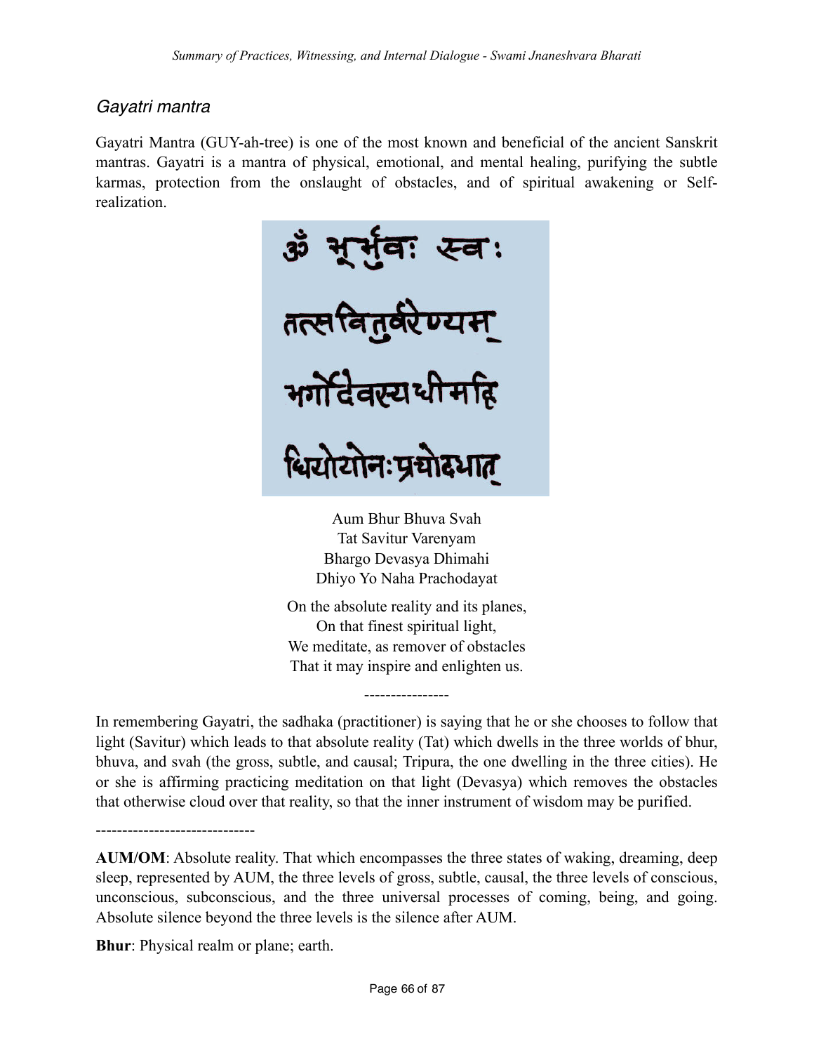## *Gayatri mantra*

Gayatri Mantra (GUY-ah-tree) is one of the most known and beneficial of the ancient Sanskrit mantras. Gayatri is a mantra of physical, emotional, and mental healing, purifying the subtle karmas, protection from the onslaught of obstacles, and of spiritual awakening or Self-realization.

ॐ भूर्भुवः स्वः
तत्सवितुर्वरेण्यम्
भर्गोदेवस्यधीमहि
धियोयोनःप्रचोदयात्

Aum Bhur Bhuva Svah
Tat Savitur Varenyam
Bhargo Devasya Dhimahi
Dhiyo Yo Naha Prachodayat

On the absolute reality and its planes,
On that finest spiritual light,
We meditate, as remover of obstacles
That it may inspire and enlighten us.

----------------

In remembering Gayatri, the sadhaka (practitioner) is saying that he or she chooses to follow that light (Savitur) which leads to that absolute reality (Tat) which dwells in the three worlds of bhur, bhuva, and svah (the gross, subtle, and causal; Tripura, the one dwelling in the three cities). He or she is affirming practicing meditation on that light (Devasya) which removes the obstacles that otherwise cloud over that reality, so that the inner instrument of wisdom may be purified.

------------------------------

**AUM/OM**: Absolute reality. That which encompasses the three states of waking, dreaming, deep sleep, represented by AUM, the three levels of gross, subtle, causal, the three levels of conscious, unconscious, subconscious, and the three universal processes of coming, being, and going. Absolute silence beyond the three levels is the silence after AUM.

**Bhur**: Physical realm or plane; earth.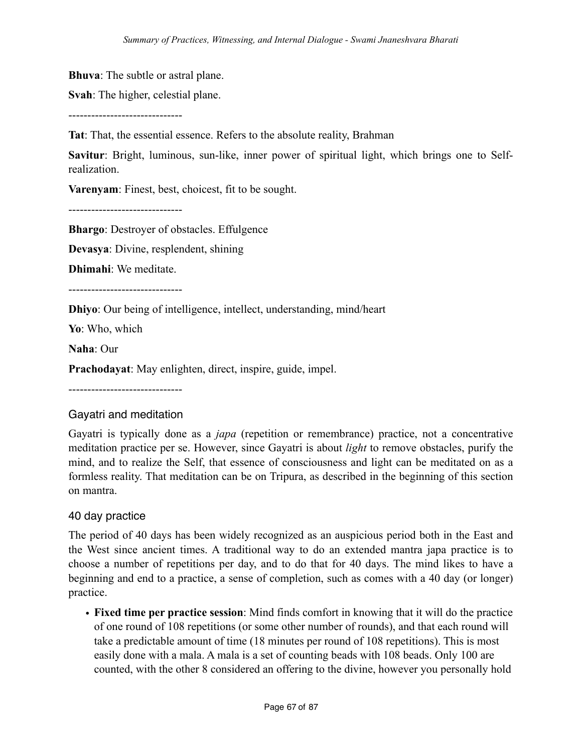**Bhuva**: The subtle or astral plane.

**Svah**: The higher, celestial plane.

------------------------------

**Tat**: That, the essential essence. Refers to the absolute reality, Brahman

**Savitur**: Bright, luminous, sun-like, inner power of spiritual light, which brings one to Self-realization.

**Varenyam**: Finest, best, choicest, fit to be sought.

------------------------------

**Bhargo**: Destroyer of obstacles. Effulgence

**Devasya**: Divine, resplendent, shining

**Dhimahi**: We meditate.

------------------------------

**Dhiyo**: Our being of intelligence, intellect, understanding, mind/heart

**Yo**: Who, which

**Naha**: Our

**Prachodayat**: May enlighten, direct, inspire, guide, impel.

------------------------------

### Gayatri and meditation

Gayatri is typically done as a *japa* (repetition or remembrance) practice, not a concentrative meditation practice per se. However, since Gayatri is about *light* to remove obstacles, purify the mind, and to realize the Self, that essence of consciousness and light can be meditated on as a formless reality. That meditation can be on Tripura, as described in the beginning of this section on mantra.

### 40 day practice

The period of 40 days has been widely recognized as an auspicious period both in the East and the West since ancient times. A traditional way to do an extended mantra japa practice is to choose a number of repetitions per day, and to do that for 40 days. The mind likes to have a beginning and end to a practice, a sense of completion, such as comes with a 40 day (or longer) practice.

- **Fixed time per practice session**: Mind finds comfort in knowing that it will do the practice of one round of 108 repetitions (or some other number of rounds), and that each round will take a predictable amount of time (18 minutes per round of 108 repetitions). This is most easily done with a mala. A mala is a set of counting beads with 108 beads. Only 100 are counted, with the other 8 considered an offering to the divine, however you personally hold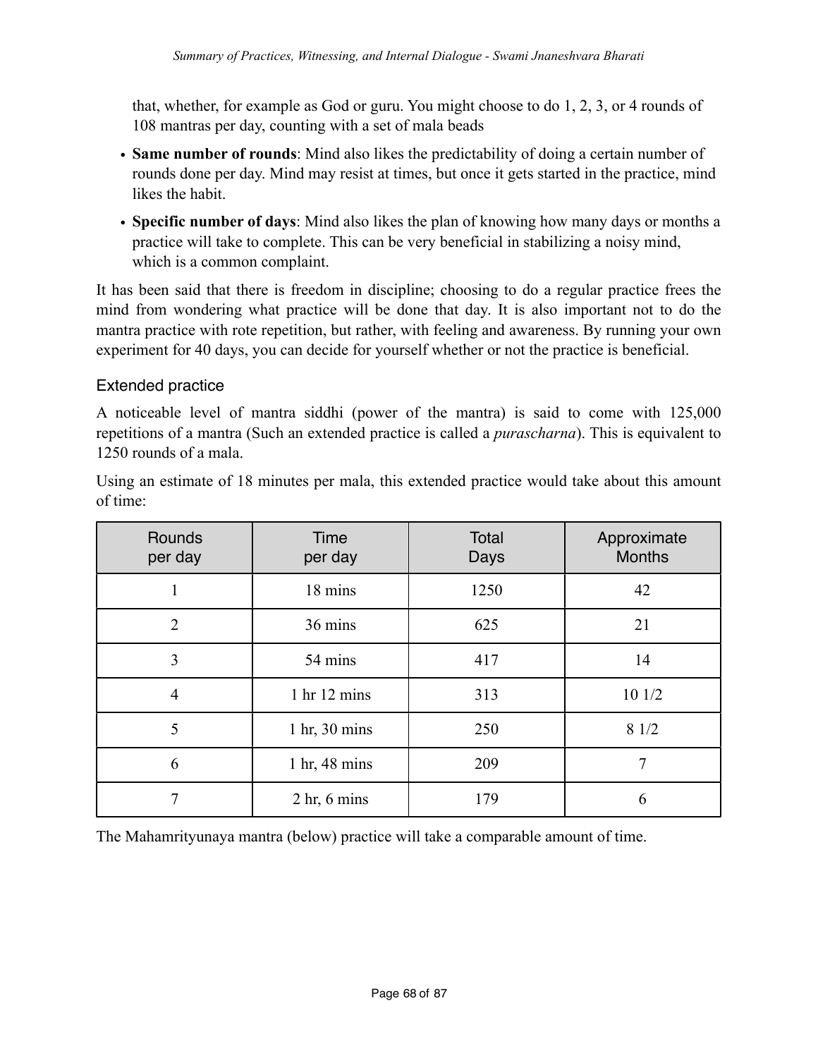that, whether, for example as God or guru. You might choose to do 1, 2, 3, or 4 rounds of 108 mantras per day, counting with a set of mala beads

- **Same number of rounds**: Mind also likes the predictability of doing a certain number of rounds done per day. Mind may resist at times, but once it gets started in the practice, mind likes the habit.
- **Specific number of days**: Mind also likes the plan of knowing how many days or months a practice will take to complete. This can be very beneficial in stabilizing a noisy mind, which is a common complaint.

It has been said that there is freedom in discipline; choosing to do a regular practice frees the mind from wondering what practice will be done that day. It is also important not to do the mantra practice with rote repetition, but rather, with feeling and awareness. By running your own experiment for 40 days, you can decide for yourself whether or not the practice is beneficial.

### Extended practice

A noticeable level of mantra siddhi (power of the mantra) is said to come with 125,000 repetitions of a mantra (Such an extended practice is called a *purascharna*). This is equivalent to 1250 rounds of a mala.

Using an estimate of 18 minutes per mala, this extended practice would take about this amount of time:

| Rounds per day | Time per day | Total Days | Approximate Months |
|---|---|---|---|
| 1 | 18 mins | 1250 | 42 |
| 2 | 36 mins | 625 | 21 |
| 3 | 54 mins | 417 | 14 |
| 4 | 1 hr 12 mins | 313 | 10 1/2 |
| 5 | 1 hr, 30 mins | 250 | 8 1/2 |
| 6 | 1 hr, 48 mins | 209 | 7 |
| 7 | 2 hr, 6 mins | 179 | 6 |

The Mahamrityunaya mantra (below) practice will take a comparable amount of time.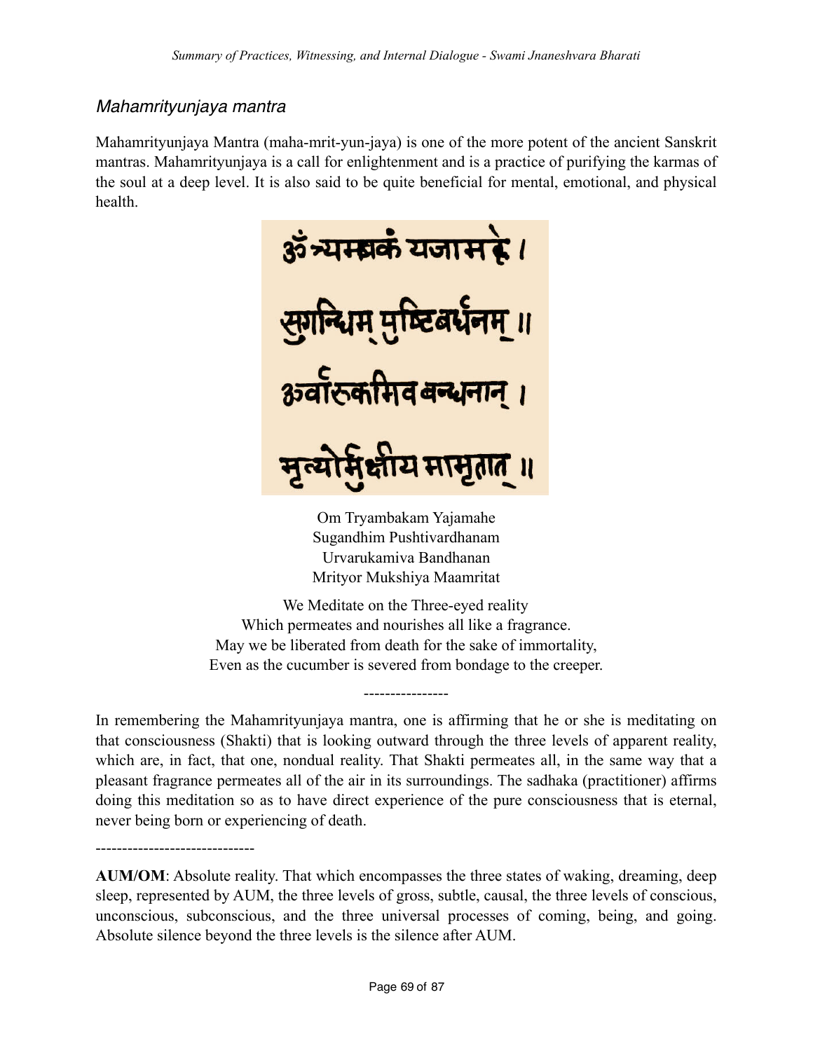### *Mahamrityunjaya mantra*

Mahamrityunjaya Mantra (maha-mrit-yun-jaya) is one of the more potent of the ancient Sanskrit mantras. Mahamrityunjaya is a call for enlightenment and is a practice of purifying the karmas of the soul at a deep level. It is also said to be quite beneficial for mental, emotional, and physical health.

ॐ त्र्यम्बकं यजामहे ।
सुगन्धिम् पुष्टिवर्धनम् ॥
ऊर्वारुकमिव बन्धनान् ।
मृत्योर्मुक्षीय मामृतात् ॥

Om Tryambakam Yajamahe
Sugandhim Pushtivardhanam
Urvarukamiva Bandhanan
Mrityor Mukshiya Maamritat

We Meditate on the Three-eyed reality
Which permeates and nourishes all like a fragrance.
May we be liberated from death for the sake of immortality,
Even as the cucumber is severed from bondage to the creeper.

----------------

In remembering the Mahamrityunjaya mantra, one is affirming that he or she is meditating on that consciousness (Shakti) that is looking outward through the three levels of apparent reality, which are, in fact, that one, nondual reality. That Shakti permeates all, in the same way that a pleasant fragrance permeates all of the air in its surroundings. The sadhaka (practitioner) affirms doing this meditation so as to have direct experience of the pure consciousness that is eternal, never being born or experiencing of death.

------------------------------

**AUM/OM**: Absolute reality. That which encompasses the three states of waking, dreaming, deep sleep, represented by AUM, the three levels of gross, subtle, causal, the three levels of conscious, unconscious, subconscious, and the three universal processes of coming, being, and going. Absolute silence beyond the three levels is the silence after AUM.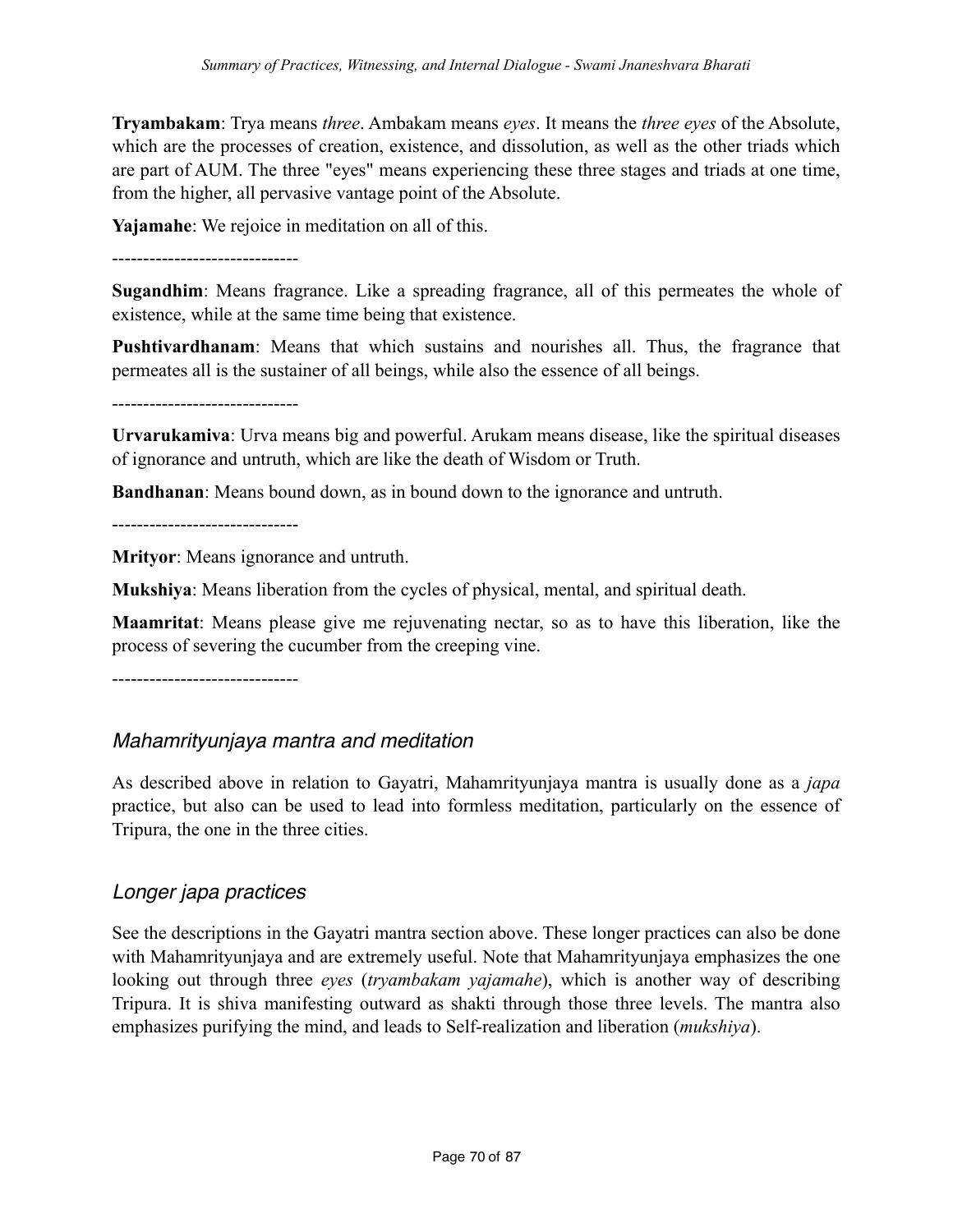**Tryambakam**: Trya means *three*. Ambakam means *eyes*. It means the *three eyes* of the Absolute, which are the processes of creation, existence, and dissolution, as well as the other triads which are part of AUM. The three "eyes" means experiencing these three stages and triads at one time, from the higher, all pervasive vantage point of the Absolute.

**Yajamahe**: We rejoice in meditation on all of this.

------------------------------

**Sugandhim**: Means fragrance. Like a spreading fragrance, all of this permeates the whole of existence, while at the same time being that existence.

**Pushtivardhanam**: Means that which sustains and nourishes all. Thus, the fragrance that permeates all is the sustainer of all beings, while also the essence of all beings.

------------------------------

**Urvarukamiva**: Urva means big and powerful. Arukam means disease, like the spiritual diseases of ignorance and untruth, which are like the death of Wisdom or Truth.

**Bandhanan**: Means bound down, as in bound down to the ignorance and untruth.

------------------------------

**Mrityor**: Means ignorance and untruth.

**Mukshiya**: Means liberation from the cycles of physical, mental, and spiritual death.

**Maamritat**: Means please give me rejuvenating nectar, so as to have this liberation, like the process of severing the cucumber from the creeping vine.

------------------------------

### *Mahamrityunjaya mantra and meditation*

As described above in relation to Gayatri, Mahamrityunjaya mantra is usually done as a *japa* practice, but also can be used to lead into formless meditation, particularly on the essence of Tripura, the one in the three cities.

### *Longer japa practices*

See the descriptions in the Gayatri mantra section above. These longer practices can also be done with Mahamrityunjaya and are extremely useful. Note that Mahamrityunjaya emphasizes the one looking out through three *eyes* (*tryambakam yajamahe*), which is another way of describing Tripura. It is shiva manifesting outward as shakti through those three levels. The mantra also emphasizes purifying the mind, and leads to Self-realization and liberation (*mukshiya*).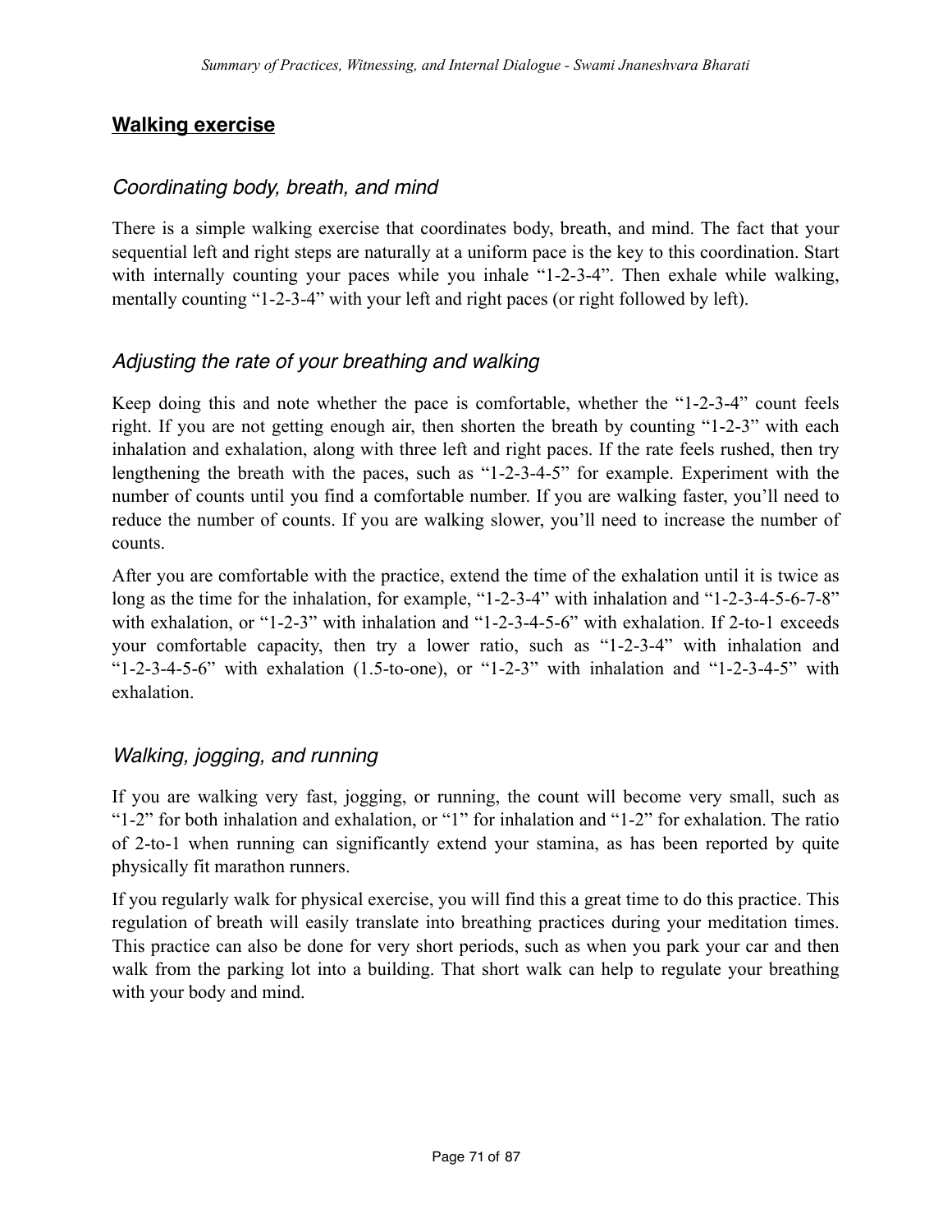## Walking exercise

### *Coordinating body, breath, and mind*

There is a simple walking exercise that coordinates body, breath, and mind. The fact that your sequential left and right steps are naturally at a uniform pace is the key to this coordination. Start with internally counting your paces while you inhale "1-2-3-4". Then exhale while walking, mentally counting "1-2-3-4" with your left and right paces (or right followed by left).

### *Adjusting the rate of your breathing and walking*

Keep doing this and note whether the pace is comfortable, whether the "1-2-3-4" count feels right. If you are not getting enough air, then shorten the breath by counting "1-2-3" with each inhalation and exhalation, along with three left and right paces. If the rate feels rushed, then try lengthening the breath with the paces, such as "1-2-3-4-5" for example. Experiment with the number of counts until you find a comfortable number. If you are walking faster, you'll need to reduce the number of counts. If you are walking slower, you'll need to increase the number of counts.

After you are comfortable with the practice, extend the time of the exhalation until it is twice as long as the time for the inhalation, for example, "1-2-3-4" with inhalation and "1-2-3-4-5-6-7-8" with exhalation, or "1-2-3" with inhalation and "1-2-3-4-5-6" with exhalation. If 2-to-1 exceeds your comfortable capacity, then try a lower ratio, such as "1-2-3-4" with inhalation and "1-2-3-4-5-6" with exhalation (1.5-to-one), or "1-2-3" with inhalation and "1-2-3-4-5" with exhalation.

### *Walking, jogging, and running*

If you are walking very fast, jogging, or running, the count will become very small, such as "1-2" for both inhalation and exhalation, or "1" for inhalation and "1-2" for exhalation. The ratio of 2-to-1 when running can significantly extend your stamina, as has been reported by quite physically fit marathon runners.

If you regularly walk for physical exercise, you will find this a great time to do this practice. This regulation of breath will easily translate into breathing practices during your meditation times. This practice can also be done for very short periods, such as when you park your car and then walk from the parking lot into a building. That short walk can help to regulate your breathing with your body and mind.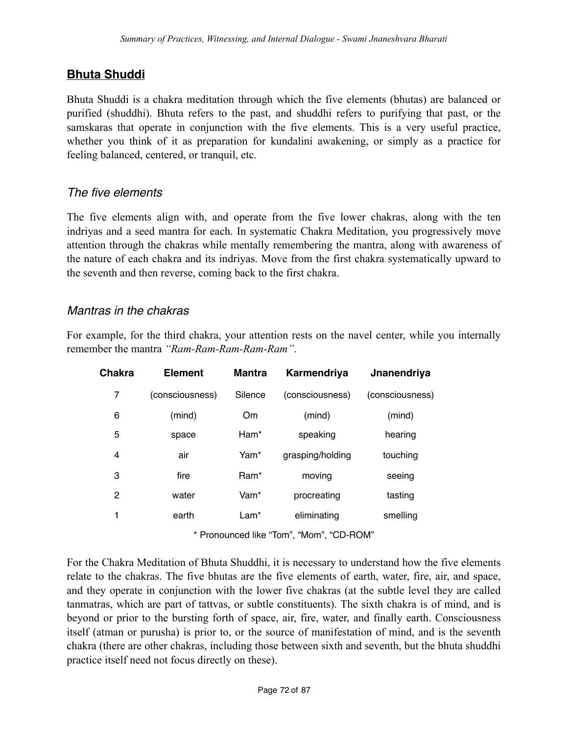## Bhuta Shuddi

Bhuta Shuddi is a chakra meditation through which the five elements (bhutas) are balanced or purified (shuddhi). Bhuta refers to the past, and shuddhi refers to purifying that past, or the samskaras that operate in conjunction with the five elements. This is a very useful practice, whether you think of it as preparation for kundalini awakening, or simply as a practice for feeling balanced, centered, or tranquil, etc.

### *The five elements*

The five elements align with, and operate from the five lower chakras, along with the ten indriyas and a seed mantra for each. In systematic Chakra Meditation, you progressively move attention through the chakras while mentally remembering the mantra, along with awareness of the nature of each chakra and its indriyas. Move from the first chakra systematically upward to the seventh and then reverse, coming back to the first chakra.

### *Mantras in the chakras*

For example, for the third chakra, your attention rests on the navel center, while you internally remember the mantra *"Ram-Ram-Ram-Ram-Ram"*.

| Chakra | Element | Mantra | Karmendriya | Jnanendriya |
|---|---|---|---|---|
| 7 | (consciousness) | Silence | (consciousness) | (consciousness) |
| 6 | (mind) | Om | (mind) | (mind) |
| 5 | space | Ham* | speaking | hearing |
| 4 | air | Yam* | grasping/holding | touching |
| 3 | fire | Ram* | moving | seeing |
| 2 | water | Vam* | procreating | tasting |
| 1 | earth | Lam* | eliminating | smelling |

\* Pronounced like "Tom", "Mom", "CD-ROM"

For the Chakra Meditation of Bhuta Shuddhi, it is necessary to understand how the five elements relate to the chakras. The five bhutas are the five elements of earth, water, fire, air, and space, and they operate in conjunction with the lower five chakras (at the subtle level they are called tanmatras, which are part of tattvas, or subtle constituents). The sixth chakra is of mind, and is beyond or prior to the bursting forth of space, air, fire, water, and finally earth. Consciousness itself (atman or purusha) is prior to, or the source of manifestation of mind, and is the seventh chakra (there are other chakras, including those between sixth and seventh, but the bhuta shuddhi practice itself need not focus directly on these).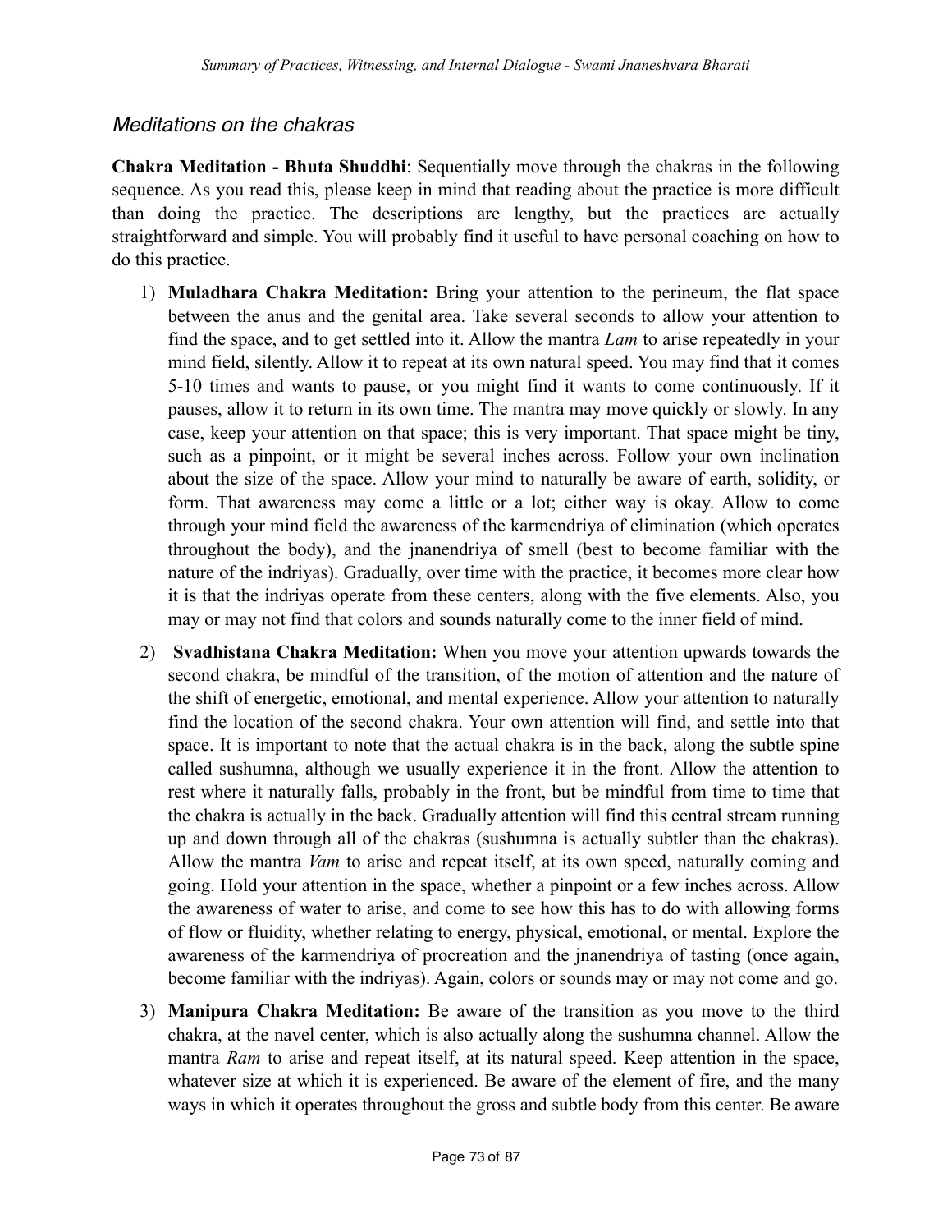### *Meditations on the chakras*

**Chakra Meditation - Bhuta Shuddhi**: Sequentially move through the chakras in the following sequence. As you read this, please keep in mind that reading about the practice is more difficult than doing the practice. The descriptions are lengthy, but the practices are actually straightforward and simple. You will probably find it useful to have personal coaching on how to do this practice.

1) **Muladhara Chakra Meditation:** Bring your attention to the perineum, the flat space between the anus and the genital area. Take several seconds to allow your attention to find the space, and to get settled into it. Allow the mantra *Lam* to arise repeatedly in your mind field, silently. Allow it to repeat at its own natural speed. You may find that it comes 5-10 times and wants to pause, or you might find it wants to come continuously. If it pauses, allow it to return in its own time. The mantra may move quickly or slowly. In any case, keep your attention on that space; this is very important. That space might be tiny, such as a pinpoint, or it might be several inches across. Follow your own inclination about the size of the space. Allow your mind to naturally be aware of earth, solidity, or form. That awareness may come a little or a lot; either way is okay. Allow to come through your mind field the awareness of the karmendriya of elimination (which operates throughout the body), and the jnanendriya of smell (best to become familiar with the nature of the indriyas). Gradually, over time with the practice, it becomes more clear how it is that the indriyas operate from these centers, along with the five elements. Also, you may or may not find that colors and sounds naturally come to the inner field of mind.

2) **Svadhistana Chakra Meditation:** When you move your attention upwards towards the second chakra, be mindful of the transition, of the motion of attention and the nature of the shift of energetic, emotional, and mental experience. Allow your attention to naturally find the location of the second chakra. Your own attention will find, and settle into that space. It is important to note that the actual chakra is in the back, along the subtle spine called sushumna, although we usually experience it in the front. Allow the attention to rest where it naturally falls, probably in the front, but be mindful from time to time that the chakra is actually in the back. Gradually attention will find this central stream running up and down through all of the chakras (sushumna is actually subtler than the chakras). Allow the mantra *Vam* to arise and repeat itself, at its own speed, naturally coming and going. Hold your attention in the space, whether a pinpoint or a few inches across. Allow the awareness of water to arise, and come to see how this has to do with allowing forms of flow or fluidity, whether relating to energy, physical, emotional, or mental. Explore the awareness of the karmendriya of procreation and the jnanendriya of tasting (once again, become familiar with the indriyas). Again, colors or sounds may or may not come and go.

3) **Manipura Chakra Meditation:** Be aware of the transition as you move to the third chakra, at the navel center, which is also actually along the sushumna channel. Allow the mantra *Ram* to arise and repeat itself, at its natural speed. Keep attention in the space, whatever size at which it is experienced. Be aware of the element of fire, and the many ways in which it operates throughout the gross and subtle body from this center. Be aware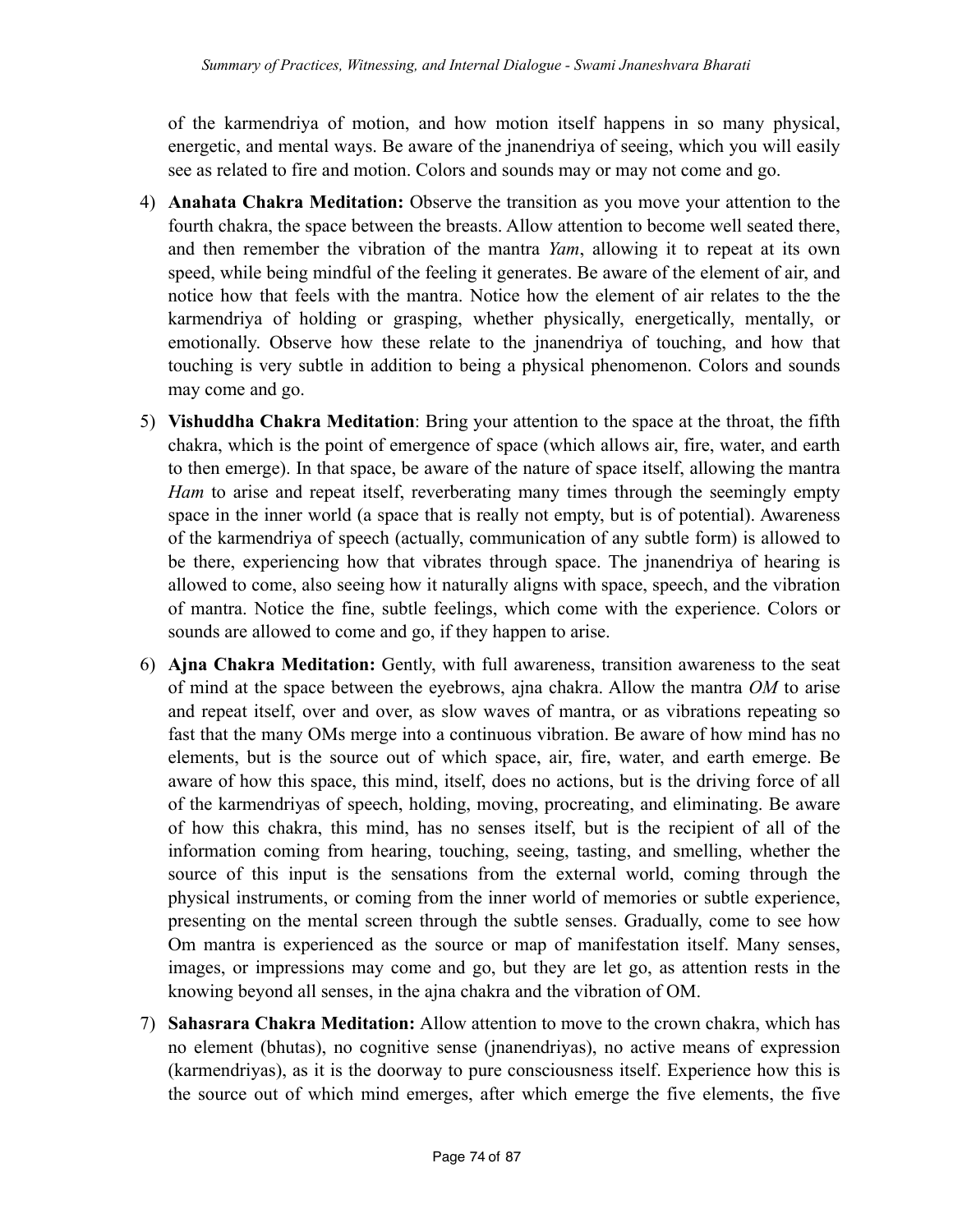of the karmendriya of motion, and how motion itself happens in so many physical, energetic, and mental ways. Be aware of the jnanendriya of seeing, which you will easily see as related to fire and motion. Colors and sounds may or may not come and go.

4) **Anahata Chakra Meditation:** Observe the transition as you move your attention to the fourth chakra, the space between the breasts. Allow attention to become well seated there, and then remember the vibration of the mantra *Yam*, allowing it to repeat at its own speed, while being mindful of the feeling it generates. Be aware of the element of air, and notice how that feels with the mantra. Notice how the element of air relates to the the karmendriya of holding or grasping, whether physically, energetically, mentally, or emotionally. Observe how these relate to the jnanendriya of touching, and how that touching is very subtle in addition to being a physical phenomenon. Colors and sounds may come and go.

5) **Vishuddha Chakra Meditation**: Bring your attention to the space at the throat, the fifth chakra, which is the point of emergence of space (which allows air, fire, water, and earth to then emerge). In that space, be aware of the nature of space itself, allowing the mantra *Ham* to arise and repeat itself, reverberating many times through the seemingly empty space in the inner world (a space that is really not empty, but is of potential). Awareness of the karmendriya of speech (actually, communication of any subtle form) is allowed to be there, experiencing how that vibrates through space. The jnanendriya of hearing is allowed to come, also seeing how it naturally aligns with space, speech, and the vibration of mantra. Notice the fine, subtle feelings, which come with the experience. Colors or sounds are allowed to come and go, if they happen to arise.

6) **Ajna Chakra Meditation:** Gently, with full awareness, transition awareness to the seat of mind at the space between the eyebrows, ajna chakra. Allow the mantra *OM* to arise and repeat itself, over and over, as slow waves of mantra, or as vibrations repeating so fast that the many OMs merge into a continuous vibration. Be aware of how mind has no elements, but is the source out of which space, air, fire, water, and earth emerge. Be aware of how this space, this mind, itself, does no actions, but is the driving force of all of the karmendriyas of speech, holding, moving, procreating, and eliminating. Be aware of how this chakra, this mind, has no senses itself, but is the recipient of all of the information coming from hearing, touching, seeing, tasting, and smelling, whether the source of this input is the sensations from the external world, coming through the physical instruments, or coming from the inner world of memories or subtle experience, presenting on the mental screen through the subtle senses. Gradually, come to see how Om mantra is experienced as the source or map of manifestation itself. Many senses, images, or impressions may come and go, but they are let go, as attention rests in the knowing beyond all senses, in the ajna chakra and the vibration of OM.

7) **Sahasrara Chakra Meditation:** Allow attention to move to the crown chakra, which has no element (bhutas), no cognitive sense (jnanendriyas), no active means of expression (karmendriyas), as it is the doorway to pure consciousness itself. Experience how this is the source out of which mind emerges, after which emerge the five elements, the five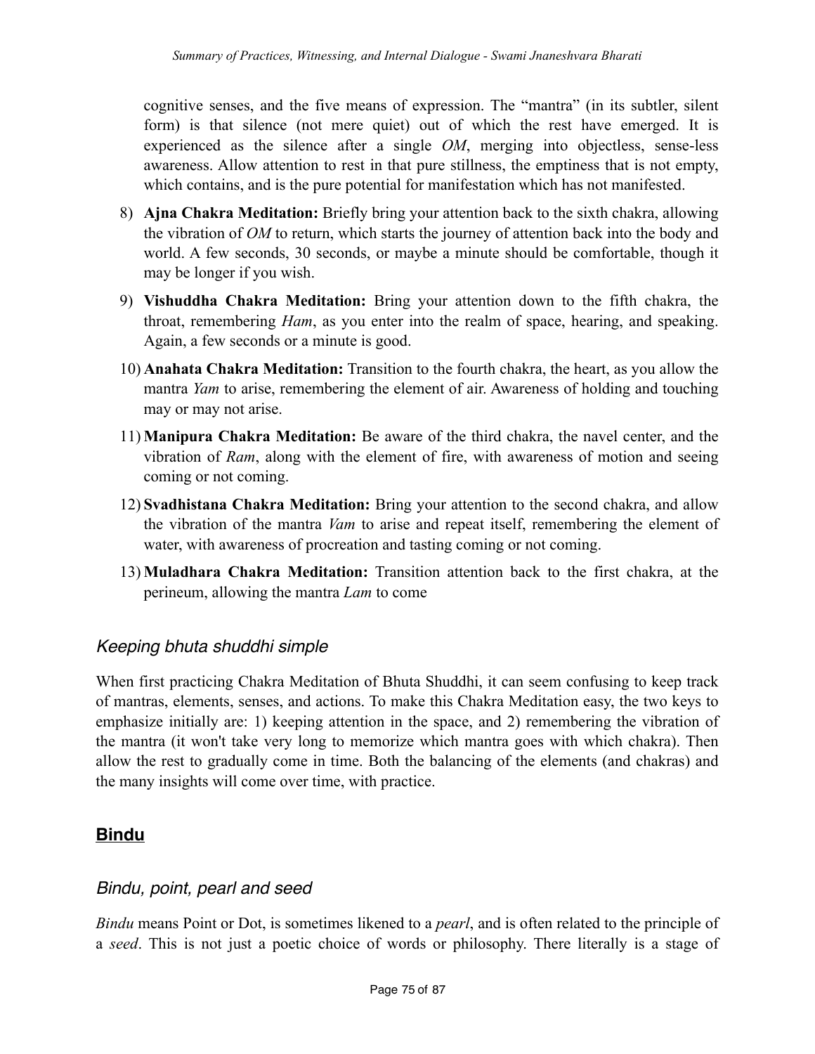cognitive senses, and the five means of expression. The "mantra" (in its subtler, silent form) is that silence (not mere quiet) out of which the rest have emerged. It is experienced as the silence after a single *OM*, merging into objectless, sense-less awareness. Allow attention to rest in that pure stillness, the emptiness that is not empty, which contains, and is the pure potential for manifestation which has not manifested.

8) **Ajna Chakra Meditation:** Briefly bring your attention back to the sixth chakra, allowing the vibration of *OM* to return, which starts the journey of attention back into the body and world. A few seconds, 30 seconds, or maybe a minute should be comfortable, though it may be longer if you wish.
9) **Vishuddha Chakra Meditation:** Bring your attention down to the fifth chakra, the throat, remembering *Ham*, as you enter into the realm of space, hearing, and speaking. Again, a few seconds or a minute is good.
10) **Anahata Chakra Meditation:** Transition to the fourth chakra, the heart, as you allow the mantra *Yam* to arise, remembering the element of air. Awareness of holding and touching may or may not arise.
11) **Manipura Chakra Meditation:** Be aware of the third chakra, the navel center, and the vibration of *Ram*, along with the element of fire, with awareness of motion and seeing coming or not coming.
12) **Svadhistana Chakra Meditation:** Bring your attention to the second chakra, and allow the vibration of the mantra *Vam* to arise and repeat itself, remembering the element of water, with awareness of procreation and tasting coming or not coming.
13) **Muladhara Chakra Meditation:** Transition attention back to the first chakra, at the perineum, allowing the mantra *Lam* to come

### *Keeping bhuta shuddhi simple*

When first practicing Chakra Meditation of Bhuta Shuddhi, it can seem confusing to keep track of mantras, elements, senses, and actions. To make this Chakra Meditation easy, the two keys to emphasize initially are: 1) keeping attention in the space, and 2) remembering the vibration of the mantra (it won't take very long to memorize which mantra goes with which chakra). Then allow the rest to gradually come in time. Both the balancing of the elements (and chakras) and the many insights will come over time, with practice.

## **Bindu**

### *Bindu, point, pearl and seed*

*Bindu* means Point or Dot, is sometimes likened to a *pearl*, and is often related to the principle of a *seed*. This is not just a poetic choice of words or philosophy. There literally is a stage of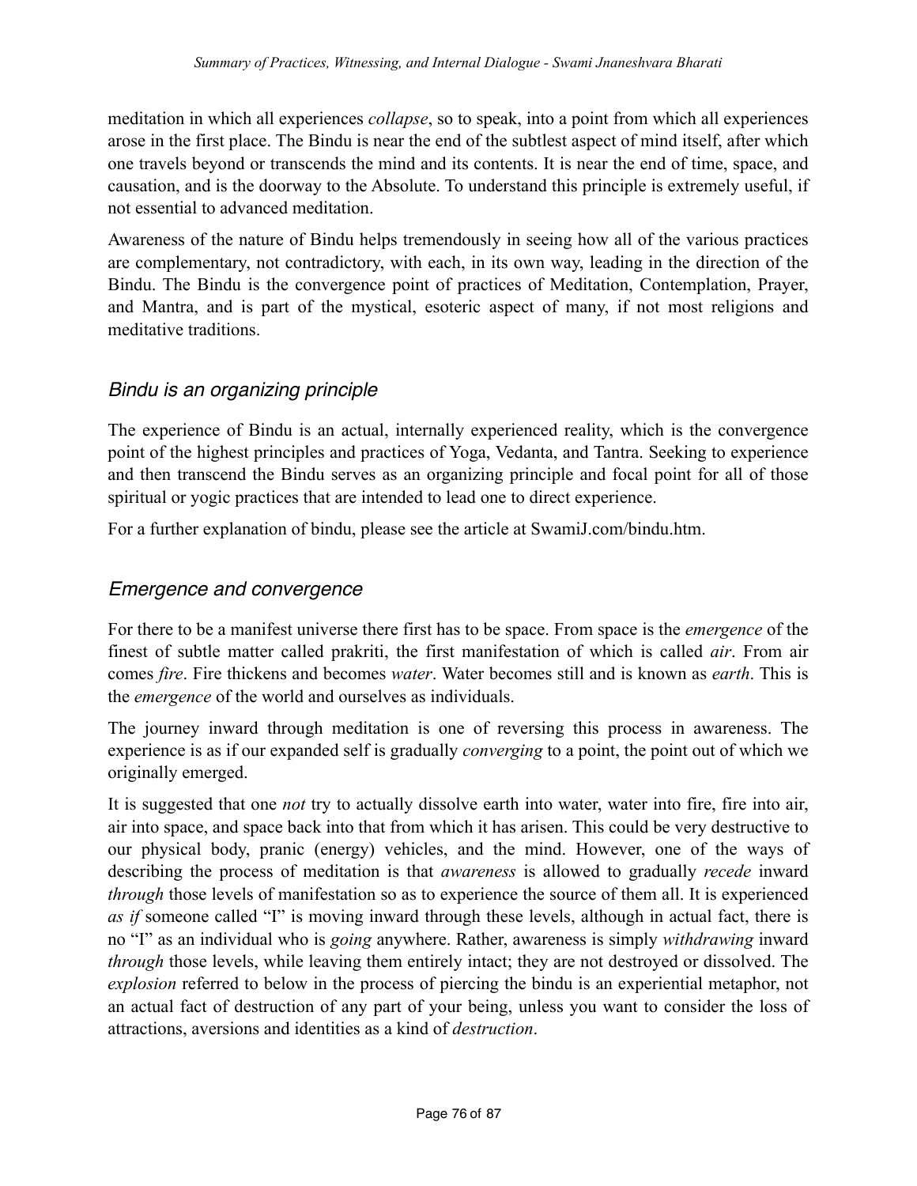meditation in which all experiences *collapse*, so to speak, into a point from which all experiences arose in the first place. The Bindu is near the end of the subtlest aspect of mind itself, after which one travels beyond or transcends the mind and its contents. It is near the end of time, space, and causation, and is the doorway to the Absolute. To understand this principle is extremely useful, if not essential to advanced meditation.

Awareness of the nature of Bindu helps tremendously in seeing how all of the various practices are complementary, not contradictory, with each, in its own way, leading in the direction of the Bindu. The Bindu is the convergence point of practices of Meditation, Contemplation, Prayer, and Mantra, and is part of the mystical, esoteric aspect of many, if not most religions and meditative traditions.

### *Bindu is an organizing principle*

The experience of Bindu is an actual, internally experienced reality, which is the convergence point of the highest principles and practices of Yoga, Vedanta, and Tantra. Seeking to experience and then transcend the Bindu serves as an organizing principle and focal point for all of those spiritual or yogic practices that are intended to lead one to direct experience.

For a further explanation of bindu, please see the article at SwamiJ.com/bindu.htm.

### *Emergence and convergence*

For there to be a manifest universe there first has to be space. From space is the *emergence* of the finest of subtle matter called prakriti, the first manifestation of which is called *air*. From air comes *fire*. Fire thickens and becomes *water*. Water becomes still and is known as *earth*. This is the *emergence* of the world and ourselves as individuals.

The journey inward through meditation is one of reversing this process in awareness. The experience is as if our expanded self is gradually *converging* to a point, the point out of which we originally emerged.

It is suggested that one *not* try to actually dissolve earth into water, water into fire, fire into air, air into space, and space back into that from which it has arisen. This could be very destructive to our physical body, pranic (energy) vehicles, and the mind. However, one of the ways of describing the process of meditation is that *awareness* is allowed to gradually *recede* inward *through* those levels of manifestation so as to experience the source of them all. It is experienced *as if* someone called "I" is moving inward through these levels, although in actual fact, there is no "I" as an individual who is *going* anywhere. Rather, awareness is simply *withdrawing* inward *through* those levels, while leaving them entirely intact; they are not destroyed or dissolved. The *explosion* referred to below in the process of piercing the bindu is an experiential metaphor, not an actual fact of destruction of any part of your being, unless you want to consider the loss of attractions, aversions and identities as a kind of *destruction*.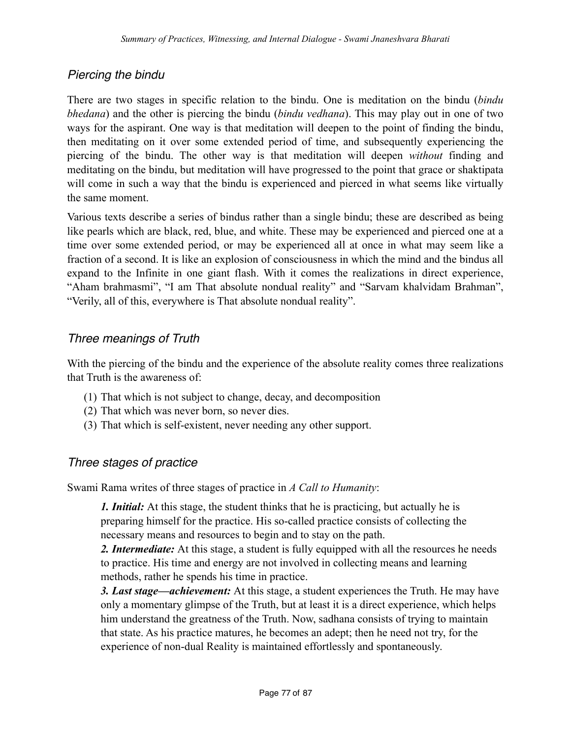### *Piercing the bindu*

There are two stages in specific relation to the bindu. One is meditation on the bindu (*bindu bhedana*) and the other is piercing the bindu (*bindu vedhana*). This may play out in one of two ways for the aspirant. One way is that meditation will deepen to the point of finding the bindu, then meditating on it over some extended period of time, and subsequently experiencing the piercing of the bindu. The other way is that meditation will deepen *without* finding and meditating on the bindu, but meditation will have progressed to the point that grace or shaktipata will come in such a way that the bindu is experienced and pierced in what seems like virtually the same moment.

Various texts describe a series of bindus rather than a single bindu; these are described as being like pearls which are black, red, blue, and white. These may be experienced and pierced one at a time over some extended period, or may be experienced all at once in what may seem like a fraction of a second. It is like an explosion of consciousness in which the mind and the bindus all expand to the Infinite in one giant flash. With it comes the realizations in direct experience, "Aham brahmasmi", "I am That absolute nondual reality" and "Sarvam khalvidam Brahman", "Verily, all of this, everywhere is That absolute nondual reality".

### *Three meanings of Truth*

With the piercing of the bindu and the experience of the absolute reality comes three realizations that Truth is the awareness of:

(1) That which is not subject to change, decay, and decomposition
(2) That which was never born, so never dies.
(3) That which is self-existent, never needing any other support.

### *Three stages of practice*

Swami Rama writes of three stages of practice in *A Call to Humanity*:

> ***1. Initial:*** At this stage, the student thinks that he is practicing, but actually he is preparing himself for the practice. His so-called practice consists of collecting the necessary means and resources to begin and to stay on the path.
> ***2. Intermediate:*** At this stage, a student is fully equipped with all the resources he needs to practice. His time and energy are not involved in collecting means and learning methods, rather he spends his time in practice.
> ***3. Last stage—achievement:*** At this stage, a student experiences the Truth. He may have only a momentary glimpse of the Truth, but at least it is a direct experience, which helps him understand the greatness of the Truth. Now, sadhana consists of trying to maintain that state. As his practice matures, he becomes an adept; then he need not try, for the experience of non-dual Reality is maintained effortlessly and spontaneously.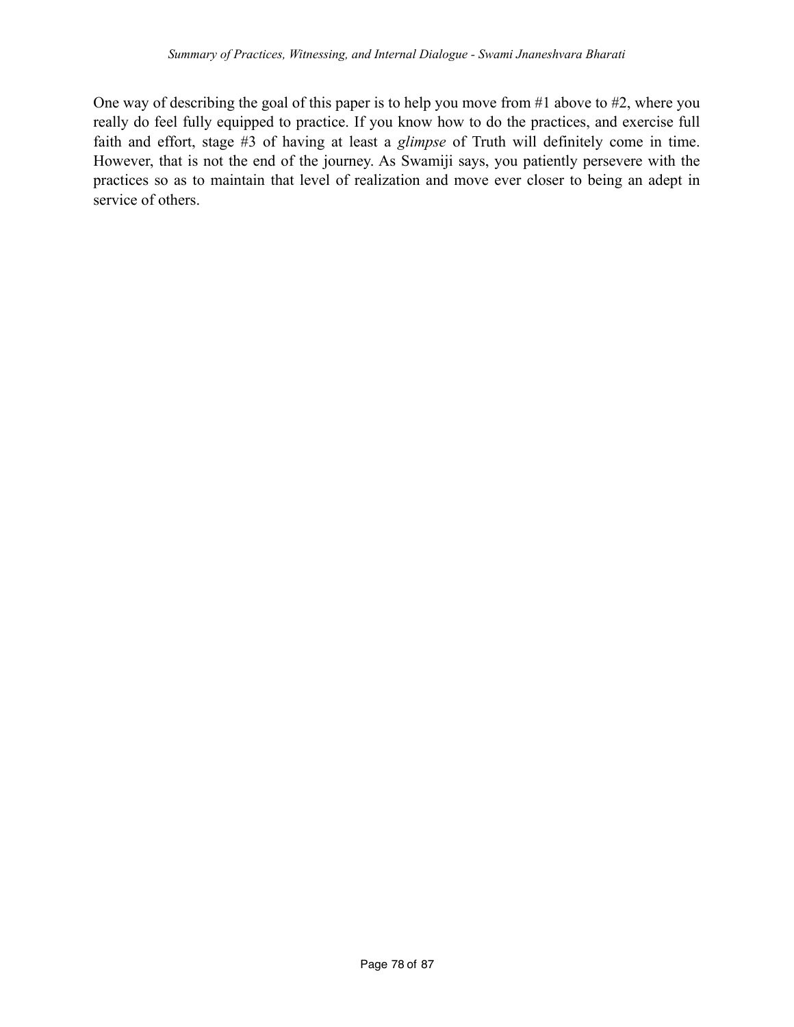One way of describing the goal of this paper is to help you move from #1 above to #2, where you really do feel fully equipped to practice. If you know how to do the practices, and exercise full faith and effort, stage #3 of having at least a *glimpse* of Truth will definitely come in time. However, that is not the end of the journey. As Swamiji says, you patiently persevere with the practices so as to maintain that level of realization and move ever closer to being an adept in service of others.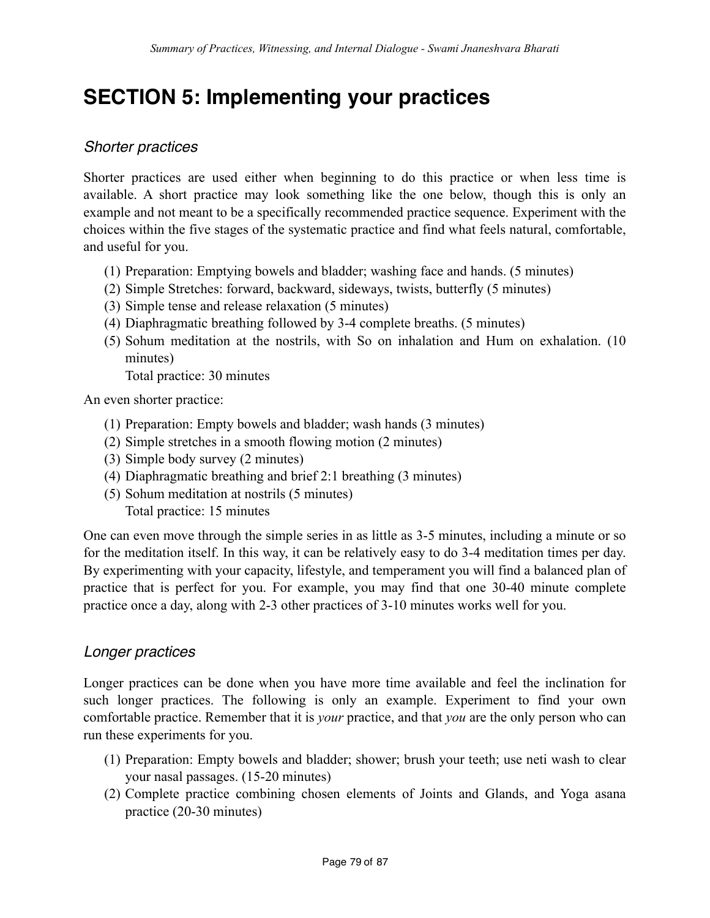# SECTION 5: Implementing your practices

### *Shorter practices*

Shorter practices are used either when beginning to do this practice or when less time is available. A short practice may look something like the one below, though this is only an example and not meant to be a specifically recommended practice sequence. Experiment with the choices within the five stages of the systematic practice and find what feels natural, comfortable, and useful for you.

(1) Preparation: Emptying bowels and bladder; washing face and hands. (5 minutes)
(2) Simple Stretches: forward, backward, sideways, twists, butterfly (5 minutes)
(3) Simple tense and release relaxation (5 minutes)
(4) Diaphragmatic breathing followed by 3-4 complete breaths. (5 minutes)
(5) Sohum meditation at the nostrils, with So on inhalation and Hum on exhalation. (10 minutes)
Total practice: 30 minutes

An even shorter practice:

(1) Preparation: Empty bowels and bladder; wash hands (3 minutes)
(2) Simple stretches in a smooth flowing motion (2 minutes)
(3) Simple body survey (2 minutes)
(4) Diaphragmatic breathing and brief 2:1 breathing (3 minutes)
(5) Sohum meditation at nostrils (5 minutes)
Total practice: 15 minutes

One can even move through the simple series in as little as 3-5 minutes, including a minute or so for the meditation itself. In this way, it can be relatively easy to do 3-4 meditation times per day. By experimenting with your capacity, lifestyle, and temperament you will find a balanced plan of practice that is perfect for you. For example, you may find that one 30-40 minute complete practice once a day, along with 2-3 other practices of 3-10 minutes works well for you.

### *Longer practices*

Longer practices can be done when you have more time available and feel the inclination for such longer practices. The following is only an example. Experiment to find your own comfortable practice. Remember that it is *your* practice, and that *you* are the only person who can run these experiments for you.

(1) Preparation: Empty bowels and bladder; shower; brush your teeth; use neti wash to clear your nasal passages. (15-20 minutes)
(2) Complete practice combining chosen elements of Joints and Glands, and Yoga asana practice (20-30 minutes)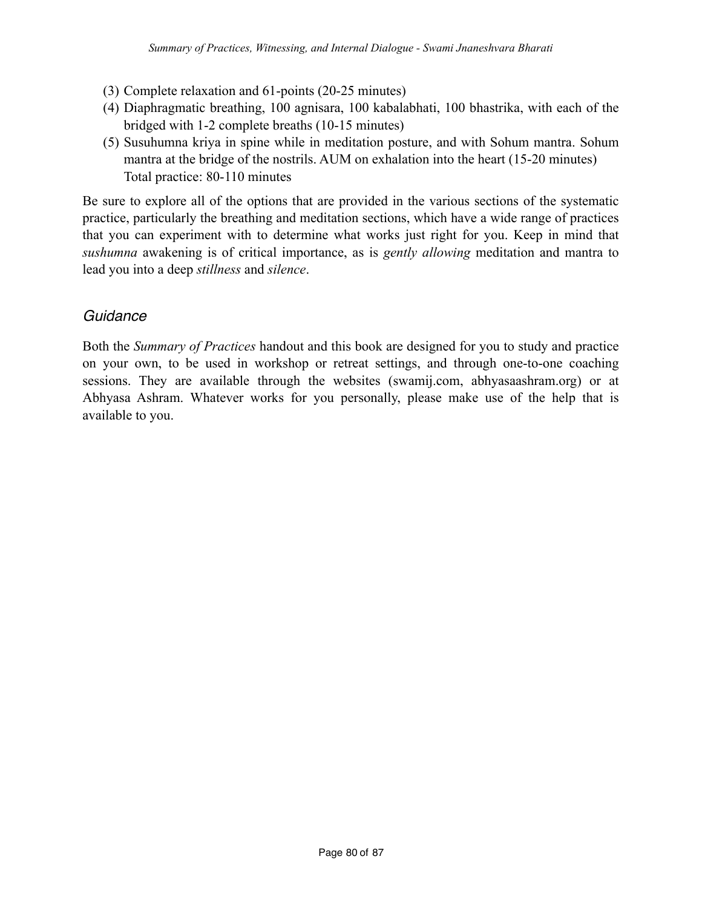(3) Complete relaxation and 61-points (20-25 minutes)
(4) Diaphragmatic breathing, 100 agnisara, 100 kabalabhati, 100 bhastrika, with each of the bridged with 1-2 complete breaths (10-15 minutes)
(5) Susuhumna kriya in spine while in meditation posture, and with Sohum mantra. Sohum mantra at the bridge of the nostrils. AUM on exhalation into the heart (15-20 minutes)
Total practice: 80-110 minutes

Be sure to explore all of the options that are provided in the various sections of the systematic practice, particularly the breathing and meditation sections, which have a wide range of practices that you can experiment with to determine what works just right for you. Keep in mind that *sushumna* awakening is of critical importance, as is *gently allowing* meditation and mantra to lead you into a deep *stillness* and *silence*.

## *Guidance*

Both the *Summary of Practices* handout and this book are designed for you to study and practice on your own, to be used in workshop or retreat settings, and through one-to-one coaching sessions. They are available through the websites (swamij.com, abhyasaashram.org) or at Abhyasa Ashram. Whatever works for you personally, please make use of the help that is available to you.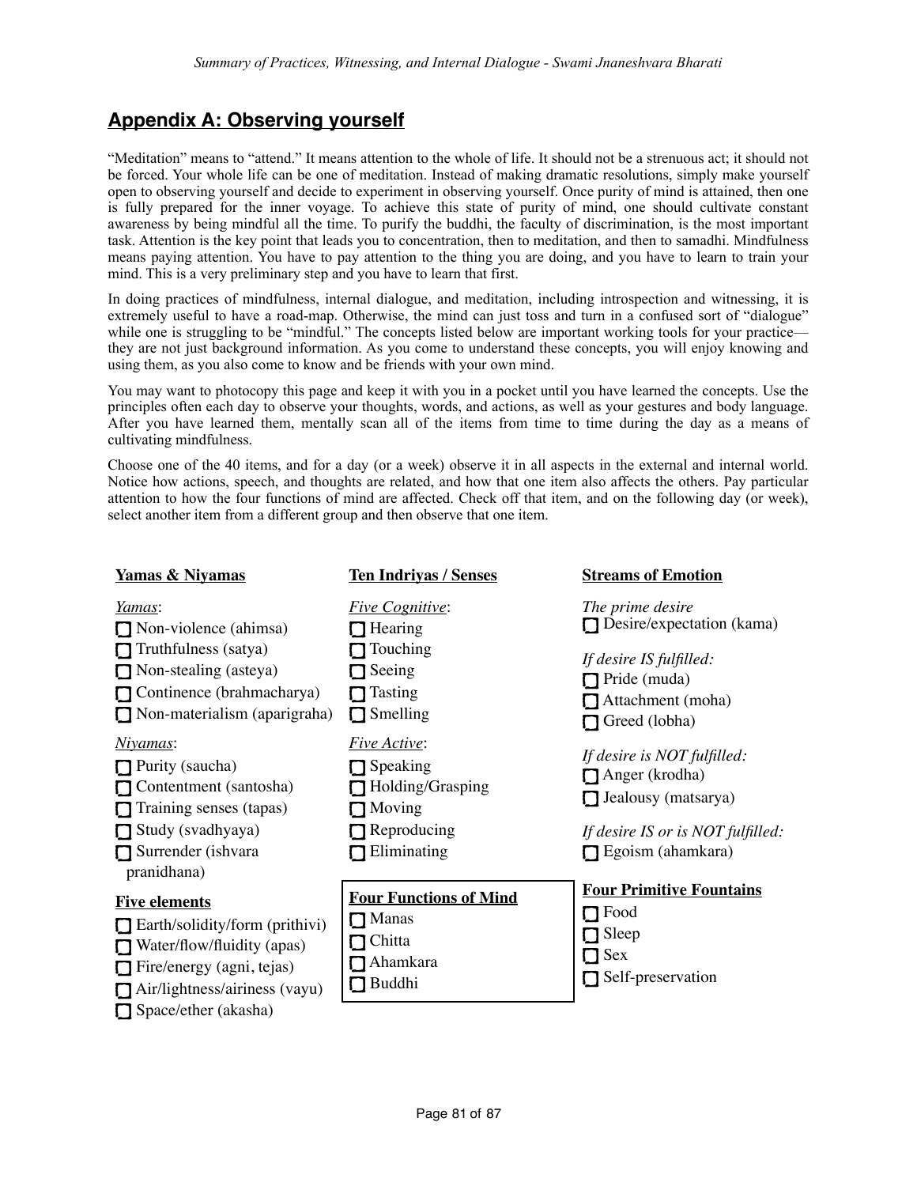## Appendix A: Observing yourself

"Meditation" means to "attend." It means attention to the whole of life. It should not be a strenuous act; it should not be forced. Your whole life can be one of meditation. Instead of making dramatic resolutions, simply make yourself open to observing yourself and decide to experiment in observing yourself. Once purity of mind is attained, then one is fully prepared for the inner voyage. To achieve this state of purity of mind, one should cultivate constant awareness by being mindful all the time. To purify the buddhi, the faculty of discrimination, is the most important task. Attention is the key point that leads you to concentration, then to meditation, and then to samadhi. Mindfulness means paying attention. You have to pay attention to the thing you are doing, and you have to learn to train your mind. This is a very preliminary step and you have to learn that first.

In doing practices of mindfulness, internal dialogue, and meditation, including introspection and witnessing, it is extremely useful to have a road-map. Otherwise, the mind can just toss and turn in a confused sort of "dialogue" while one is struggling to be "mindful." The concepts listed below are important working tools for your practice—they are not just background information. As you come to understand these concepts, you will enjoy knowing and using them, as you also come to know and be friends with your own mind.

You may want to photocopy this page and keep it with you in a pocket until you have learned the concepts. Use the principles often each day to observe your thoughts, words, and actions, as well as your gestures and body language. After you have learned them, mentally scan all of the items from time to time during the day as a means of cultivating mindfulness.

Choose one of the 40 items, and for a day (or a week) observe it in all aspects in the external and internal world. Notice how actions, speech, and thoughts are related, and how that one item also affects the others. Pay particular attention to how the four functions of mind are affected. Check off that item, and on the following day (or week), select another item from a different group and then observe that one item.

**Yamas & Niyamas**

*Yamas*:

- ☐ Non-violence (ahimsa)
- ☐ Truthfulness (satya)
- ☐ Non-stealing (asteya)
- ☐ Continence (brahmacharya)
- ☐ Non-materialism (aparigraha)

*Niyamas*:

- ☐ Purity (saucha)
- ☐ Contentment (santosha)
- ☐ Training senses (tapas)
- ☐ Study (svadhyaya)
- ☐ Surrender (ishvara pranidhana)

**Five elements**

- ☐ Earth/solidity/form (prithivi)
- ☐ Water/flow/fluidity (apas)
- ☐ Fire/energy (agni, tejas)
- ☐ Air/lightness/airiness (vayu)
- ☐ Space/ether (akasha)

**Ten Indriyas / Senses**

*Five Cognitive*:

- ☐ Hearing
- ☐ Touching
- ☐ Seeing
- ☐ Tasting
- ☐ Smelling

*Five Active*:

- ☐ Speaking
- ☐ Holding/Grasping
- ☐ Moving
- ☐ Reproducing
- ☐ Eliminating

**Four Functions of Mind**

- ☐ Manas
- ☐ Chitta
- ☐ Ahamkara
- ☐ Buddhi

**Streams of Emotion**

*The prime desire*

- ☐ Desire/expectation (kama)

*If desire IS fulfilled:*

- ☐ Pride (muda)
- ☐ Attachment (moha)
- ☐ Greed (lobha)

*If desire is NOT fulfilled:*

- ☐ Anger (krodha)
- ☐ Jealousy (matsarya)

*If desire IS or is NOT fulfilled:*

- ☐ Egoism (ahamkara)

**Four Primitive Fountains**

- ☐ Food
- ☐ Sleep
- ☐ Sex
- ☐ Self-preservation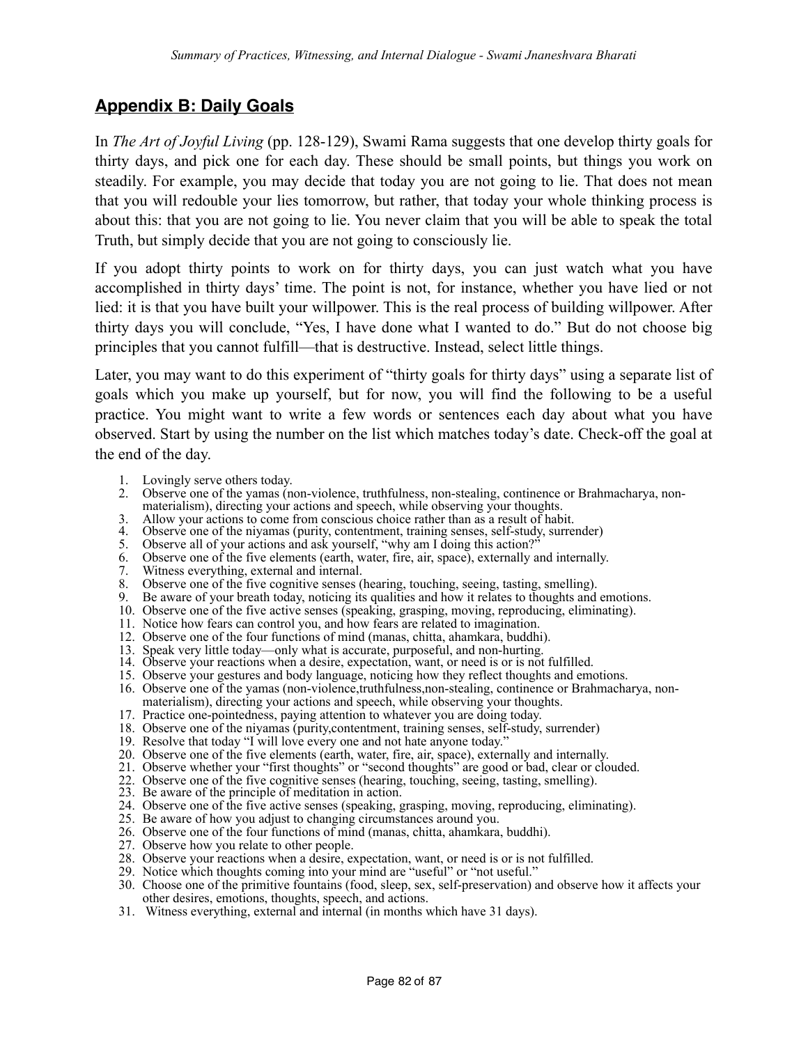## Appendix B: Daily Goals

In *The Art of Joyful Living* (pp. 128-129), Swami Rama suggests that one develop thirty goals for thirty days, and pick one for each day. These should be small points, but things you work on steadily. For example, you may decide that today you are not going to lie. That does not mean that you will redouble your lies tomorrow, but rather, that today your whole thinking process is about this: that you are not going to lie. You never claim that you will be able to speak the total Truth, but simply decide that you are not going to consciously lie.

If you adopt thirty points to work on for thirty days, you can just watch what you have accomplished in thirty days' time. The point is not, for instance, whether you have lied or not lied: it is that you have built your willpower. This is the real process of building willpower. After thirty days you will conclude, "Yes, I have done what I wanted to do." But do not choose big principles that you cannot fulfill—that is destructive. Instead, select little things.

Later, you may want to do this experiment of "thirty goals for thirty days" using a separate list of goals which you make up yourself, but for now, you will find the following to be a useful practice. You might want to write a few words or sentences each day about what you have observed. Start by using the number on the list which matches today's date. Check-off the goal at the end of the day.

1. Lovingly serve others today.
2. Observe one of the yamas (non-violence, truthfulness, non-stealing, continence or Brahmacharya, non-materialism), directing your actions and speech, while observing your thoughts.
3. Allow your actions to come from conscious choice rather than as a result of habit.
4. Observe one of the niyamas (purity, contentment, training senses, self-study, surrender)
5. Observe all of your actions and ask yourself, "why am I doing this action?"
6. Observe one of the five elements (earth, water, fire, air, space), externally and internally.
7. Witness everything, external and internal.
8. Observe one of the five cognitive senses (hearing, touching, seeing, tasting, smelling).
9. Be aware of your breath today, noticing its qualities and how it relates to thoughts and emotions.
10. Observe one of the five active senses (speaking, grasping, moving, reproducing, eliminating).
11. Notice how fears can control you, and how fears are related to imagination.
12. Observe one of the four functions of mind (manas, chitta, ahamkara, buddhi).
13. Speak very little today—only what is accurate, purposeful, and non-hurting.
14. Observe your reactions when a desire, expectation, want, or need is or is not fulfilled.
15. Observe your gestures and body language, noticing how they reflect thoughts and emotions.
16. Observe one of the yamas (non-violence,truthfulness,non-stealing, continence or Brahmacharya, non-materialism), directing your actions and speech, while observing your thoughts.
17. Practice one-pointedness, paying attention to whatever you are doing today.
18. Observe one of the niyamas (purity,contentment, training senses, self-study, surrender)
19. Resolve that today "I will love every one and not hate anyone today."
20. Observe one of the five elements (earth, water, fire, air, space), externally and internally.
21. Observe whether your "first thoughts" or "second thoughts" are good or bad, clear or clouded.
22. Observe one of the five cognitive senses (hearing, touching, seeing, tasting, smelling).
23. Be aware of the principle of meditation in action.
24. Observe one of the five active senses (speaking, grasping, moving, reproducing, eliminating).
25. Be aware of how you adjust to changing circumstances around you.
26. Observe one of the four functions of mind (manas, chitta, ahamkara, buddhi).
27. Observe how you relate to other people.
28. Observe your reactions when a desire, expectation, want, or need is or is not fulfilled.
29. Notice which thoughts coming into your mind are "useful" or "not useful."
30. Choose one of the primitive fountains (food, sleep, sex, self-preservation) and observe how it affects your other desires, emotions, thoughts, speech, and actions.
31. Witness everything, external and internal (in months which have 31 days).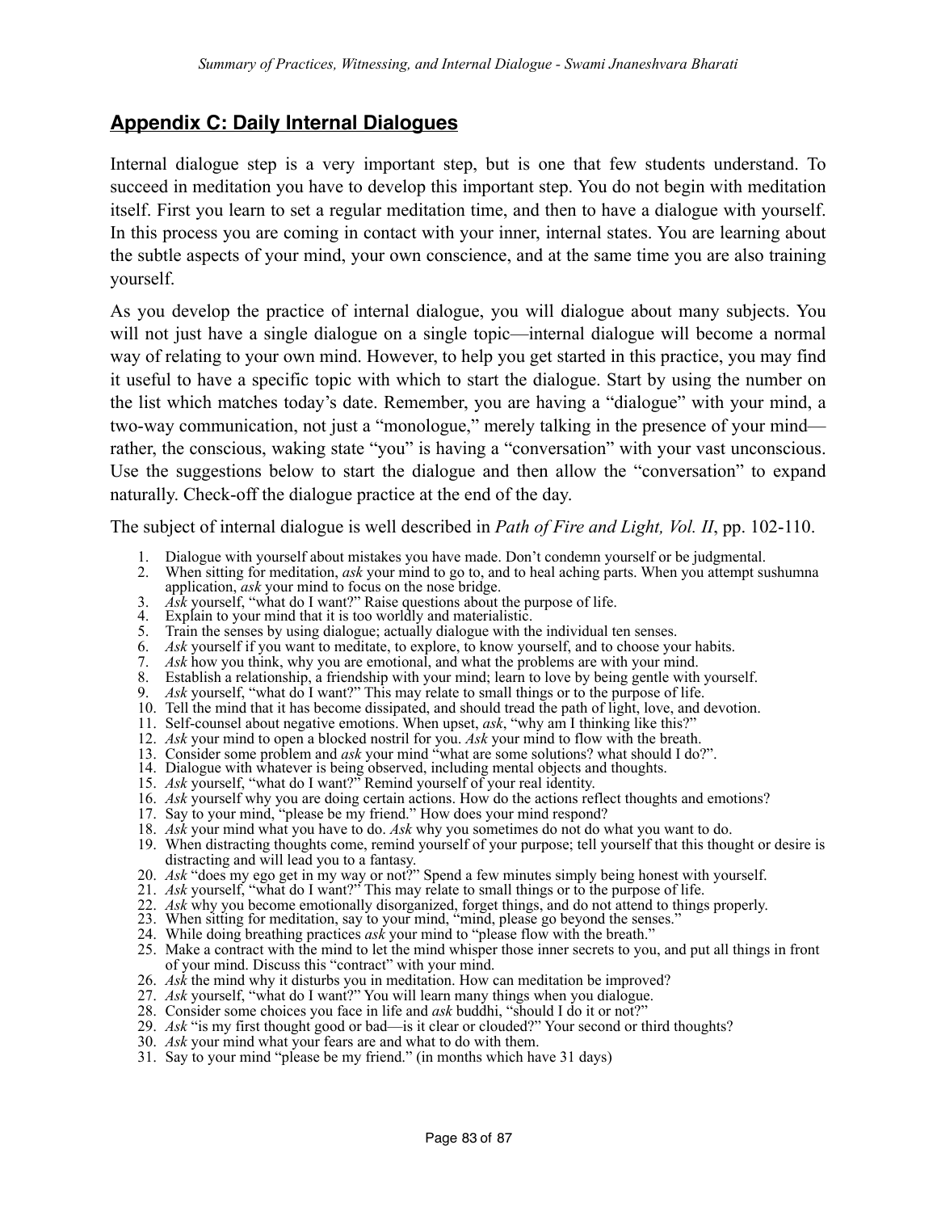## Appendix C: Daily Internal Dialogues

Internal dialogue step is a very important step, but is one that few students understand. To succeed in meditation you have to develop this important step. You do not begin with meditation itself. First you learn to set a regular meditation time, and then to have a dialogue with yourself. In this process you are coming in contact with your inner, internal states. You are learning about the subtle aspects of your mind, your own conscience, and at the same time you are also training yourself.

As you develop the practice of internal dialogue, you will dialogue about many subjects. You will not just have a single dialogue on a single topic—internal dialogue will become a normal way of relating to your own mind. However, to help you get started in this practice, you may find it useful to have a specific topic with which to start the dialogue. Start by using the number on the list which matches today's date. Remember, you are having a "dialogue" with your mind, a two-way communication, not just a "monologue," merely talking in the presence of your mind—rather, the conscious, waking state "you" is having a "conversation" with your vast unconscious. Use the suggestions below to start the dialogue and then allow the "conversation" to expand naturally. Check-off the dialogue practice at the end of the day.

The subject of internal dialogue is well described in *Path of Fire and Light, Vol. II*, pp. 102-110.

1. Dialogue with yourself about mistakes you have made. Don't condemn yourself or be judgmental.
2. When sitting for meditation, *ask* your mind to go to, and to heal aching parts. When you attempt sushumna application, *ask* your mind to focus on the nose bridge.
3. *Ask* yourself, "what do I want?" Raise questions about the purpose of life.
4. Explain to your mind that it is too worldly and materialistic.
5. Train the senses by using dialogue; actually dialogue with the individual ten senses.
6. *Ask* yourself if you want to meditate, to explore, to know yourself, and to choose your habits.
7. *Ask* how you think, why you are emotional, and what the problems are with your mind.
8. Establish a relationship, a friendship with your mind; learn to love by being gentle with yourself.
9. *Ask* yourself, "what do I want?" This may relate to small things or to the purpose of life.
10. Tell the mind that it has become dissipated, and should tread the path of light, love, and devotion.
11. Self-counsel about negative emotions. When upset, *ask*, "why am I thinking like this?"
12. *Ask* your mind to open a blocked nostril for you. *Ask* your mind to flow with the breath.
13. Consider some problem and *ask* your mind "what are some solutions? what should I do?".
14. Dialogue with whatever is being observed, including mental objects and thoughts.
15. *Ask* yourself, "what do I want?" Remind yourself of your real identity.
16. *Ask* yourself why you are doing certain actions. How do the actions reflect thoughts and emotions?
17. Say to your mind, "please be my friend." How does your mind respond?
18. *Ask* your mind what you have to do. *Ask* why you sometimes do not do what you want to do.
19. When distracting thoughts come, remind yourself of your purpose; tell yourself that this thought or desire is distracting and will lead you to a fantasy.
20. *Ask* "does my ego get in my way or not?" Spend a few minutes simply being honest with yourself.
21. *Ask* yourself, "what do I want?" This may relate to small things or to the purpose of life.
22. *Ask* why you become emotionally disorganized, forget things, and do not attend to things properly.
23. When sitting for meditation, say to your mind, "mind, please go beyond the senses."
24. While doing breathing practices *ask* your mind to "please flow with the breath."
25. Make a contract with the mind to let the mind whisper those inner secrets to you, and put all things in front of your mind. Discuss this "contract" with your mind.
26. *Ask* the mind why it disturbs you in meditation. How can meditation be improved?
27. *Ask* yourself, "what do I want?" You will learn many things when you dialogue.
28. Consider some choices you face in life and *ask* buddhi, "should I do it or not?"
29. *Ask* "is my first thought good or bad—is it clear or clouded?" Your second or third thoughts?
30. *Ask* your mind what your fears are and what to do with them.
31. Say to your mind "please be my friend." (in months which have 31 days)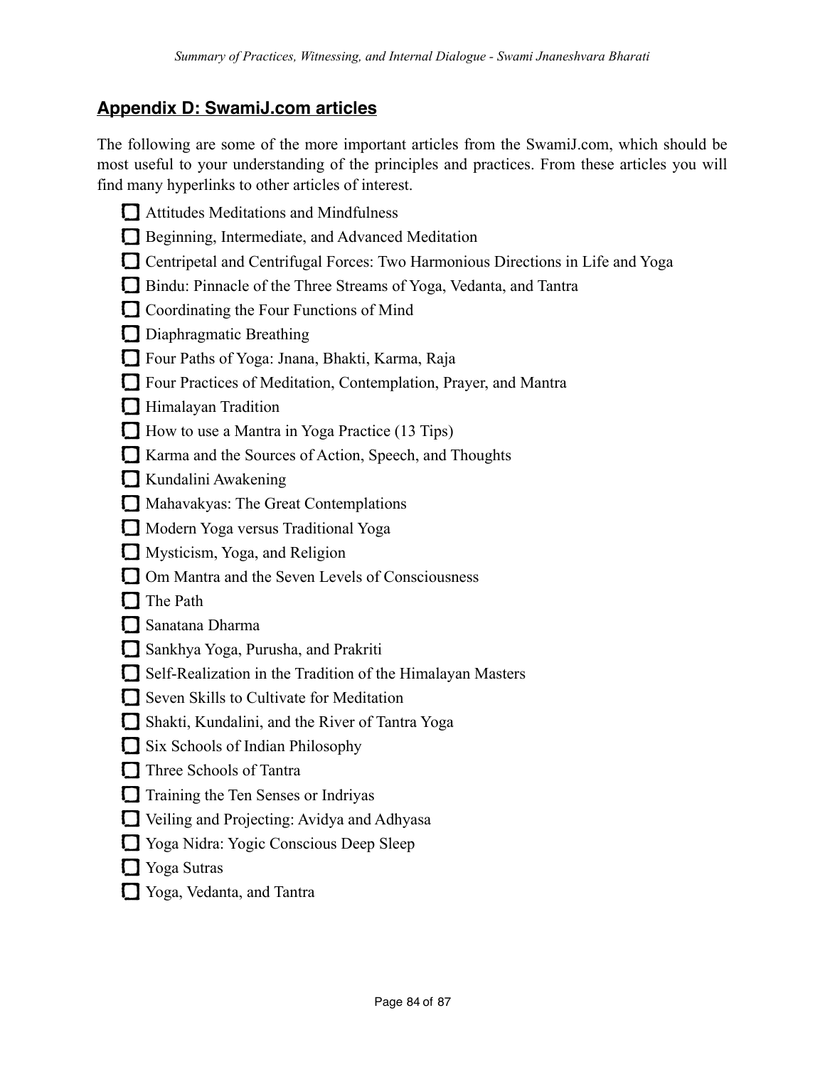## Appendix D: SwamiJ.com articles

The following are some of the more important articles from the SwamiJ.com, which should be most useful to your understanding of the principles and practices. From these articles you will find many hyperlinks to other articles of interest.

- [ ] Attitudes Meditations and Mindfulness
- [ ] Beginning, Intermediate, and Advanced Meditation
- [ ] Centripetal and Centrifugal Forces: Two Harmonious Directions in Life and Yoga
- [ ] Bindu: Pinnacle of the Three Streams of Yoga, Vedanta, and Tantra
- [ ] Coordinating the Four Functions of Mind
- [ ] Diaphragmatic Breathing
- [ ] Four Paths of Yoga: Jnana, Bhakti, Karma, Raja
- [ ] Four Practices of Meditation, Contemplation, Prayer, and Mantra
- [ ] Himalayan Tradition
- [ ] How to use a Mantra in Yoga Practice (13 Tips)
- [ ] Karma and the Sources of Action, Speech, and Thoughts
- [ ] Kundalini Awakening
- [ ] Mahavakyas: The Great Contemplations
- [ ] Modern Yoga versus Traditional Yoga
- [ ] Mysticism, Yoga, and Religion
- [ ] Om Mantra and the Seven Levels of Consciousness
- [ ] The Path
- [ ] Sanatana Dharma
- [ ] Sankhya Yoga, Purusha, and Prakriti
- [ ] Self-Realization in the Tradition of the Himalayan Masters
- [ ] Seven Skills to Cultivate for Meditation
- [ ] Shakti, Kundalini, and the River of Tantra Yoga
- [ ] Six Schools of Indian Philosophy
- [ ] Three Schools of Tantra
- [ ] Training the Ten Senses or Indriyas
- [ ] Veiling and Projecting: Avidya and Adhyasa
- [ ] Yoga Nidra: Yogic Conscious Deep Sleep
- [ ] Yoga Sutras
- [ ] Yoga, Vedanta, and Tantra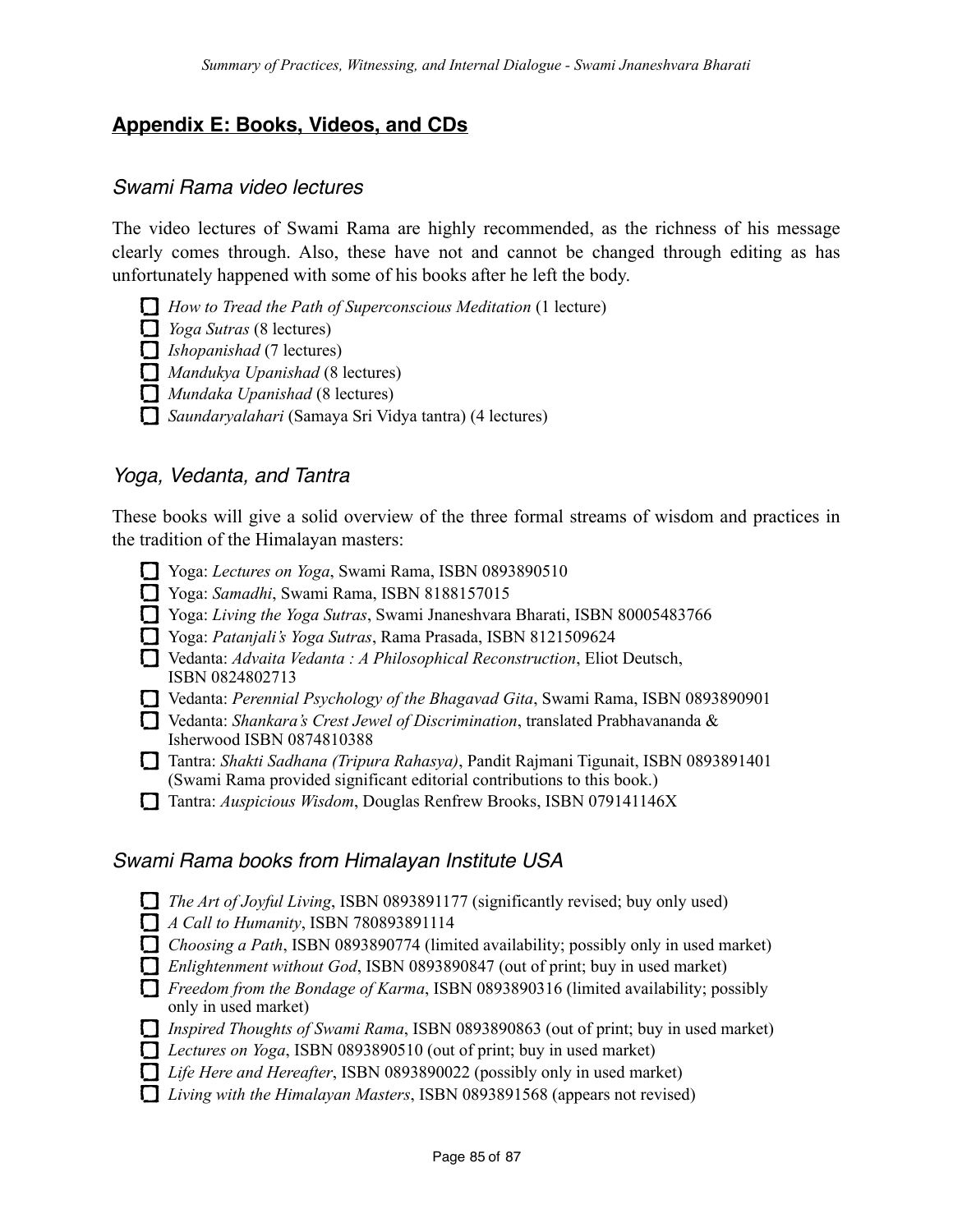## Appendix E: Books, Videos, and CDs

### *Swami Rama video lectures*

The video lectures of Swami Rama are highly recommended, as the richness of his message clearly comes through. Also, these have not and cannot be changed through editing as has unfortunately happened with some of his books after he left the body.

- [ ] *How to Tread the Path of Superconscious Meditation* (1 lecture)
- [ ] *Yoga Sutras* (8 lectures)
- [ ] *Ishopanishad* (7 lectures)
- [ ] *Mandukya Upanishad* (8 lectures)
- [ ] *Mundaka Upanishad* (8 lectures)
- [ ] *Saundaryalahari* (Samaya Sri Vidya tantra) (4 lectures)

### *Yoga, Vedanta, and Tantra*

These books will give a solid overview of the three formal streams of wisdom and practices in the tradition of the Himalayan masters:

- [ ] Yoga: *Lectures on Yoga*, Swami Rama, ISBN 0893890510
- [ ] Yoga: *Samadhi*, Swami Rama, ISBN 8188157015
- [ ] Yoga: *Living the Yoga Sutras*, Swami Jnaneshvara Bharati, ISBN 80005483766
- [ ] Yoga: *Patanjali's Yoga Sutras*, Rama Prasada, ISBN 8121509624
- [ ] Vedanta: *Advaita Vedanta : A Philosophical Reconstruction*, Eliot Deutsch, ISBN 0824802713
- [ ] Vedanta: *Perennial Psychology of the Bhagavad Gita*, Swami Rama, ISBN 0893890901
- [ ] Vedanta: *Shankara's Crest Jewel of Discrimination*, translated Prabhavananda & Isherwood ISBN 0874810388
- [ ] Tantra: *Shakti Sadhana (Tripura Rahasya)*, Pandit Rajmani Tigunait, ISBN 0893891401 (Swami Rama provided significant editorial contributions to this book.)
- [ ] Tantra: *Auspicious Wisdom*, Douglas Renfrew Brooks, ISBN 079141146X

### *Swami Rama books from Himalayan Institute USA*

- [ ] *The Art of Joyful Living*, ISBN 0893891177 (significantly revised; buy only used)
- [ ] *A Call to Humanity*, ISBN 780893891114
- [ ] *Choosing a Path*, ISBN 0893890774 (limited availability; possibly only in used market)
- [ ] *Enlightenment without God*, ISBN 0893890847 (out of print; buy in used market)
- [ ] *Freedom from the Bondage of Karma*, ISBN 0893890316 (limited availability; possibly only in used market)
- [ ] *Inspired Thoughts of Swami Rama*, ISBN 0893890863 (out of print; buy in used market)
- [ ] *Lectures on Yoga*, ISBN 0893890510 (out of print; buy in used market)
- [ ] *Life Here and Hereafter*, ISBN 0893890022 (possibly only in used market)
- [ ] *Living with the Himalayan Masters*, ISBN 0893891568 (appears not revised)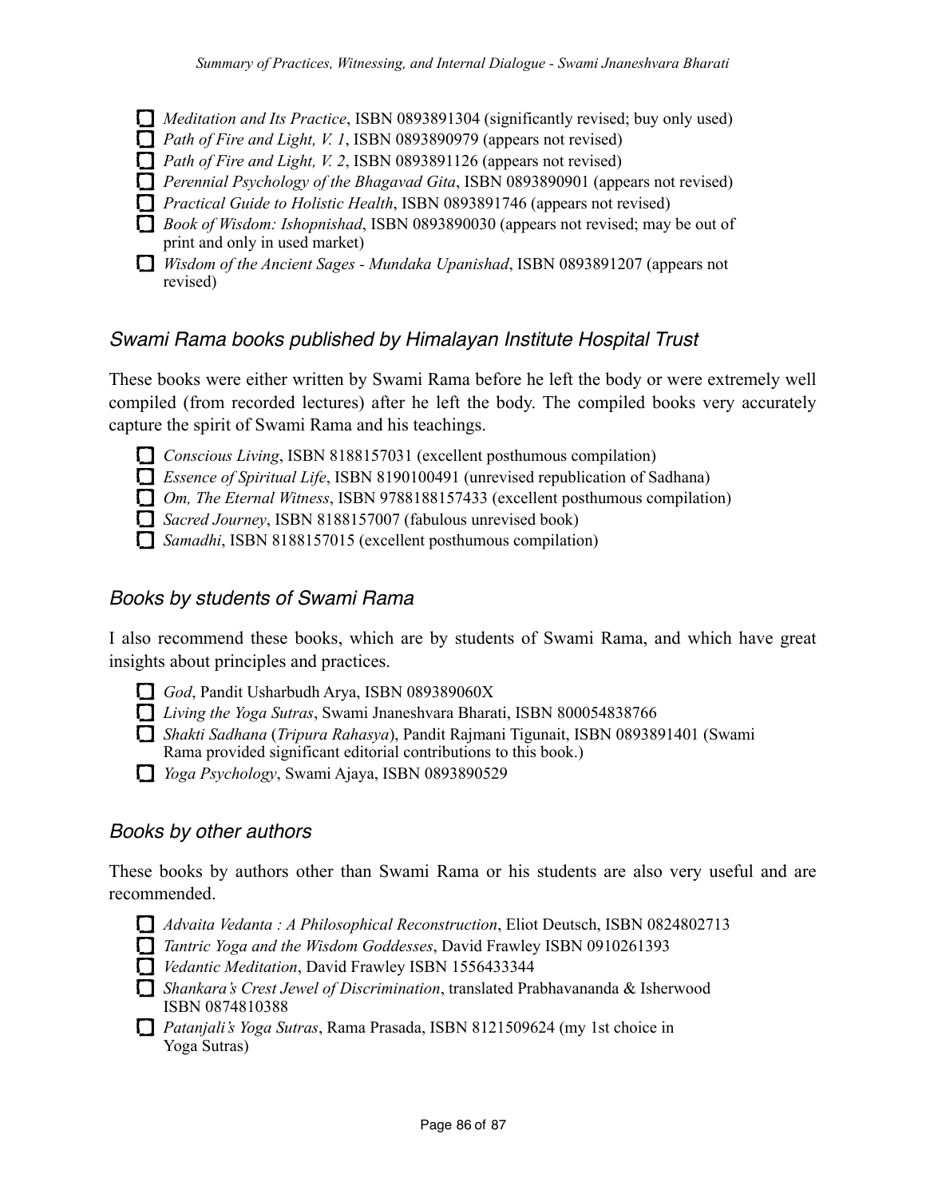- [ ] *Meditation and Its Practice*, ISBN 0893891304 (significantly revised; buy only used)
- [ ] *Path of Fire and Light, V. 1*, ISBN 0893890979 (appears not revised)
- [ ] *Path of Fire and Light, V. 2*, ISBN 0893891126 (appears not revised)
- [ ] *Perennial Psychology of the Bhagavad Gita*, ISBN 0893890901 (appears not revised)
- [ ] *Practical Guide to Holistic Health*, ISBN 0893891746 (appears not revised)
- [ ] *Book of Wisdom: Ishopnishad*, ISBN 0893890030 (appears not revised; may be out of print and only in used market)
- [ ] *Wisdom of the Ancient Sages - Mundaka Upanishad*, ISBN 0893891207 (appears not revised)

### *Swami Rama books published by Himalayan Institute Hospital Trust*

These books were either written by Swami Rama before he left the body or were extremely well compiled (from recorded lectures) after he left the body. The compiled books very accurately capture the spirit of Swami Rama and his teachings.

- [ ] *Conscious Living*, ISBN 8188157031 (excellent posthumous compilation)
- [ ] *Essence of Spiritual Life*, ISBN 8190100491 (unrevised republication of Sadhana)
- [ ] *Om, The Eternal Witness*, ISBN 9788188157433 (excellent posthumous compilation)
- [ ] *Sacred Journey*, ISBN 8188157007 (fabulous unrevised book)
- [ ] *Samadhi*, ISBN 8188157015 (excellent posthumous compilation)

### *Books by students of Swami Rama*

I also recommend these books, which are by students of Swami Rama, and which have great insights about principles and practices.

- [ ] *God*, Pandit Usharbudh Arya, ISBN 089389060X
- [ ] *Living the Yoga Sutras*, Swami Jnaneshvara Bharati, ISBN 800054838766
- [ ] *Shakti Sadhana* (*Tripura Rahasya*), Pandit Rajmani Tigunait, ISBN 0893891401 (Swami Rama provided significant editorial contributions to this book.)
- [ ] *Yoga Psychology*, Swami Ajaya, ISBN 0893890529

### *Books by other authors*

These books by authors other than Swami Rama or his students are also very useful and are recommended.

- [ ] *Advaita Vedanta : A Philosophical Reconstruction*, Eliot Deutsch, ISBN 0824802713
- [ ] *Tantric Yoga and the Wisdom Goddesses*, David Frawley ISBN 0910261393
- [ ] *Vedantic Meditation*, David Frawley ISBN 1556433344
- [ ] *Shankara's Crest Jewel of Discrimination*, translated Prabhavananda & Isherwood ISBN 0874810388
- [ ] *Patanjali's Yoga Sutras*, Rama Prasada, ISBN 8121509624 (my 1st choice in Yoga Sutras)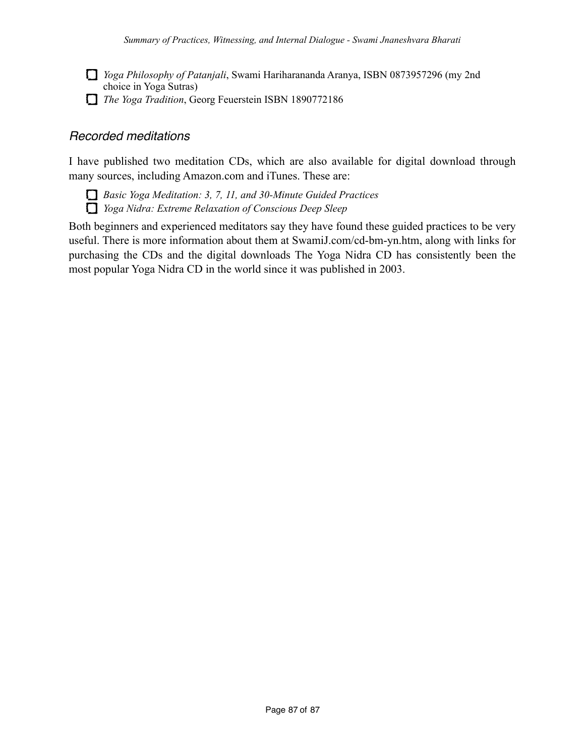- *Yoga Philosophy of Patanjali*, Swami Hariharananda Aranya, ISBN 0873957296 (my 2nd choice in Yoga Sutras)
- *The Yoga Tradition*, Georg Feuerstein ISBN 1890772186

### *Recorded meditations*

I have published two meditation CDs, which are also available for digital download through many sources, including Amazon.com and iTunes. These are:

- *Basic Yoga Meditation: 3, 7, 11, and 30-Minute Guided Practices*
- *Yoga Nidra: Extreme Relaxation of Conscious Deep Sleep*

Both beginners and experienced meditators say they have found these guided practices to be very useful. There is more information about them at SwamiJ.com/cd-bm-yn.htm, along with links for purchasing the CDs and the digital downloads The Yoga Nidra CD has consistently been the most popular Yoga Nidra CD in the world since it was published in 2003.